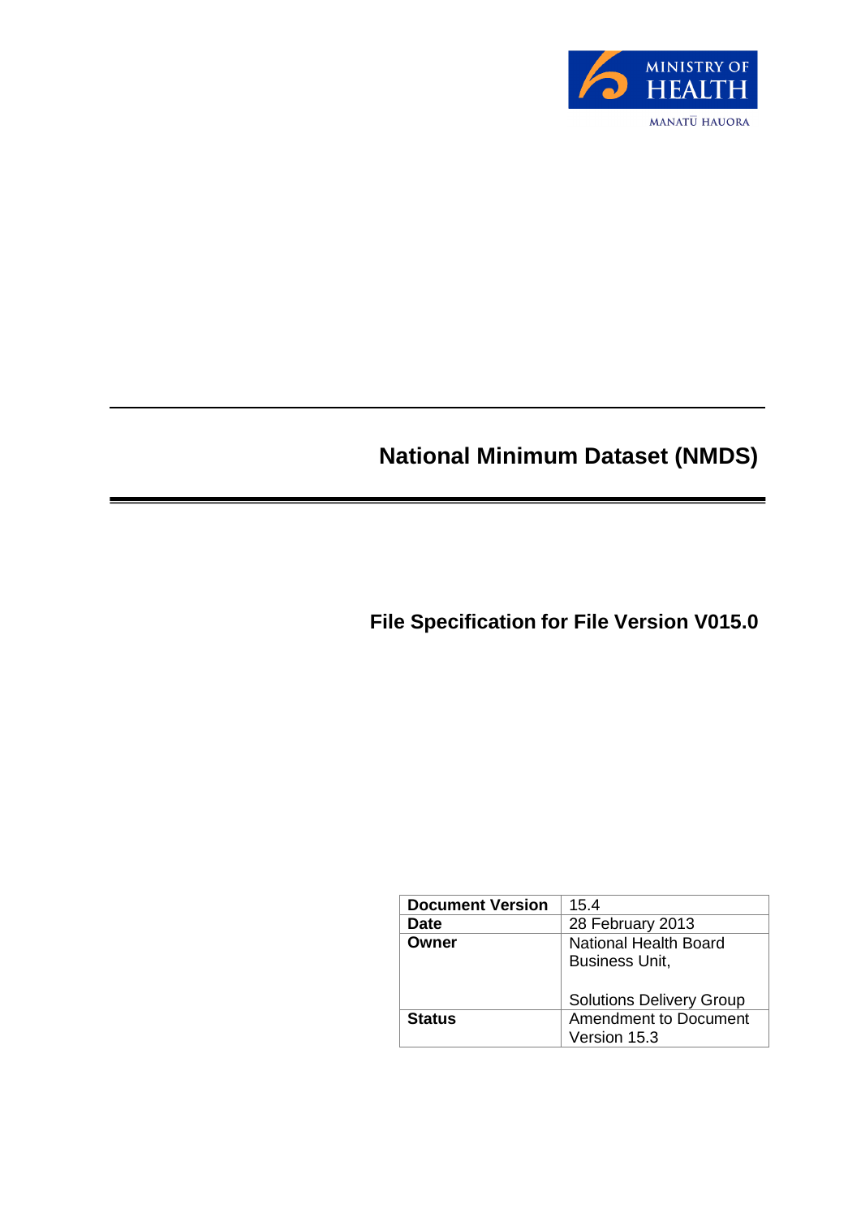MINISTRY OF HEALTH

MANATŪ HAUORA

# National Minimum Dataset (NMDS)

## File Specification for File Version V015.0

| Document Version | 15.4 |
|---|---|
| Date | 28 February 2013 |
| Owner | National Health Board Business Unit,<br><br>Solutions Delivery Group |
| Status | Amendment to Document Version 15.3 |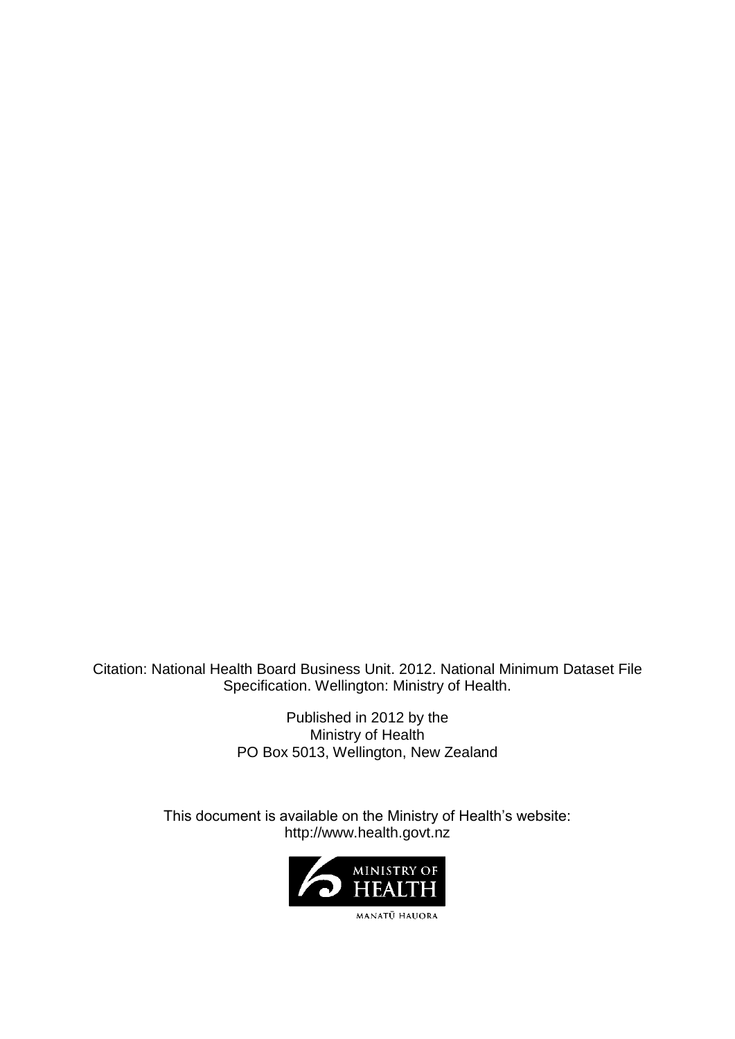Citation: National Health Board Business Unit. 2012. National Minimum Dataset File Specification. Wellington: Ministry of Health.

Published in 2012 by the
Ministry of Health
PO Box 5013, Wellington, New Zealand

This document is available on the Ministry of Health's website:
http://www.health.govt.nz

MINISTRY OF HEALTH
MANATŪ HAUORA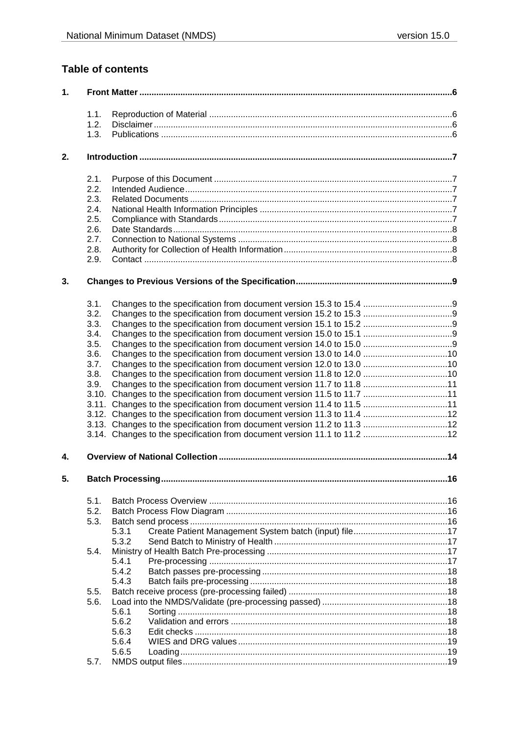## Table of contents

1. **Front Matter** ... 6
   - 1.1. Reproduction of Material ... 6
   - 1.2. Disclaimer ... 6
   - 1.3. Publications ... 6
2. **Introduction** ... 7
   - 2.1. Purpose of this Document ... 7
   - 2.2. Intended Audience ... 7
   - 2.3. Related Documents ... 7
   - 2.4. National Health Information Principles ... 7
   - 2.5. Compliance with Standards ... 7
   - 2.6. Date Standards ... 8
   - 2.7. Connection to National Systems ... 8
   - 2.8. Authority for Collection of Health Information ... 8
   - 2.9. Contact ... 8
3. **Changes to Previous Versions of the Specification** ... 9
   - 3.1. Changes to the specification from document version 15.3 to 15.4 ... 9
   - 3.2. Changes to the specification from document version 15.2 to 15.3 ... 9
   - 3.3. Changes to the specification from document version 15.1 to 15.2 ... 9
   - 3.4. Changes to the specification from document version 15.0 to 15.1 ... 9
   - 3.5. Changes to the specification from document version 14.0 to 15.0 ... 9
   - 3.6. Changes to the specification from document version 13.0 to 14.0 ... 10
   - 3.7. Changes to the specification from document version 12.0 to 13.0 ... 10
   - 3.8. Changes to the specification from document version 11.8 to 12.0 ... 10
   - 3.9. Changes to the specification from document version 11.7 to 11.8 ... 11
   - 3.10. Changes to the specification from document version 11.5 to 11.7 ... 11
   - 3.11. Changes to the specification from document version 11.4 to 11.5 ... 11
   - 3.12. Changes to the specification from document version 11.3 to 11.4 ... 12
   - 3.13. Changes to the specification from document version 11.2 to 11.3 ... 12
   - 3.14. Changes to the specification from document version 11.1 to 11.2 ... 12
4. **Overview of National Collection** ... 14
5. **Batch Processing** ... 16
   - 5.1. Batch Process Overview ... 16
   - 5.2. Batch Process Flow Diagram ... 16
   - 5.3. Batch send process ... 16
     - 5.3.1 Create Patient Management System batch (input) file ... 17
     - 5.3.2 Send Batch to Ministry of Health ... 17
   - 5.4. Ministry of Health Batch Pre-processing ... 17
     - 5.4.1 Pre-processing ... 17
     - 5.4.2 Batch passes pre-processing ... 18
     - 5.4.3 Batch fails pre-processing ... 18
   - 5.5. Batch receive process (pre-processing failed) ... 18
   - 5.6. Load into the NMDS/Validate (pre-processing passed) ... 18
     - 5.6.1 Sorting ... 18
     - 5.6.2 Validation and errors ... 18
     - 5.6.3 Edit checks ... 18
     - 5.6.4 WIES and DRG values ... 19
     - 5.6.5 Loading ... 19
   - 5.7. NMDS output files ... 19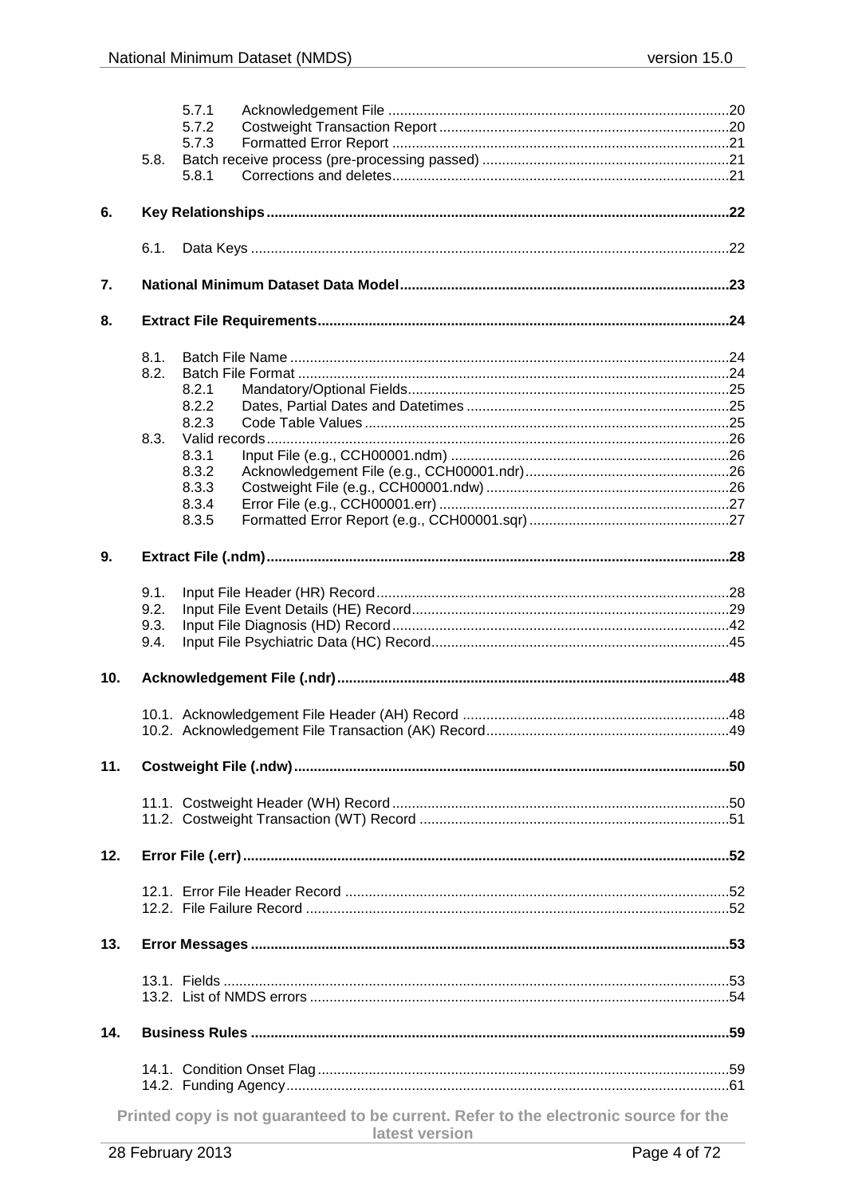- 5.7.1 Acknowledgement File .....20
- 5.7.2 Costweight Transaction Report .....20
- 5.7.3 Formatted Error Report .....21
- 5.8. Batch receive process (pre-processing passed) .....21
  - 5.8.1 Corrections and deletes .....21

**6. Key Relationships .....22**

- 6.1. Data Keys .....22

**7. National Minimum Dataset Data Model .....23**

**8. Extract File Requirements .....24**

- 8.1. Batch File Name .....24
- 8.2. Batch File Format .....24
  - 8.2.1 Mandatory/Optional Fields .....25
  - 8.2.2 Dates, Partial Dates and Datetimes .....25
  - 8.2.3 Code Table Values .....25
- 8.3. Valid records .....26
  - 8.3.1 Input File (e.g., CCH00001.ndm) .....26
  - 8.3.2 Acknowledgement File (e.g., CCH00001.ndr) .....26
  - 8.3.3 Costweight File (e.g., CCH00001.ndw) .....26
  - 8.3.4 Error File (e.g., CCH00001.err) .....27
  - 8.3.5 Formatted Error Report (e.g., CCH00001.sqr) .....27

**9. Extract File (.ndm) .....28**

- 9.1. Input File Header (HR) Record .....28
- 9.2. Input File Event Details (HE) Record .....29
- 9.3. Input File Diagnosis (HD) Record .....42
- 9.4. Input File Psychiatric Data (HC) Record .....45

**10. Acknowledgement File (.ndr) .....48**

- 10.1. Acknowledgement File Header (AH) Record .....48
- 10.2. Acknowledgement File Transaction (AK) Record .....49

**11. Costweight File (.ndw) .....50**

- 11.1. Costweight Header (WH) Record .....50
- 11.2. Costweight Transaction (WT) Record .....51

**12. Error File (.err) .....52**

- 12.1. Error File Header Record .....52
- 12.2. File Failure Record .....52

**13. Error Messages .....53**

- 13.1. Fields .....53
- 13.2. List of NMDS errors .....54

**14. Business Rules .....59**

- 14.1. Condition Onset Flag .....59
- 14.2. Funding Agency .....61

**Printed copy is not guaranteed to be current. Refer to the electronic source for the latest version**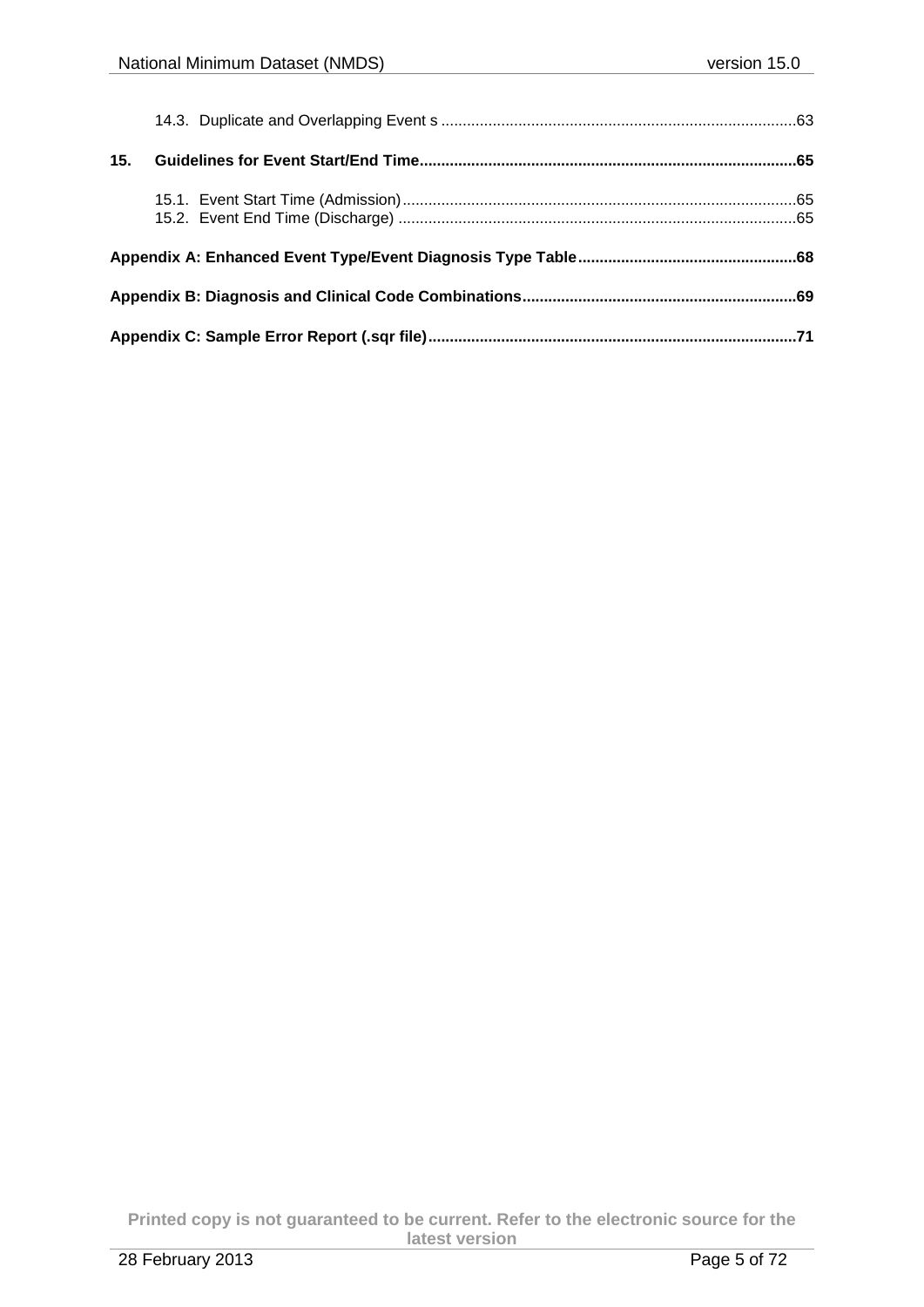14.3. Duplicate and Overlapping Event s ..................................................................................63

**15. Guidelines for Event Start/End Time.......................................................................................65**

15.1. Event Start Time (Admission)...........................................................................................65
15.2. Event End Time (Discharge) ............................................................................................65

**Appendix A: Enhanced Event Type/Event Diagnosis Type Table..................................................68**

**Appendix B: Diagnosis and Clinical Code Combinations...............................................................69**

**Appendix C: Sample Error Report (.sqr file).....................................................................................71**

**Printed copy is not guaranteed to be current. Refer to the electronic source for the latest version**

28 February 2013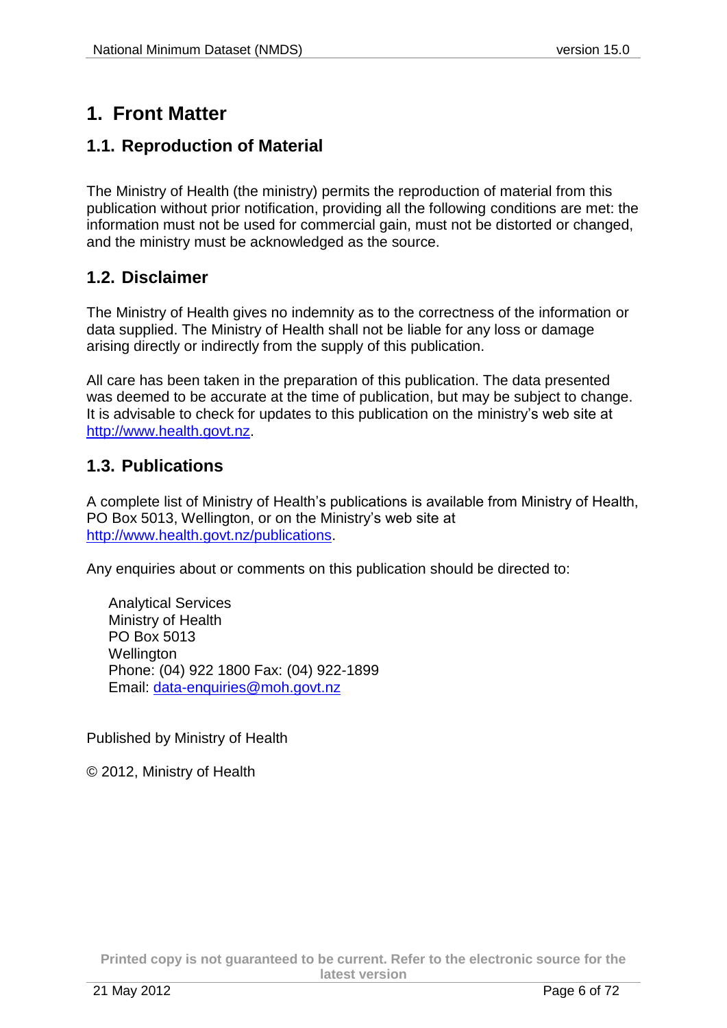# 1. Front Matter

## 1.1. Reproduction of Material

The Ministry of Health (the ministry) permits the reproduction of material from this publication without prior notification, providing all the following conditions are met: the information must not be used for commercial gain, must not be distorted or changed, and the ministry must be acknowledged as the source.

## 1.2. Disclaimer

The Ministry of Health gives no indemnity as to the correctness of the information or data supplied. The Ministry of Health shall not be liable for any loss or damage arising directly or indirectly from the supply of this publication.

All care has been taken in the preparation of this publication. The data presented was deemed to be accurate at the time of publication, but may be subject to change. It is advisable to check for updates to this publication on the ministry's web site at http://www.health.govt.nz.

## 1.3. Publications

A complete list of Ministry of Health's publications is available from Ministry of Health, PO Box 5013, Wellington, or on the Ministry's web site at http://www.health.govt.nz/publications.

Any enquiries about or comments on this publication should be directed to:

Analytical Services
Ministry of Health
PO Box 5013
Wellington
Phone: (04) 922 1800 Fax: (04) 922-1899
Email: data-enquiries@moh.govt.nz

Published by Ministry of Health

© 2012, Ministry of Health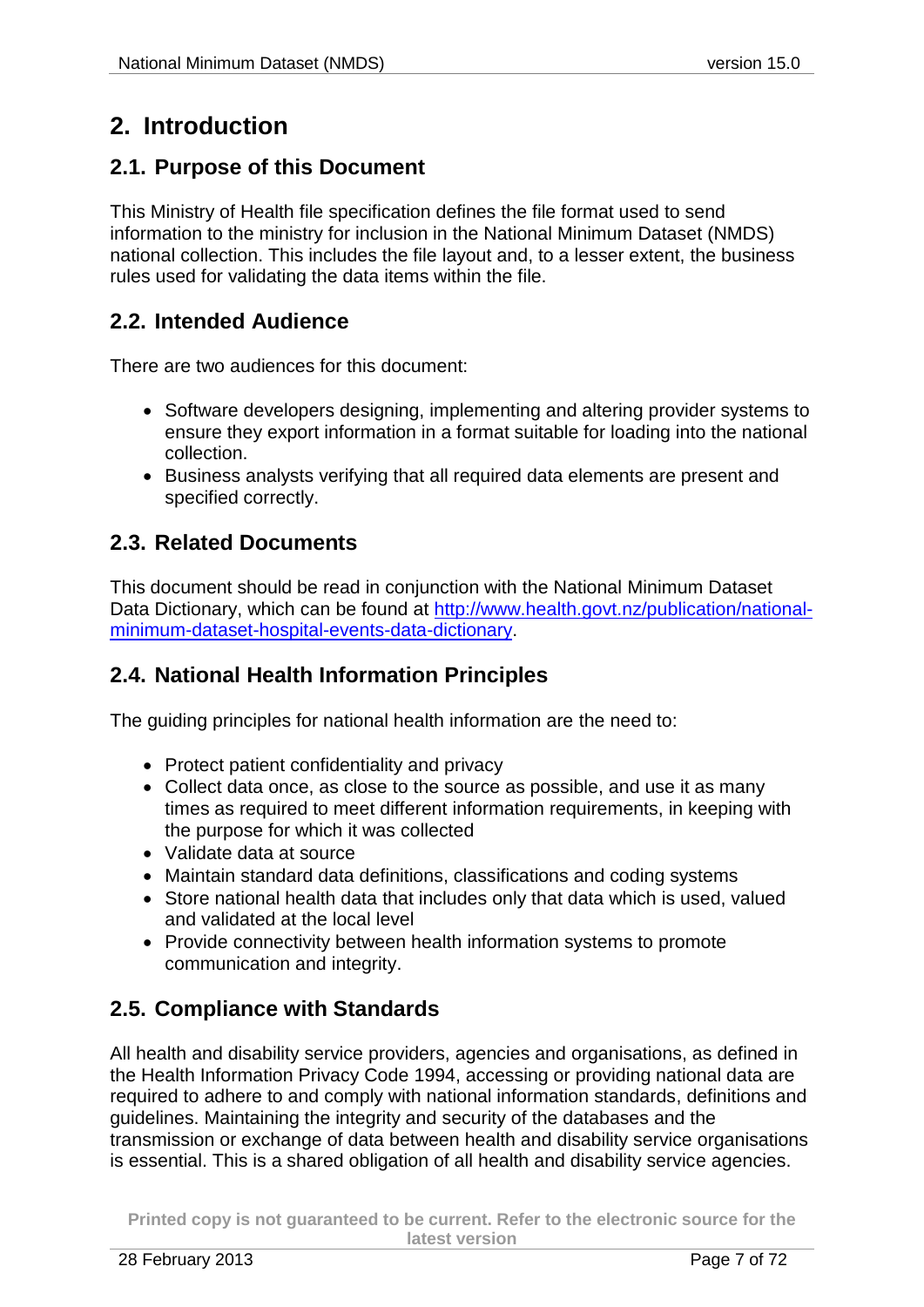# 2. Introduction

## 2.1. Purpose of this Document

This Ministry of Health file specification defines the file format used to send information to the ministry for inclusion in the National Minimum Dataset (NMDS) national collection. This includes the file layout and, to a lesser extent, the business rules used for validating the data items within the file.

## 2.2. Intended Audience

There are two audiences for this document:

- Software developers designing, implementing and altering provider systems to ensure they export information in a format suitable for loading into the national collection.
- Business analysts verifying that all required data elements are present and specified correctly.

## 2.3. Related Documents

This document should be read in conjunction with the National Minimum Dataset Data Dictionary, which can be found at [http://www.health.govt.nz/publication/national-minimum-dataset-hospital-events-data-dictionary](http://www.health.govt.nz/publication/national-minimum-dataset-hospital-events-data-dictionary).

## 2.4. National Health Information Principles

The guiding principles for national health information are the need to:

- Protect patient confidentiality and privacy
- Collect data once, as close to the source as possible, and use it as many times as required to meet different information requirements, in keeping with the purpose for which it was collected
- Validate data at source
- Maintain standard data definitions, classifications and coding systems
- Store national health data that includes only that data which is used, valued and validated at the local level
- Provide connectivity between health information systems to promote communication and integrity.

## 2.5. Compliance with Standards

All health and disability service providers, agencies and organisations, as defined in the Health Information Privacy Code 1994, accessing or providing national data are required to adhere to and comply with national information standards, definitions and guidelines. Maintaining the integrity and security of the databases and the transmission or exchange of data between health and disability service organisations is essential. This is a shared obligation of all health and disability service agencies.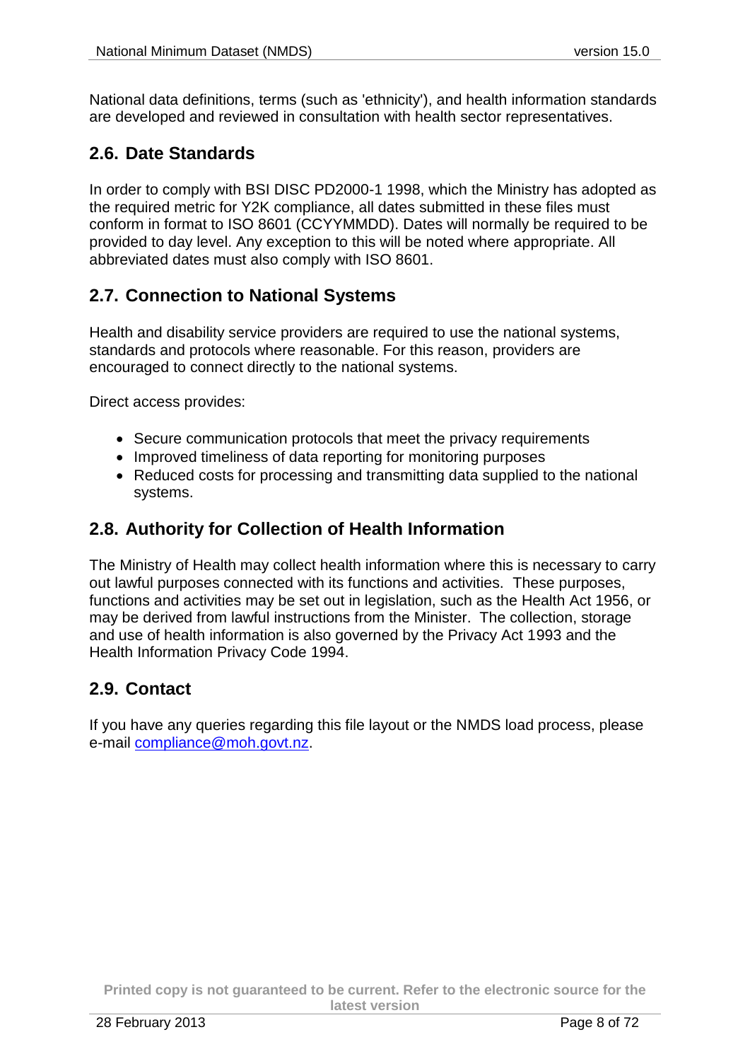National data definitions, terms (such as 'ethnicity'), and health information standards are developed and reviewed in consultation with health sector representatives.

## 2.6. Date Standards

In order to comply with BSI DISC PD2000-1 1998, which the Ministry has adopted as the required metric for Y2K compliance, all dates submitted in these files must conform in format to ISO 8601 (CCYYMMDD). Dates will normally be required to be provided to day level. Any exception to this will be noted where appropriate. All abbreviated dates must also comply with ISO 8601.

## 2.7. Connection to National Systems

Health and disability service providers are required to use the national systems, standards and protocols where reasonable. For this reason, providers are encouraged to connect directly to the national systems.

Direct access provides:

- Secure communication protocols that meet the privacy requirements
- Improved timeliness of data reporting for monitoring purposes
- Reduced costs for processing and transmitting data supplied to the national systems.

## 2.8. Authority for Collection of Health Information

The Ministry of Health may collect health information where this is necessary to carry out lawful purposes connected with its functions and activities. These purposes, functions and activities may be set out in legislation, such as the Health Act 1956, or may be derived from lawful instructions from the Minister. The collection, storage and use of health information is also governed by the Privacy Act 1993 and the Health Information Privacy Code 1994.

## 2.9. Contact

If you have any queries regarding this file layout or the NMDS load process, please e-mail [compliance@moh.govt.nz](mailto:compliance@moh.govt.nz).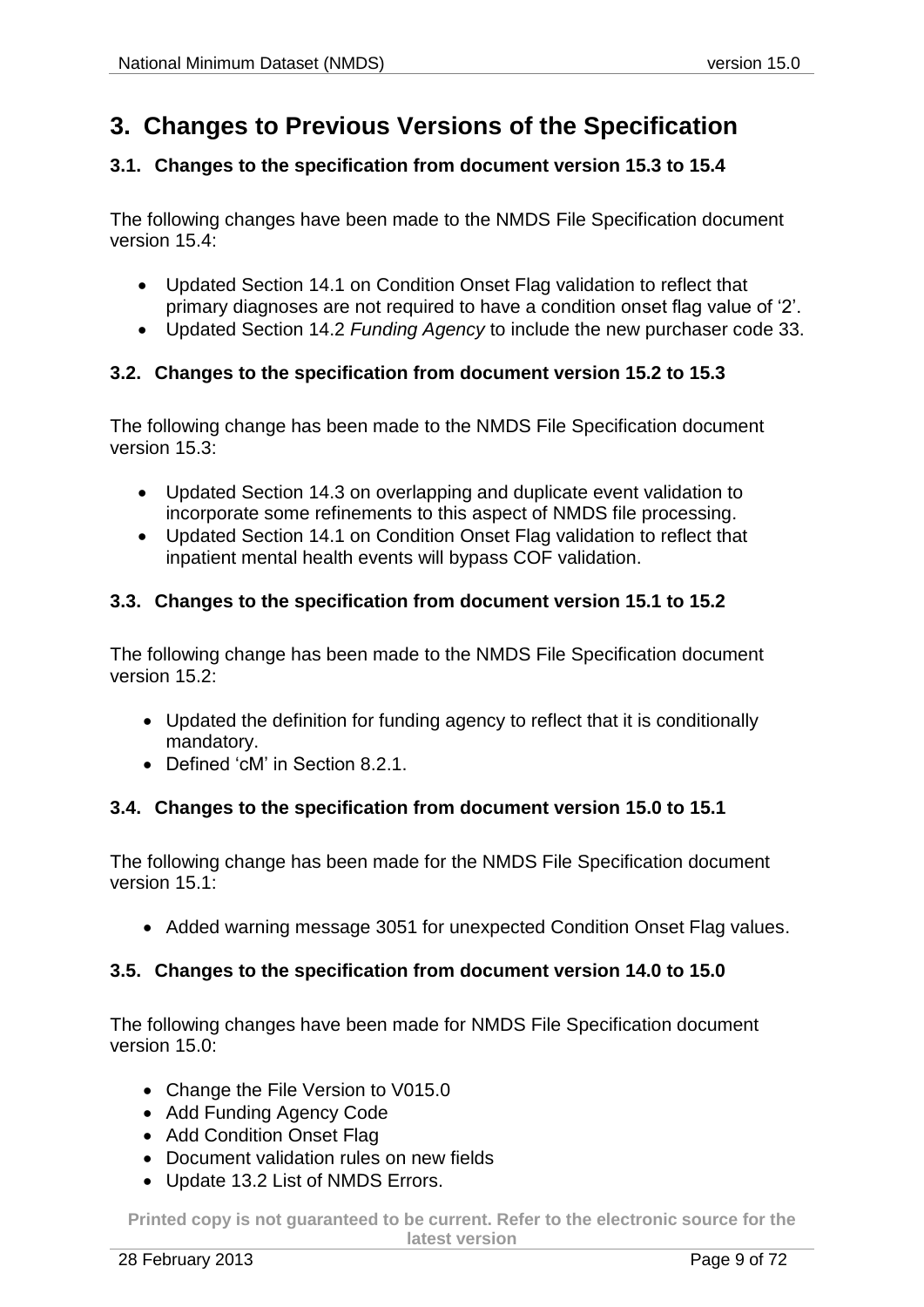# 3. Changes to Previous Versions of the Specification

## 3.1. Changes to the specification from document version 15.3 to 15.4

The following changes have been made to the NMDS File Specification document version 15.4:

- Updated Section 14.1 on Condition Onset Flag validation to reflect that primary diagnoses are not required to have a condition onset flag value of '2'.
- Updated Section 14.2 *Funding Agency* to include the new purchaser code 33.

## 3.2. Changes to the specification from document version 15.2 to 15.3

The following change has been made to the NMDS File Specification document version 15.3:

- Updated Section 14.3 on overlapping and duplicate event validation to incorporate some refinements to this aspect of NMDS file processing.
- Updated Section 14.1 on Condition Onset Flag validation to reflect that inpatient mental health events will bypass COF validation.

## 3.3. Changes to the specification from document version 15.1 to 15.2

The following change has been made to the NMDS File Specification document version 15.2:

- Updated the definition for funding agency to reflect that it is conditionally mandatory.
- Defined 'cM' in Section 8.2.1.

## 3.4. Changes to the specification from document version 15.0 to 15.1

The following change has been made for the NMDS File Specification document version 15.1:

- Added warning message 3051 for unexpected Condition Onset Flag values.

## 3.5. Changes to the specification from document version 14.0 to 15.0

The following changes have been made for NMDS File Specification document version 15.0:

- Change the File Version to V015.0
- Add Funding Agency Code
- Add Condition Onset Flag
- Document validation rules on new fields
- Update 13.2 List of NMDS Errors.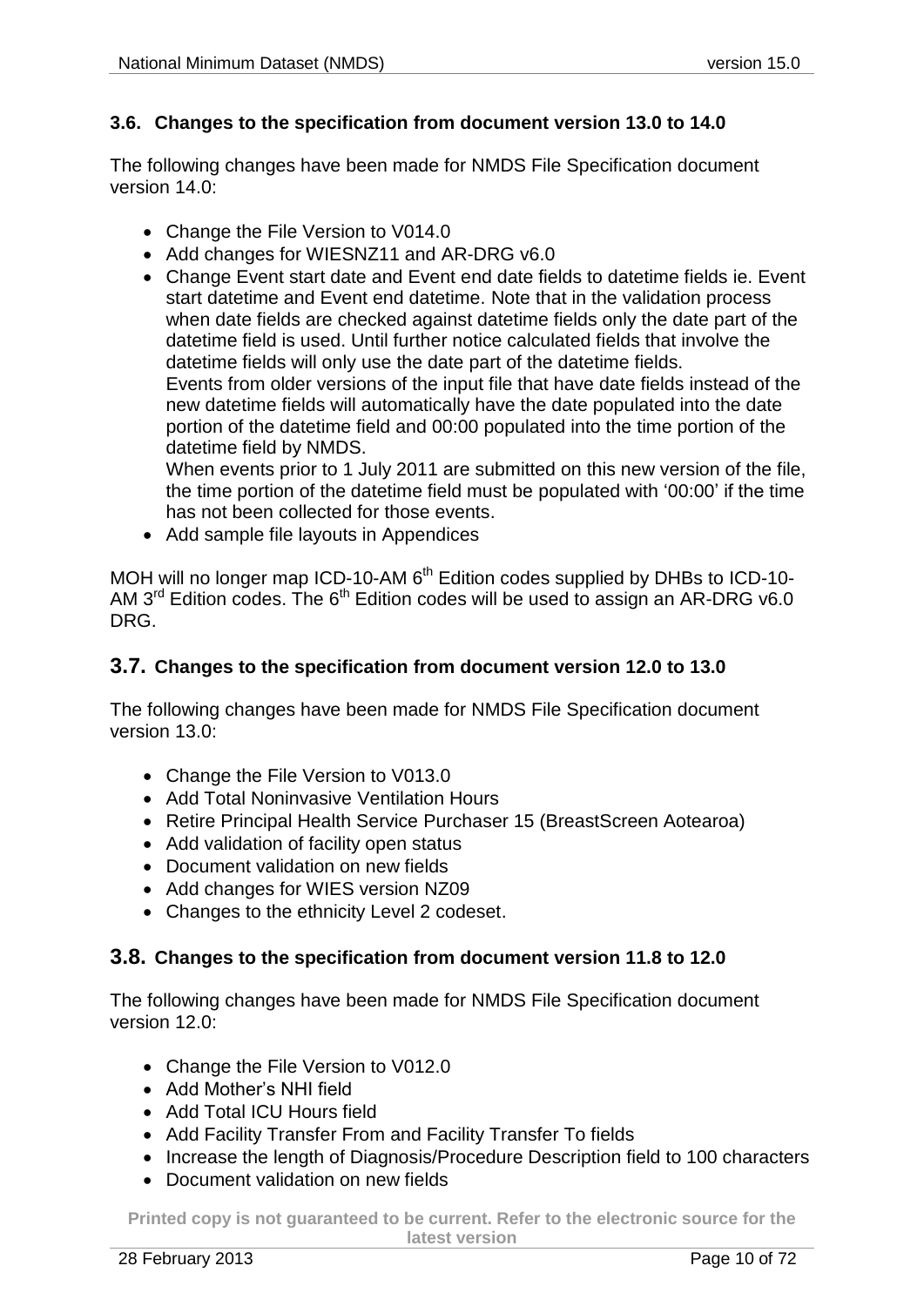### 3.6. Changes to the specification from document version 13.0 to 14.0

The following changes have been made for NMDS File Specification document version 14.0:

- Change the File Version to V014.0
- Add changes for WIESNZ11 and AR-DRG v6.0
- Change Event start date and Event end date fields to datetime fields ie. Event start datetime and Event end datetime. Note that in the validation process when date fields are checked against datetime fields only the date part of the datetime field is used. Until further notice calculated fields that involve the datetime fields will only use the date part of the datetime fields.
  Events from older versions of the input file that have date fields instead of the new datetime fields will automatically have the date populated into the date portion of the datetime field and 00:00 populated into the time portion of the datetime field by NMDS.
  When events prior to 1 July 2011 are submitted on this new version of the file, the time portion of the datetime field must be populated with '00:00' if the time has not been collected for those events.
- Add sample file layouts in Appendices

MOH will no longer map ICD-10-AM 6th Edition codes supplied by DHBs to ICD-10-AM 3rd Edition codes. The 6th Edition codes will be used to assign an AR-DRG v6.0 DRG.

### 3.7. Changes to the specification from document version 12.0 to 13.0

The following changes have been made for NMDS File Specification document version 13.0:

- Change the File Version to V013.0
- Add Total Noninvasive Ventilation Hours
- Retire Principal Health Service Purchaser 15 (BreastScreen Aotearoa)
- Add validation of facility open status
- Document validation on new fields
- Add changes for WIES version NZ09
- Changes to the ethnicity Level 2 codeset.

### 3.8. Changes to the specification from document version 11.8 to 12.0

The following changes have been made for NMDS File Specification document version 12.0:

- Change the File Version to V012.0
- Add Mother's NHI field
- Add Total ICU Hours field
- Add Facility Transfer From and Facility Transfer To fields
- Increase the length of Diagnosis/Procedure Description field to 100 characters
- Document validation on new fields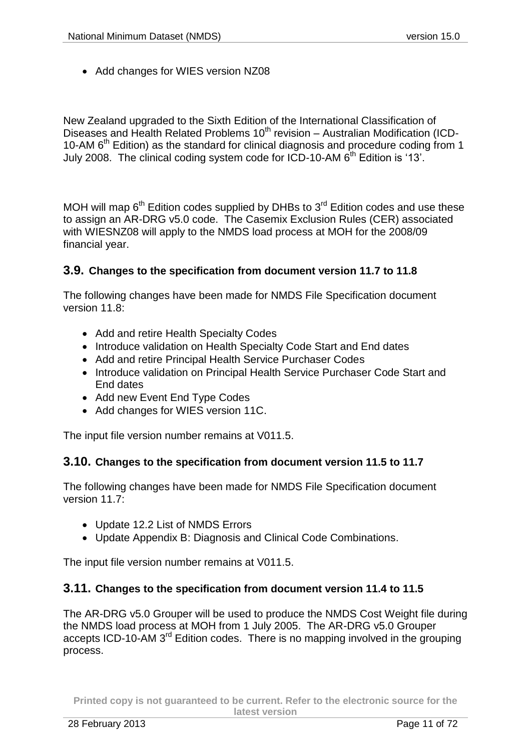- Add changes for WIES version NZ08

New Zealand upgraded to the Sixth Edition of the International Classification of Diseases and Health Related Problems 10th revision – Australian Modification (ICD-10-AM 6th Edition) as the standard for clinical diagnosis and procedure coding from 1 July 2008. The clinical coding system code for ICD-10-AM 6th Edition is '13'.

MOH will map 6th Edition codes supplied by DHBs to 3rd Edition codes and use these to assign an AR-DRG v5.0 code. The Casemix Exclusion Rules (CER) associated with WIESNZ08 will apply to the NMDS load process at MOH for the 2008/09 financial year.

## 3.9. Changes to the specification from document version 11.7 to 11.8

The following changes have been made for NMDS File Specification document version 11.8:

- Add and retire Health Specialty Codes
- Introduce validation on Health Specialty Code Start and End dates
- Add and retire Principal Health Service Purchaser Codes
- Introduce validation on Principal Health Service Purchaser Code Start and End dates
- Add new Event End Type Codes
- Add changes for WIES version 11C.

The input file version number remains at V011.5.

## 3.10. Changes to the specification from document version 11.5 to 11.7

The following changes have been made for NMDS File Specification document version 11.7:

- Update 12.2 List of NMDS Errors
- Update Appendix B: Diagnosis and Clinical Code Combinations.

The input file version number remains at V011.5.

## 3.11. Changes to the specification from document version 11.4 to 11.5

The AR-DRG v5.0 Grouper will be used to produce the NMDS Cost Weight file during the NMDS load process at MOH from 1 July 2005. The AR-DRG v5.0 Grouper accepts ICD-10-AM 3rd Edition codes. There is no mapping involved in the grouping process.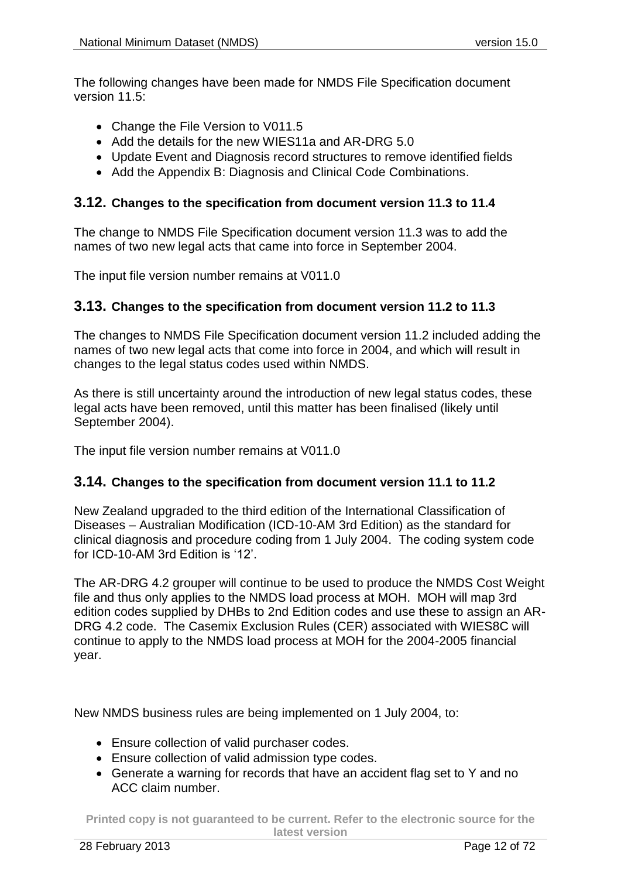The following changes have been made for NMDS File Specification document version 11.5:

- Change the File Version to V011.5
- Add the details for the new WIES11a and AR-DRG 5.0
- Update Event and Diagnosis record structures to remove identified fields
- Add the Appendix B: Diagnosis and Clinical Code Combinations.

## 3.12. Changes to the specification from document version 11.3 to 11.4

The change to NMDS File Specification document version 11.3 was to add the names of two new legal acts that came into force in September 2004.

The input file version number remains at V011.0

## 3.13. Changes to the specification from document version 11.2 to 11.3

The changes to NMDS File Specification document version 11.2 included adding the names of two new legal acts that come into force in 2004, and which will result in changes to the legal status codes used within NMDS.

As there is still uncertainty around the introduction of new legal status codes, these legal acts have been removed, until this matter has been finalised (likely until September 2004).

The input file version number remains at V011.0

## 3.14. Changes to the specification from document version 11.1 to 11.2

New Zealand upgraded to the third edition of the International Classification of Diseases – Australian Modification (ICD-10-AM 3rd Edition) as the standard for clinical diagnosis and procedure coding from 1 July 2004. The coding system code for ICD-10-AM 3rd Edition is '12'.

The AR-DRG 4.2 grouper will continue to be used to produce the NMDS Cost Weight file and thus only applies to the NMDS load process at MOH. MOH will map 3rd edition codes supplied by DHBs to 2nd Edition codes and use these to assign an AR-DRG 4.2 code. The Casemix Exclusion Rules (CER) associated with WIES8C will continue to apply to the NMDS load process at MOH for the 2004-2005 financial year.

New NMDS business rules are being implemented on 1 July 2004, to:

- Ensure collection of valid purchaser codes.
- Ensure collection of valid admission type codes.
- Generate a warning for records that have an accident flag set to Y and no ACC claim number.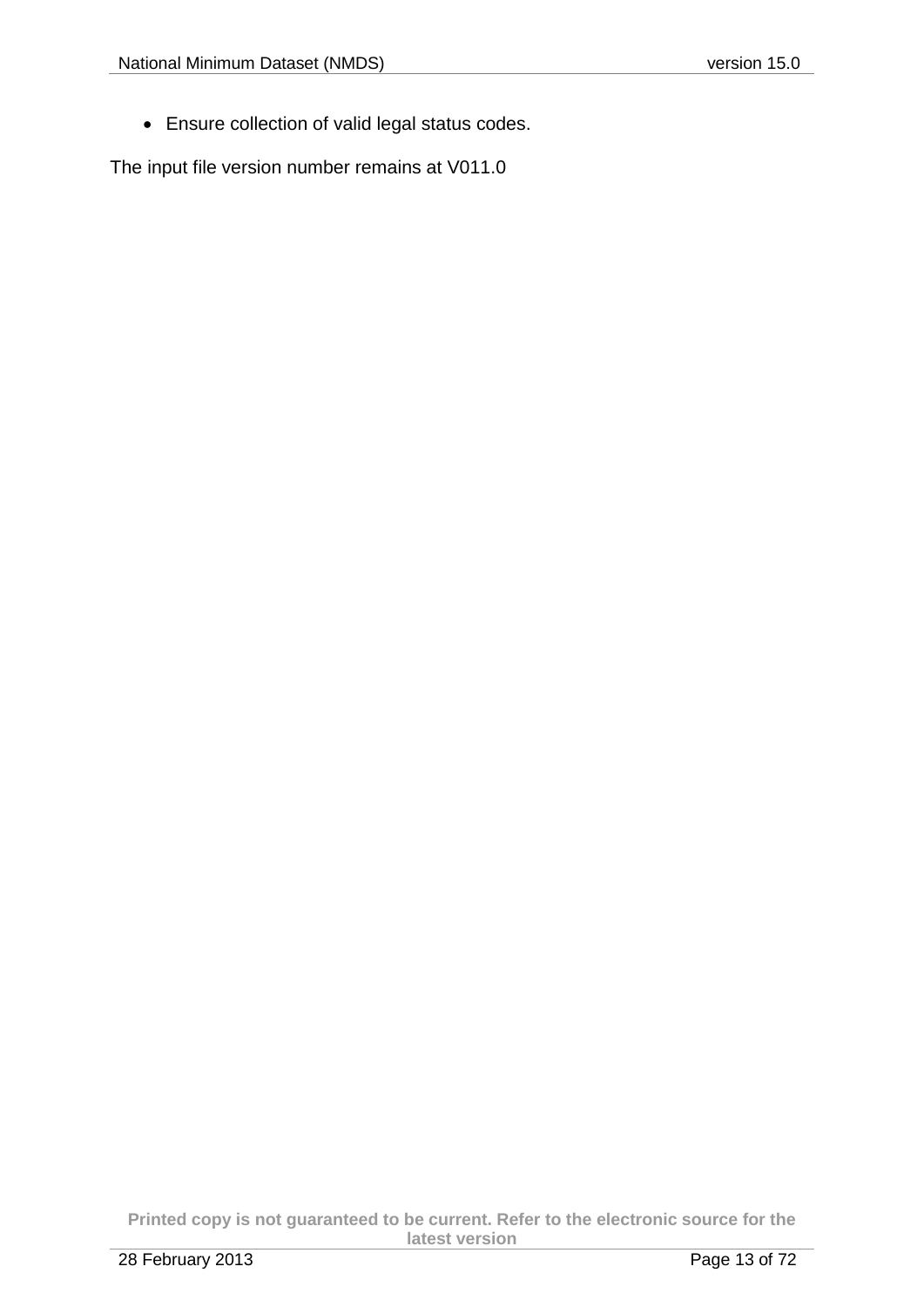- Ensure collection of valid legal status codes.

The input file version number remains at V011.0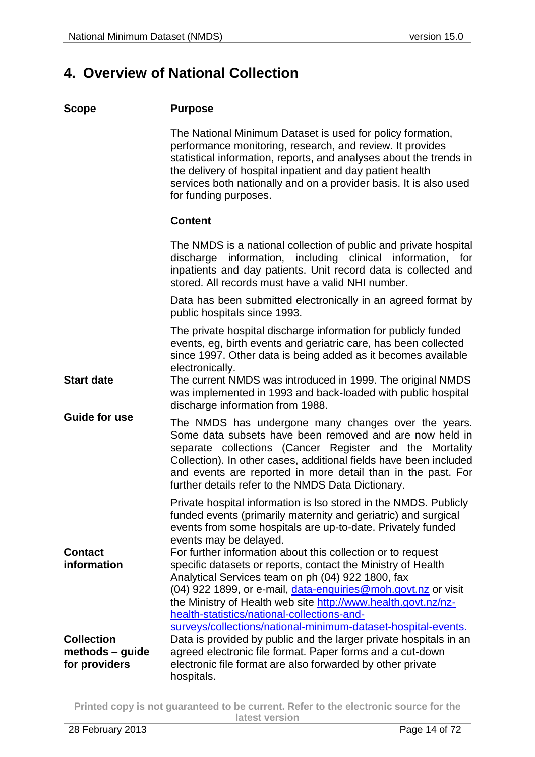# 4. Overview of National Collection

**Scope**

**Purpose**

The National Minimum Dataset is used for policy formation, performance monitoring, research, and review. It provides statistical information, reports, and analyses about the trends in the delivery of hospital inpatient and day patient health services both nationally and on a provider basis. It is also used for funding purposes.

**Content**

The NMDS is a national collection of public and private hospital discharge information, including clinical information, for inpatients and day patients. Unit record data is collected and stored. All records must have a valid NHI number.

Data has been submitted electronically in an agreed format by public hospitals since 1993.

The private hospital discharge information for publicly funded events, eg, birth events and geriatric care, has been collected since 1997. Other data is being added as it becomes available electronically.

**Start date**

The current NMDS was introduced in 1999. The original NMDS was implemented in 1993 and back-loaded with public hospital discharge information from 1988.

**Guide for use**

The NMDS has undergone many changes over the years. Some data subsets have been removed and are now held in separate collections (Cancer Register and the Mortality Collection). In other cases, additional fields have been included and events are reported in more detail than in the past. For further details refer to the NMDS Data Dictionary.

Private hospital information is lso stored in the NMDS. Publicly funded events (primarily maternity and geriatric) and surgical events from some hospitals are up-to-date. Privately funded events may be delayed.

**Contact information**

For further information about this collection or to request specific datasets or reports, contact the Ministry of Health Analytical Services team on ph (04) 922 1800, fax (04) 922 1899, or e-mail, data-enquiries@moh.govt.nz or visit the Ministry of Health web site http://www.health.govt.nz/nz-health-statistics/national-collections-and-surveys/collections/national-minimum-dataset-hospital-events.

**Collection methods – guide for providers**

Data is provided by public and the larger private hospitals in an agreed electronic file format. Paper forms and a cut-down electronic file format are also forwarded by other private hospitals.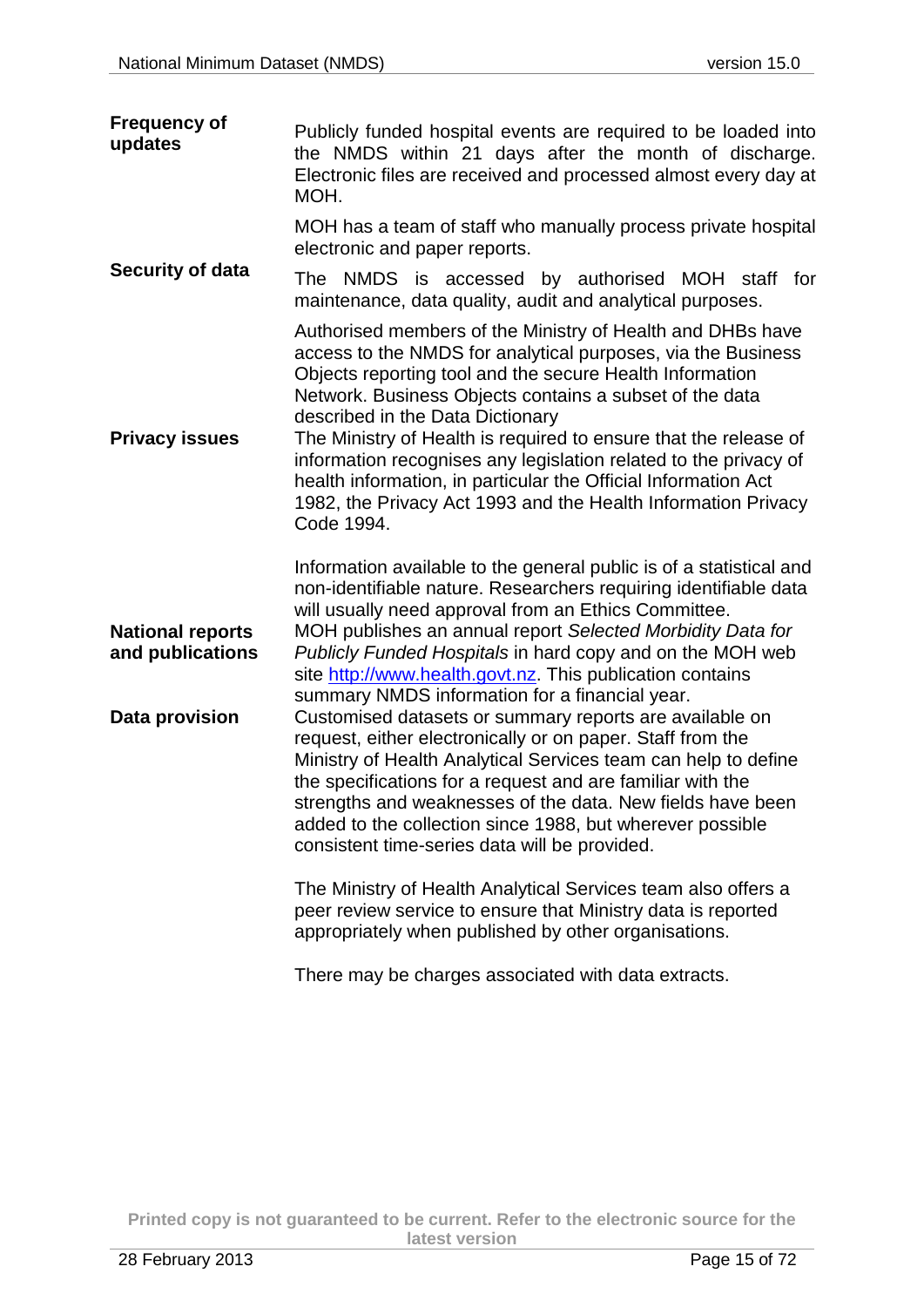**Frequency of updates**

Publicly funded hospital events are required to be loaded into the NMDS within 21 days after the month of discharge. Electronic files are received and processed almost every day at MOH.

MOH has a team of staff who manually process private hospital electronic and paper reports.

**Security of data**

The NMDS is accessed by authorised MOH staff for maintenance, data quality, audit and analytical purposes.

Authorised members of the Ministry of Health and DHBs have access to the NMDS for analytical purposes, via the Business Objects reporting tool and the secure Health Information Network. Business Objects contains a subset of the data described in the Data Dictionary

**Privacy issues**

The Ministry of Health is required to ensure that the release of information recognises any legislation related to the privacy of health information, in particular the Official Information Act 1982, the Privacy Act 1993 and the Health Information Privacy Code 1994.

Information available to the general public is of a statistical and non-identifiable nature. Researchers requiring identifiable data will usually need approval from an Ethics Committee.

**National reports and publications**

MOH publishes an annual report *Selected Morbidity Data for Publicly Funded Hospitals* in hard copy and on the MOH web site http://www.health.govt.nz. This publication contains summary NMDS information for a financial year.

**Data provision**

Customised datasets or summary reports are available on request, either electronically or on paper. Staff from the Ministry of Health Analytical Services team can help to define the specifications for a request and are familiar with the strengths and weaknesses of the data. New fields have been added to the collection since 1988, but wherever possible consistent time-series data will be provided.

The Ministry of Health Analytical Services team also offers a peer review service to ensure that Ministry data is reported appropriately when published by other organisations.

There may be charges associated with data extracts.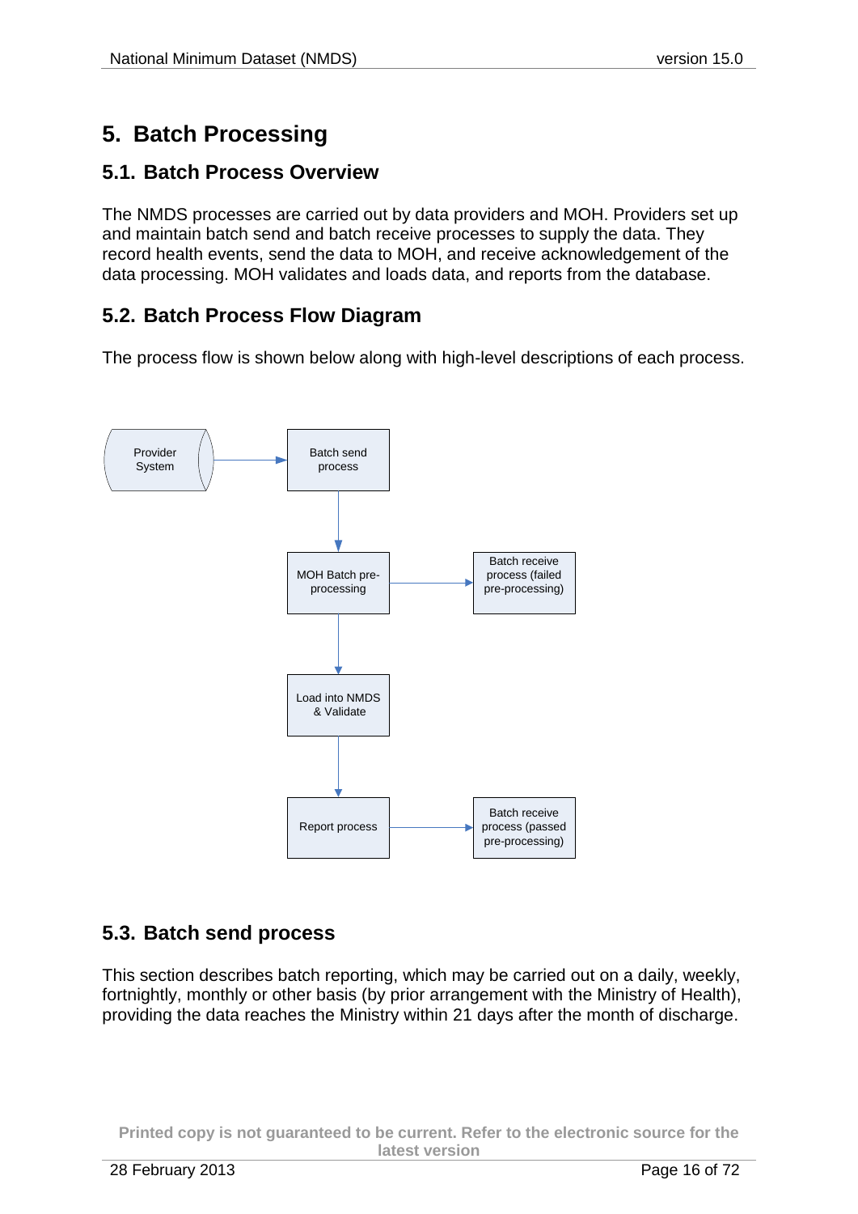# 5. Batch Processing

## 5.1. Batch Process Overview

The NMDS processes are carried out by data providers and MOH. Providers set up and maintain batch send and batch receive processes to supply the data. They record health events, send the data to MOH, and receive acknowledgement of the data processing. MOH validates and loads data, and reports from the database.

## 5.2. Batch Process Flow Diagram

The process flow is shown below along with high-level descriptions of each process.

Provider System → Batch send process → MOH Batch pre-processing → Load into NMDS & Validate → Report process → Batch receive process (passed pre-processing)

MOH Batch pre-processing → Batch receive process (failed pre-processing)

## 5.3. Batch send process

This section describes batch reporting, which may be carried out on a daily, weekly, fortnightly, monthly or other basis (by prior arrangement with the Ministry of Health), providing the data reaches the Ministry within 21 days after the month of discharge.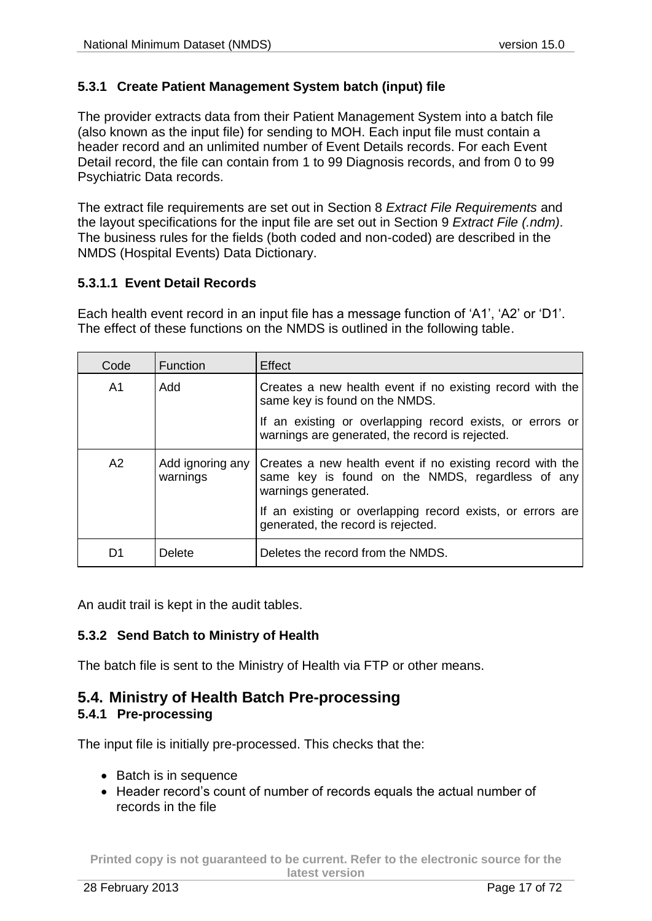### 5.3.1 Create Patient Management System batch (input) file

The provider extracts data from their Patient Management System into a batch file (also known as the input file) for sending to MOH. Each input file must contain a header record and an unlimited number of Event Details records. For each Event Detail record, the file can contain from 1 to 99 Diagnosis records, and from 0 to 99 Psychiatric Data records.

The extract file requirements are set out in Section 8 *Extract File Requirements* and the layout specifications for the input file are set out in Section 9 *Extract File (.ndm)*. The business rules for the fields (both coded and non-coded) are described in the NMDS (Hospital Events) Data Dictionary.

#### 5.3.1.1 Event Detail Records

Each health event record in an input file has a message function of 'A1', 'A2' or 'D1'. The effect of these functions on the NMDS is outlined in the following table.

| Code | Function | Effect |
|---|---|---|
| A1 | Add | Creates a new health event if no existing record with the same key is found on the NMDS.<br><br>If an existing or overlapping record exists, or errors or warnings are generated, the record is rejected. |
| A2 | Add ignoring any warnings | Creates a new health event if no existing record with the same key is found on the NMDS, regardless of any warnings generated.<br><br>If an existing or overlapping record exists, or errors are generated, the record is rejected. |
| D1 | Delete | Deletes the record from the NMDS. |

An audit trail is kept in the audit tables.

### 5.3.2 Send Batch to Ministry of Health

The batch file is sent to the Ministry of Health via FTP or other means.

## 5.4. Ministry of Health Batch Pre-processing

### 5.4.1 Pre-processing

The input file is initially pre-processed. This checks that the:

- Batch is in sequence
- Header record's count of number of records equals the actual number of records in the file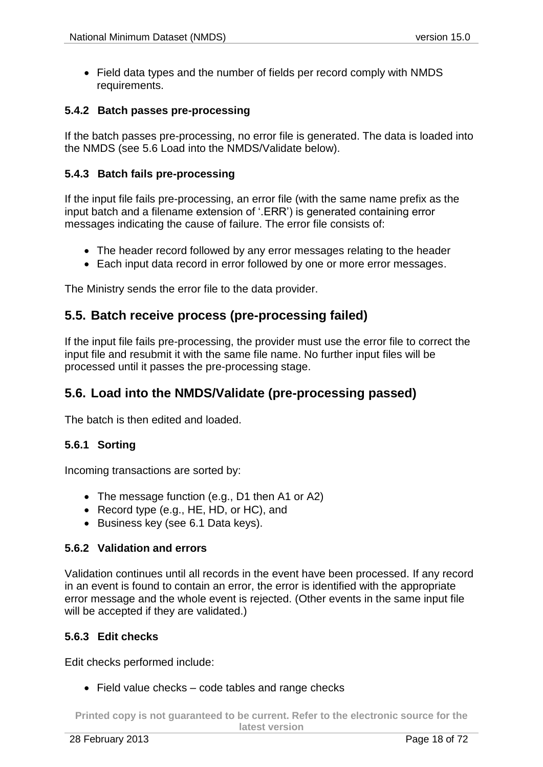- Field data types and the number of fields per record comply with NMDS requirements.

### 5.4.2 Batch passes pre-processing

If the batch passes pre-processing, no error file is generated. The data is loaded into the NMDS (see 5.6 Load into the NMDS/Validate below).

### 5.4.3 Batch fails pre-processing

If the input file fails pre-processing, an error file (with the same name prefix as the input batch and a filename extension of '.ERR') is generated containing error messages indicating the cause of failure. The error file consists of:

- The header record followed by any error messages relating to the header
- Each input data record in error followed by one or more error messages.

The Ministry sends the error file to the data provider.

## 5.5. Batch receive process (pre-processing failed)

If the input file fails pre-processing, the provider must use the error file to correct the input file and resubmit it with the same file name. No further input files will be processed until it passes the pre-processing stage.

## 5.6. Load into the NMDS/Validate (pre-processing passed)

The batch is then edited and loaded.

### 5.6.1 Sorting

Incoming transactions are sorted by:

- The message function (e.g., D1 then A1 or A2)
- Record type (e.g., HE, HD, or HC), and
- Business key (see 6.1 Data keys).

### 5.6.2 Validation and errors

Validation continues until all records in the event have been processed. If any record in an event is found to contain an error, the error is identified with the appropriate error message and the whole event is rejected. (Other events in the same input file will be accepted if they are validated.)

### 5.6.3 Edit checks

Edit checks performed include:

- Field value checks – code tables and range checks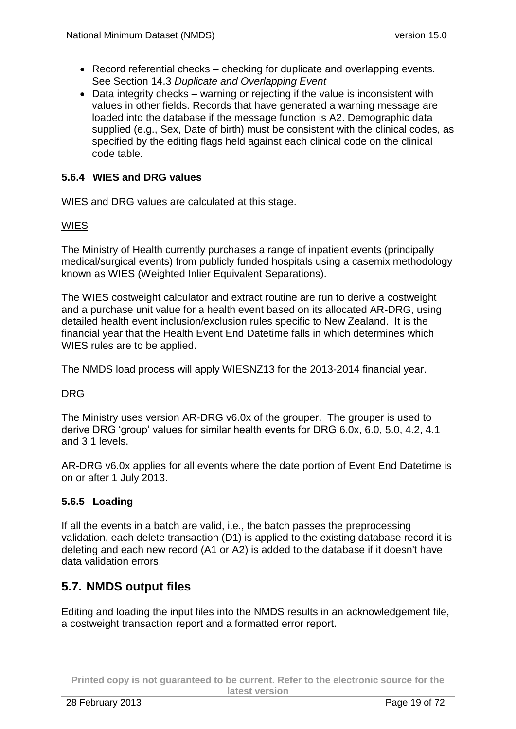- Record referential checks – checking for duplicate and overlapping events. See Section 14.3 *Duplicate and Overlapping Event*
- Data integrity checks – warning or rejecting if the value is inconsistent with values in other fields. Records that have generated a warning message are loaded into the database if the message function is A2. Demographic data supplied (e.g., Sex, Date of birth) must be consistent with the clinical codes, as specified by the editing flags held against each clinical code on the clinical code table.

### 5.6.4 WIES and DRG values

WIES and DRG values are calculated at this stage.

<u>WIES</u>

The Ministry of Health currently purchases a range of inpatient events (principally medical/surgical events) from publicly funded hospitals using a casemix methodology known as WIES (Weighted Inlier Equivalent Separations).

The WIES costweight calculator and extract routine are run to derive a costweight and a purchase unit value for a health event based on its allocated AR-DRG, using detailed health event inclusion/exclusion rules specific to New Zealand. It is the financial year that the Health Event End Datetime falls in which determines which WIES rules are to be applied.

The NMDS load process will apply WIESNZ13 for the 2013-2014 financial year.

<u>DRG</u>

The Ministry uses version AR-DRG v6.0x of the grouper. The grouper is used to derive DRG 'group' values for similar health events for DRG 6.0x, 6.0, 5.0, 4.2, 4.1 and 3.1 levels.

AR-DRG v6.0x applies for all events where the date portion of Event End Datetime is on or after 1 July 2013.

### 5.6.5 Loading

If all the events in a batch are valid, i.e., the batch passes the preprocessing validation, each delete transaction (D1) is applied to the existing database record it is deleting and each new record (A1 or A2) is added to the database if it doesn't have data validation errors.

## 5.7. NMDS output files

Editing and loading the input files into the NMDS results in an acknowledgement file, a costweight transaction report and a formatted error report.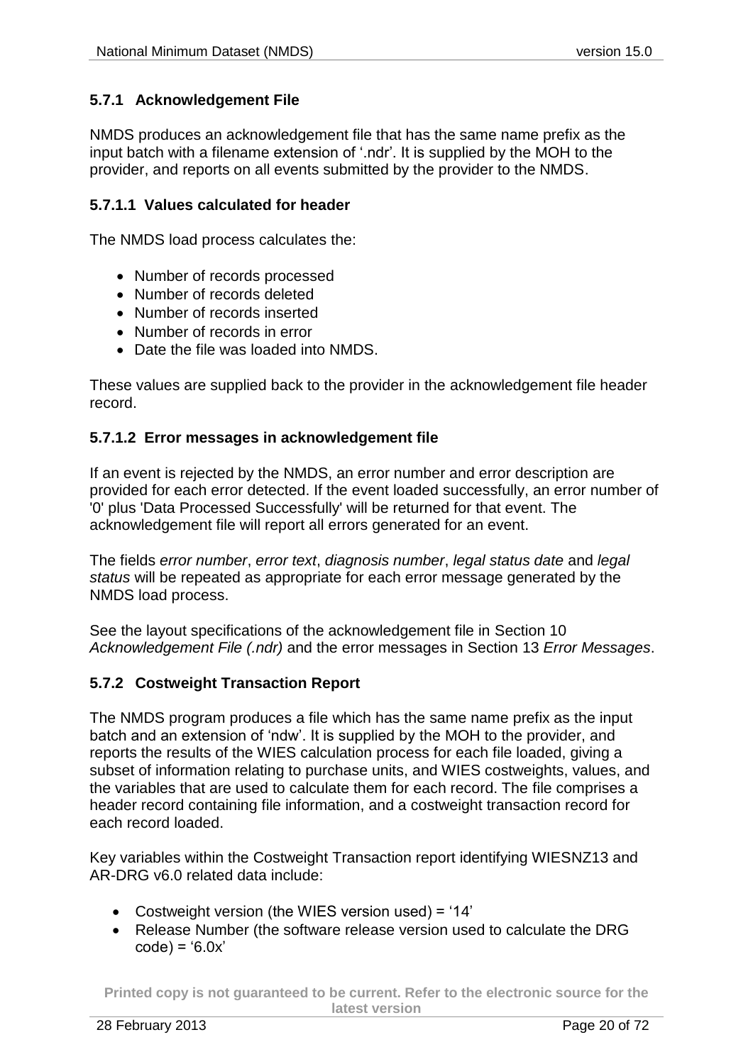### 5.7.1 Acknowledgement File

NMDS produces an acknowledgement file that has the same name prefix as the input batch with a filename extension of '.ndr'. It is supplied by the MOH to the provider, and reports on all events submitted by the provider to the NMDS.

#### 5.7.1.1 Values calculated for header

The NMDS load process calculates the:

- Number of records processed
- Number of records deleted
- Number of records inserted
- Number of records in error
- Date the file was loaded into NMDS.

These values are supplied back to the provider in the acknowledgement file header record.

#### 5.7.1.2 Error messages in acknowledgement file

If an event is rejected by the NMDS, an error number and error description are provided for each error detected. If the event loaded successfully, an error number of '0' plus 'Data Processed Successfully' will be returned for that event. The acknowledgement file will report all errors generated for an event.

The fields *error number*, *error text*, *diagnosis number*, *legal status date* and *legal status* will be repeated as appropriate for each error message generated by the NMDS load process.

See the layout specifications of the acknowledgement file in Section 10 *Acknowledgement File (.ndr)* and the error messages in Section 13 *Error Messages*.

### 5.7.2 Costweight Transaction Report

The NMDS program produces a file which has the same name prefix as the input batch and an extension of 'ndw'. It is supplied by the MOH to the provider, and reports the results of the WIES calculation process for each file loaded, giving a subset of information relating to purchase units, and WIES costweights, values, and the variables that are used to calculate them for each record. The file comprises a header record containing file information, and a costweight transaction record for each record loaded.

Key variables within the Costweight Transaction report identifying WIESNZ13 and AR-DRG v6.0 related data include:

- Costweight version (the WIES version used) = '14'
- Release Number (the software release version used to calculate the DRG code) = '6.0x'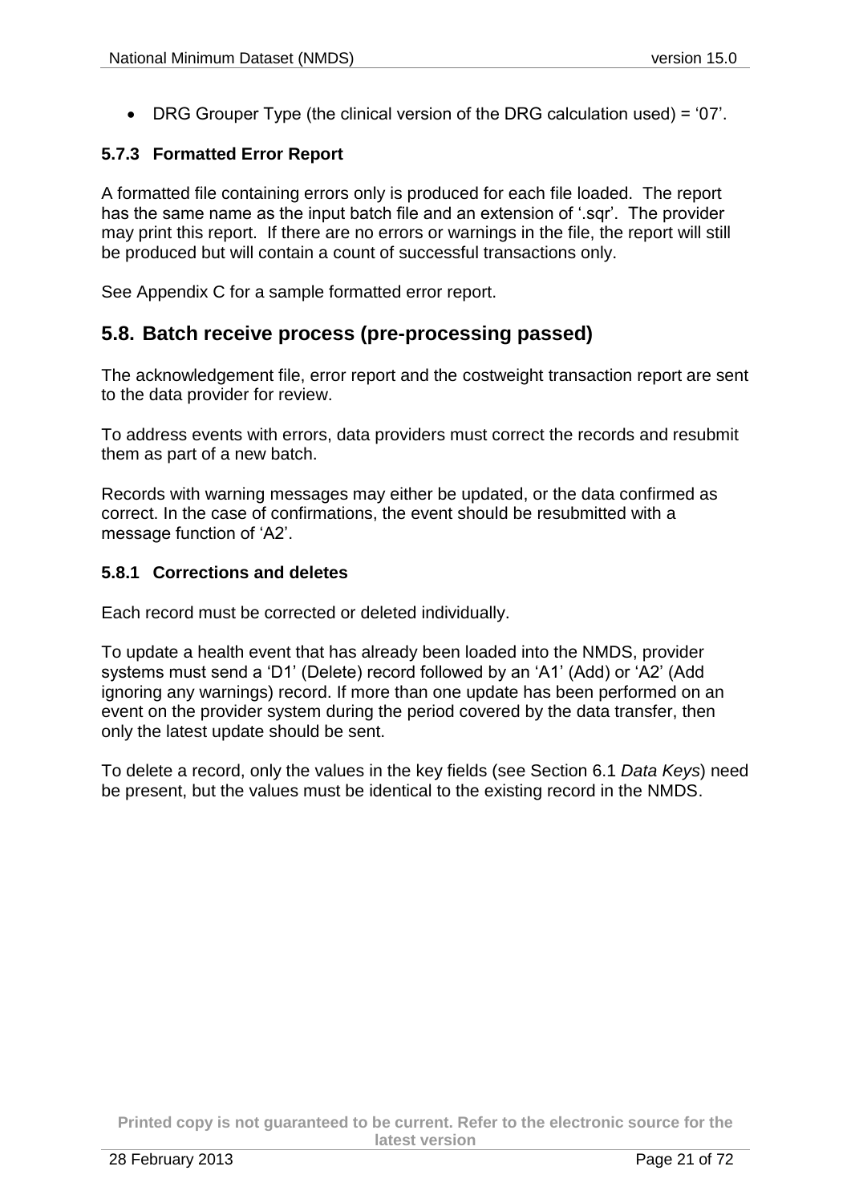- DRG Grouper Type (the clinical version of the DRG calculation used) = '07'.

### 5.7.3 Formatted Error Report

A formatted file containing errors only is produced for each file loaded. The report has the same name as the input batch file and an extension of '.sqr'. The provider may print this report. If there are no errors or warnings in the file, the report will still be produced but will contain a count of successful transactions only.

See Appendix C for a sample formatted error report.

## 5.8. Batch receive process (pre-processing passed)

The acknowledgement file, error report and the costweight transaction report are sent to the data provider for review.

To address events with errors, data providers must correct the records and resubmit them as part of a new batch.

Records with warning messages may either be updated, or the data confirmed as correct. In the case of confirmations, the event should be resubmitted with a message function of 'A2'.

### 5.8.1 Corrections and deletes

Each record must be corrected or deleted individually.

To update a health event that has already been loaded into the NMDS, provider systems must send a 'D1' (Delete) record followed by an 'A1' (Add) or 'A2' (Add ignoring any warnings) record. If more than one update has been performed on an event on the provider system during the period covered by the data transfer, then only the latest update should be sent.

To delete a record, only the values in the key fields (see Section 6.1 *Data Keys*) need be present, but the values must be identical to the existing record in the NMDS.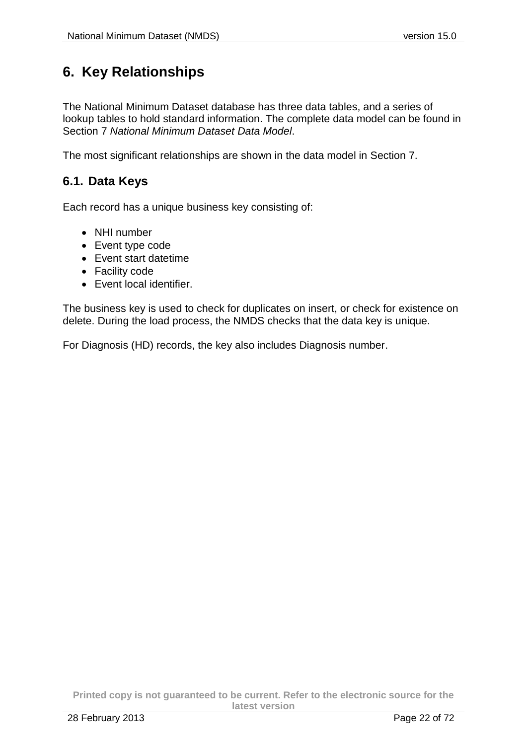# 6. Key Relationships

The National Minimum Dataset database has three data tables, and a series of lookup tables to hold standard information. The complete data model can be found in Section 7 *National Minimum Dataset Data Model*.

The most significant relationships are shown in the data model in Section 7.

## 6.1. Data Keys

Each record has a unique business key consisting of:

- NHI number
- Event type code
- Event start datetime
- Facility code
- Event local identifier.

The business key is used to check for duplicates on insert, or check for existence on delete. During the load process, the NMDS checks that the data key is unique.

For Diagnosis (HD) records, the key also includes Diagnosis number.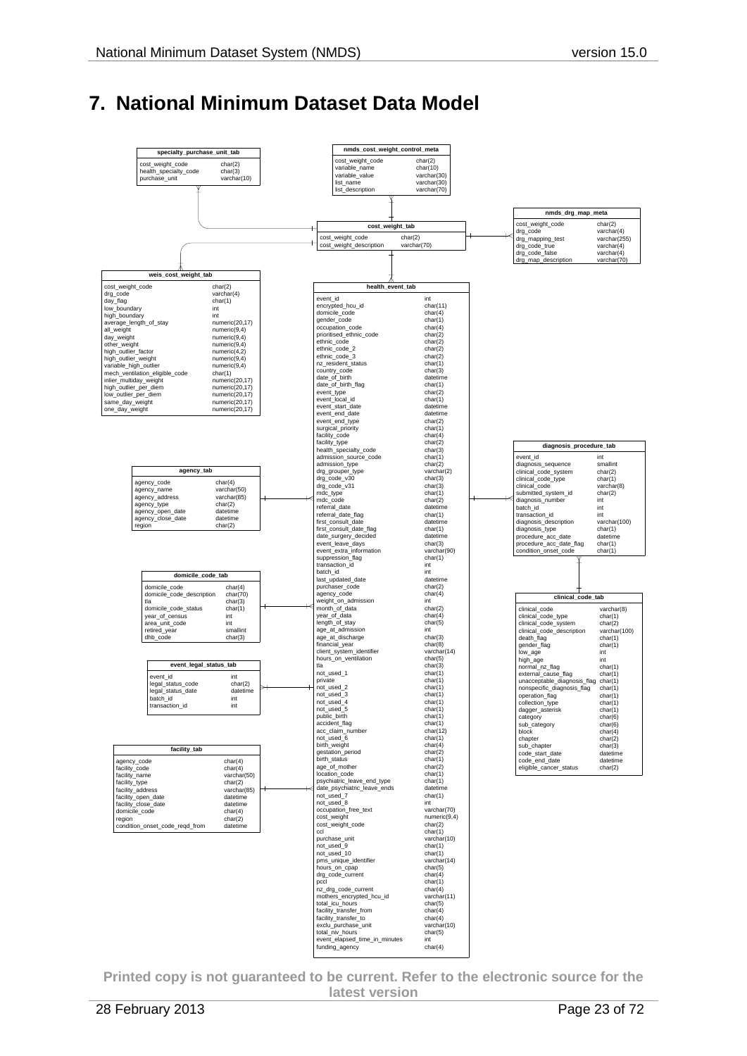# 7. National Minimum Dataset Data Model

**specialty_purchase_unit_tab**

| Column | Type |
|---|---|
| cost_weight_code | char(2) |
| health_specialty_code | char(3) |
| purchase_unit | varchar(10) |

**nmds_cost_weight_control_meta**

| Column | Type |
|---|---|
| cost_weight_code | char(2) |
| variable_name | char(10) |
| variable_value | varchar(30) |
| list_name | varchar(30) |
| list_description | varchar(70) |

**cost_weight_tab**

| Column | Type |
|---|---|
| cost_weight_code | char(2) |
| cost_weight_description | varchar(70) |

**nmds_drg_map_meta**

| Column | Type |
|---|---|
| cost_weight_code | char(2) |
| drg_code | varchar(4) |
| drg_mapping_test | varchar(255) |
| drg_code_true | varchar(4) |
| drg_code_false | varchar(4) |
| drg_map_description | varchar(70) |

**weis_cost_weight_tab**

| Column | Type |
|---|---|
| cost_weight_code | char(2) |
| drg_code | varchar(4) |
| day_flag | char(1) |
| low_boundary | int |
| high_boundary | int |
| average_length_of_stay | numeric(20,17) |
| all_weight | numeric(9,4) |
| day_weight | numeric(9,4) |
| other_weight | numeric(9,4) |
| high_outlier_factor | numeric(4,2) |
| high_outlier_weight | numeric(9,4) |
| variable_high_outlier | numeric(9,4) |
| mech_ventilation_eligible_code | char(1) |
| inlier_multiday_weight | numeric(20,17) |
| high_outlier_per_diem | numeric(20,17) |
| low_outlier_per_diem | numeric(20,17) |
| same_day_weight | numeric(20,17) |
| one_day_weight | numeric(20,17) |

**health_event_tab**

| Column | Type |
|---|---|
| event_id | int |
| encrypted_hcu_id | char(11) |
| domicile_code | char(4) |
| gender_code | char(1) |
| occupation_code | char(4) |
| prioritised_ethnic_code | char(2) |
| ethnic_code | char(2) |
| ethnic_code_2 | char(2) |
| ethnic_code_3 | char(2) |
| nz_resident_status | char(1) |
| country_code | char(3) |
| date_of_birth | datetime |
| date_of_birth_flag | char(1) |
| event_type | char(2) |
| event_local_id | char(1) |
| event_start_date | datetime |
| event_end_date | datetime |
| event_end_type | char(2) |
| surgical_priority | char(1) |
| facility_code | char(4) |
| facility_type | char(2) |
| health_specialty_code | char(3) |
| admission_source_code | char(1) |
| admission_type | char(2) |
| drg_grouper_type | varchar(2) |
| drg_code_v30 | char(3) |
| drg_code_v31 | char(3) |
| mdc_type | char(1) |
| mdc_code | char(2) |
| referral_date | datetime |
| referral_date_flag | char(1) |
| first_consult_date | datetime |
| first_consult_date_flag | char(1) |
| date_surgery_decided | datetime |
| event_leave_days | char(3) |
| event_extra_information | varchar(90) |
| suppression_flag | char(1) |
| transaction_id | int |
| batch_id | int |
| last_updated_date | datetime |
| purchaser_code | char(2) |
| agency_code | char(4) |
| weight_on_admission | int |
| month_of_data | char(2) |
| year_of_data | char(4) |
| length_of_stay | char(5) |
| age_at_admission | int |
| age_at_discharge | char(3) |
| financial_year | char(8) |
| client_system_identifier | varchar(14) |
| hours_on_ventilation | char(5) |
| tla | char(3) |
| not_used_1 | char(1) |
| private | char(1) |
| not_used_2 | char(1) |
| not_used_3 | char(1) |
| not_used_4 | char(1) |
| not_used_5 | char(1) |
| public_birth | char(1) |
| accident_flag | char(1) |
| acc_claim_number | char(12) |
| not_used_6 | char(1) |
| birth_weight | char(4) |
| gestation_period | char(2) |
| birth_status | char(1) |
| age_of_mother | char(2) |
| location_code | char(1) |
| psychiatric_leave_end_type | char(1) |
| date_psychiatric_leave_ends | datetime |
| not_used_7 | char(1) |
| not_used_8 | int |
| occupation_free_text | varchar(70) |
| cost_weight | numeric(9,4) |
| cost_weight_code | char(2) |
| ccl | char(1) |
| purchase_unit | varchar(10) |
| not_used_9 | char(1) |
| not_used_10 | char(1) |
| pms_unique_identifier | varchar(14) |
| hours_on_cpap | char(5) |
| drg_code_current | char(4) |
| pccl | char(1) |
| nz_drg_code_current | char(4) |
| mothers_encrypted_hcu_id | varchar(11) |
| total_icu_hours | char(5) |
| facility_transfer_from | char(4) |
| facility_transfer_to | char(4) |
| exclu_purchase_unit | varchar(10) |
| total_niv_hours | char(5) |
| event_elapsed_time_in_minutes | int |
| funding_agency | char(4) |

**diagnosis_procedure_tab**

| Column | Type |
|---|---|
| event_id | int |
| diagnosis_sequence | smallint |
| clinical_code_system | char(2) |
| clinical_code_type | char(1) |
| clinical_code | varchar(8) |
| submitted_system_id | char(2) |
| diagnosis_number | int |
| batch_id | int |
| transaction_id | int |
| diagnosis_description | varchar(100) |
| diagnosis_type | char(1) |
| procedure_acc_date | datetime |
| procedure_acc_date_flag | char(1) |
| condition_onset_code | char(1) |

**clinical_code_tab**

| Column | Type |
|---|---|
| clinical_code | varchar(8) |
| clinical_code_type | char(1) |
| clinical_code_system | char(2) |
| clinical_code_description | varchar(100) |
| death_flag | char(1) |
| gender_flag | char(1) |
| low_age | int |
| high_age | int |
| normal_nz_flag | char(1) |
| external_cause_flag | char(1) |
| unacceptable_diagnosis_flag | char(1) |
| nonspecific_diagnosis_flag | char(1) |
| operation_flag | char(1) |
| collection_type | char(1) |
| dagger_asterisk | char(1) |
| category | char(6) |
| sub_category | char(6) |
| block | char(4) |
| chapter | char(2) |
| sub_chapter | char(3) |
| code_start_date | datetime |
| code_end_date | datetime |
| eligible_cancer_status | char(2) |

**agency_tab**

| Column | Type |
|---|---|
| agency_code | char(4) |
| agency_name | varchar(50) |
| agency_address | varchar(85) |
| agency_type | char(2) |
| agency_open_date | datetime |
| agency_close_date | datetime |
| region | char(2) |

**domicile_code_tab**

| Column | Type |
|---|---|
| domicile_code | char(4) |
| domicile_code_description | char(70) |
| tla | char(3) |
| domicile_code_status | char(1) |
| year_of_census | int |
| area_unit_code | int |
| retired_year | smallint |
| dhb_code | char(3) |

**event_legal_status_tab**

| Column | Type |
|---|---|
| event_id | int |
| legal_status_code | char(2) |
| legal_status_date | datetime |
| batch_id | int |
| transaction_id | int |

**facility_tab**

| Column | Type |
|---|---|
| agency_code | char(4) |
| facility_code | char(4) |
| facility_name | varchar(50) |
| facility_type | char(2) |
| facility_address | varchar(85) |
| facility_open_date | datetime |
| facility_close_date | datetime |
| domicile_code | char(4) |
| region | char(2) |
| condition_onset_code_reqd_from | datetime |

Printed copy is not guaranteed to be current. Refer to the electronic source for the latest version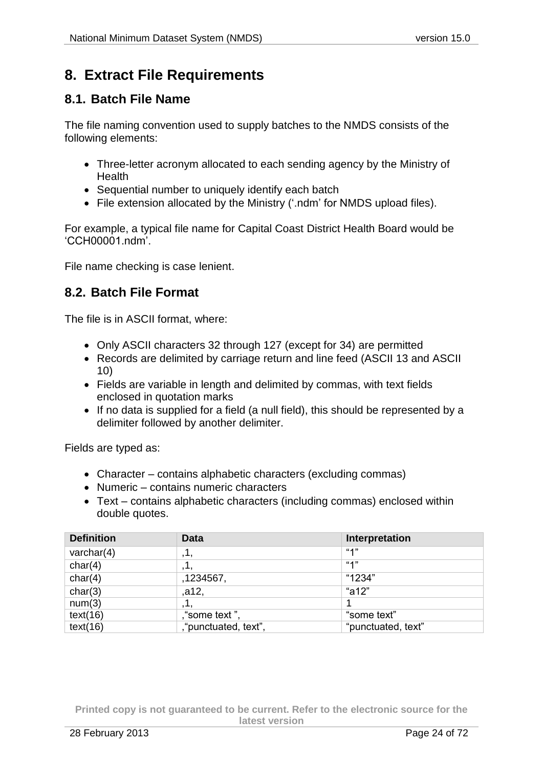# 8. Extract File Requirements

## 8.1. Batch File Name

The file naming convention used to supply batches to the NMDS consists of the following elements:

- Three-letter acronym allocated to each sending agency by the Ministry of Health
- Sequential number to uniquely identify each batch
- File extension allocated by the Ministry ('.ndm' for NMDS upload files).

For example, a typical file name for Capital Coast District Health Board would be 'CCH00001.ndm'.

File name checking is case lenient.

## 8.2. Batch File Format

The file is in ASCII format, where:

- Only ASCII characters 32 through 127 (except for 34) are permitted
- Records are delimited by carriage return and line feed (ASCII 13 and ASCII 10)
- Fields are variable in length and delimited by commas, with text fields enclosed in quotation marks
- If no data is supplied for a field (a null field), this should be represented by a delimiter followed by another delimiter.

Fields are typed as:

- Character – contains alphabetic characters (excluding commas)
- Numeric – contains numeric characters
- Text – contains alphabetic characters (including commas) enclosed within double quotes.

| Definition | Data | Interpretation |
|---|---|---|
| varchar(4) | ,1, | "1" |
| char(4) | ,1, | "1" |
| char(4) | ,1234567, | "1234" |
| char(3) | ,a12, | "a12" |
| num(3) | ,1, | 1 |
| text(16) | ,"some text ", | "some text" |
| text(16) | ,"punctuated, text", | "punctuated, text" |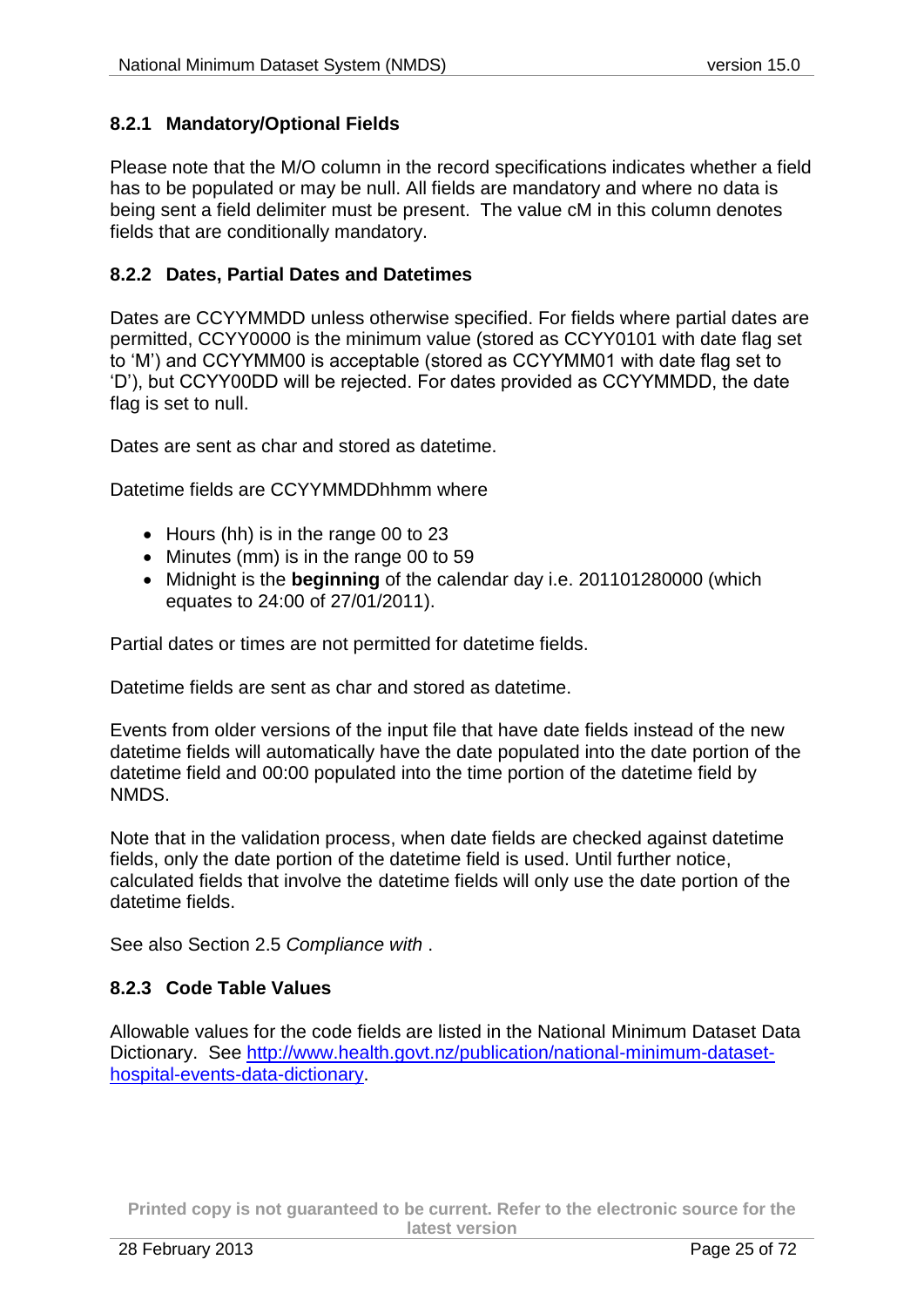### 8.2.1 Mandatory/Optional Fields

Please note that the M/O column in the record specifications indicates whether a field has to be populated or may be null. All fields are mandatory and where no data is being sent a field delimiter must be present. The value cM in this column denotes fields that are conditionally mandatory.

### 8.2.2 Dates, Partial Dates and Datetimes

Dates are CCYYMMDD unless otherwise specified. For fields where partial dates are permitted, CCYY0000 is the minimum value (stored as CCYY0101 with date flag set to 'M') and CCYYMM00 is acceptable (stored as CCYYMM01 with date flag set to 'D'), but CCYY00DD will be rejected. For dates provided as CCYYMMDD, the date flag is set to null.

Dates are sent as char and stored as datetime.

Datetime fields are CCYYMMDDhhmm where

- Hours (hh) is in the range 00 to 23
- Minutes (mm) is in the range 00 to 59
- Midnight is the **beginning** of the calendar day i.e. 201101280000 (which equates to 24:00 of 27/01/2011).

Partial dates or times are not permitted for datetime fields.

Datetime fields are sent as char and stored as datetime.

Events from older versions of the input file that have date fields instead of the new datetime fields will automatically have the date populated into the date portion of the datetime field and 00:00 populated into the time portion of the datetime field by NMDS.

Note that in the validation process, when date fields are checked against datetime fields, only the date portion of the datetime field is used. Until further notice, calculated fields that involve the datetime fields will only use the date portion of the datetime fields.

See also Section 2.5 *Compliance with* .

### 8.2.3 Code Table Values

Allowable values for the code fields are listed in the National Minimum Dataset Data Dictionary. See [http://www.health.govt.nz/publication/national-minimum-dataset-hospital-events-data-dictionary](http://www.health.govt.nz/publication/national-minimum-dataset-hospital-events-data-dictionary).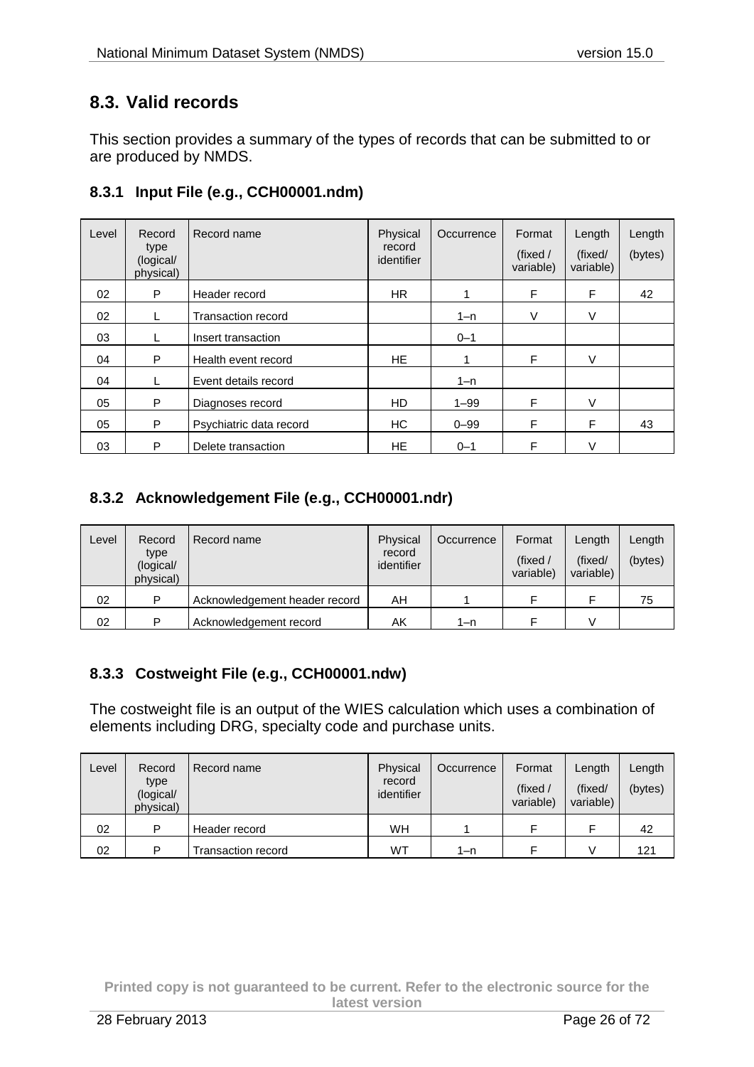## 8.3. Valid records

This section provides a summary of the types of records that can be submitted to or are produced by NMDS.

### 8.3.1 Input File (e.g., CCH00001.ndm)

| Level | Record type (logical/ physical) | Record name | Physical record identifier | Occurrence | Format (fixed / variable) | Length (fixed/ variable) | Length (bytes) |
|---|---|---|---|---|---|---|---|
| 02 | P | Header record | HR | 1 | F | F | 42 |
| 02 | L | Transaction record | | 1–n | V | V | |
| 03 | L | Insert transaction | | 0–1 | | | |
| 04 | P | Health event record | HE | 1 | F | V | |
| 04 | L | Event details record | | 1–n | | | |
| 05 | P | Diagnoses record | HD | 1–99 | F | V | |
| 05 | P | Psychiatric data record | HC | 0–99 | F | F | 43 |
| 03 | P | Delete transaction | HE | 0–1 | F | V | |

### 8.3.2 Acknowledgement File (e.g., CCH00001.ndr)

| Level | Record type (logical/ physical) | Record name | Physical record identifier | Occurrence | Format (fixed / variable) | Length (fixed/ variable) | Length (bytes) |
|---|---|---|---|---|---|---|---|
| 02 | P | Acknowledgement header record | AH | 1 | F | F | 75 |
| 02 | P | Acknowledgement record | AK | 1–n | F | V | |

### 8.3.3 Costweight File (e.g., CCH00001.ndw)

The costweight file is an output of the WIES calculation which uses a combination of elements including DRG, specialty code and purchase units.

| Level | Record type (logical/ physical) | Record name | Physical record identifier | Occurrence | Format (fixed / variable) | Length (fixed/ variable) | Length (bytes) |
|---|---|---|---|---|---|---|---|
| 02 | P | Header record | WH | 1 | F | F | 42 |
| 02 | P | Transaction record | WT | 1–n | F | V | 121 |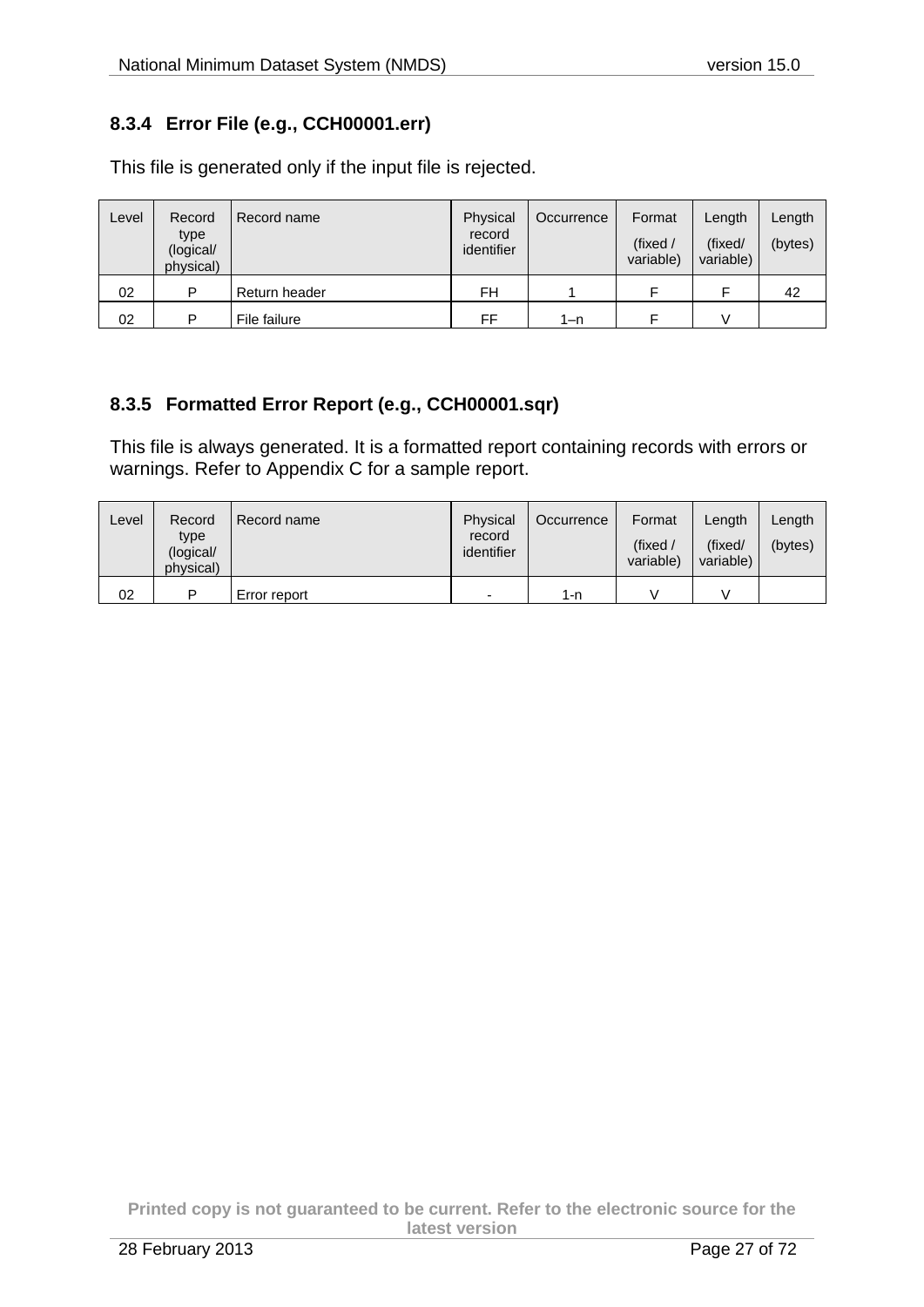### 8.3.4 Error File (e.g., CCH00001.err)

This file is generated only if the input file is rejected.

| Level | Record type (logical/ physical) | Record name | Physical record identifier | Occurrence | Format (fixed / variable) | Length (fixed/ variable) | Length (bytes) |
|---|---|---|---|---|---|---|---|
| 02 | P | Return header | FH | 1 | F | F | 42 |
| 02 | P | File failure | FF | 1–n | F | V | |

### 8.3.5 Formatted Error Report (e.g., CCH00001.sqr)

This file is always generated. It is a formatted report containing records with errors or warnings. Refer to Appendix C for a sample report.

| Level | Record type (logical/ physical) | Record name | Physical record identifier | Occurrence | Format (fixed / variable) | Length (fixed/ variable) | Length (bytes) |
|---|---|---|---|---|---|---|---|
| 02 | P | Error report | - | 1-n | V | V | |

Printed copy is not guaranteed to be current. Refer to the electronic source for the latest version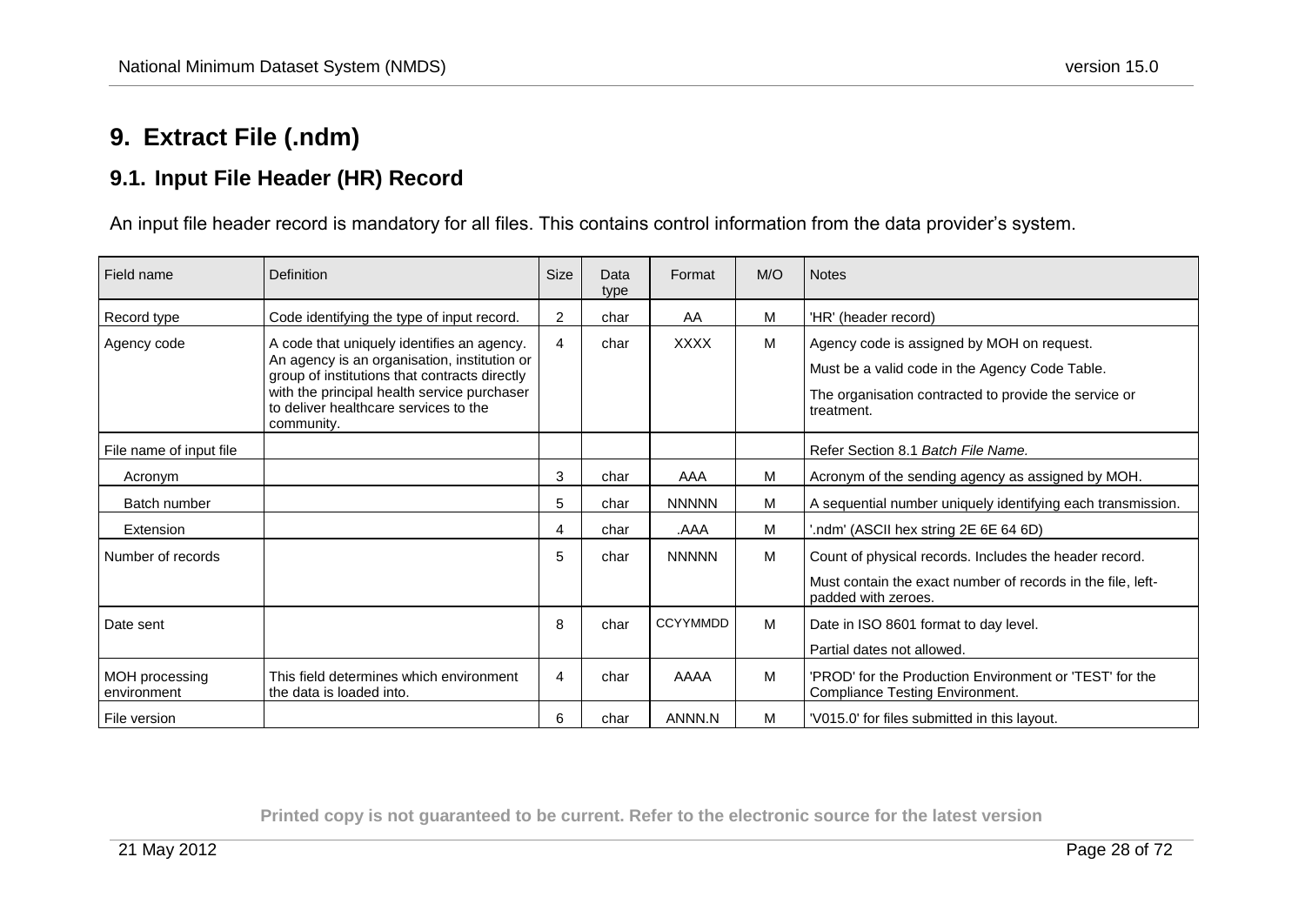# 9. Extract File (.ndm)

## 9.1. Input File Header (HR) Record

An input file header record is mandatory for all files. This contains control information from the data provider's system.

| Field name | Definition | Size | Data type | Format | M/O | Notes |
|---|---|---|---|---|---|---|
| Record type | Code identifying the type of input record. | 2 | char | AA | M | 'HR' (header record) |
| Agency code | A code that uniquely identifies an agency. An agency is an organisation, institution or group of institutions that contracts directly with the principal health service purchaser to deliver healthcare services to the community. | 4 | char | XXXX | M | Agency code is assigned by MOH on request.<br>Must be a valid code in the Agency Code Table.<br>The organisation contracted to provide the service or treatment. |
| File name of input file | | | | | | Refer Section 8.1 *Batch File Name.* |
| Acronym | | 3 | char | AAA | M | Acronym of the sending agency as assigned by MOH. |
| Batch number | | 5 | char | NNNNN | M | A sequential number uniquely identifying each transmission. |
| Extension | | 4 | char | .AAA | M | '.ndm' (ASCII hex string 2E 6E 64 6D) |
| Number of records | | 5 | char | NNNNN | M | Count of physical records. Includes the header record.<br>Must contain the exact number of records in the file, left-padded with zeroes. |
| Date sent | | 8 | char | CCYYMMDD | M | Date in ISO 8601 format to day level.<br>Partial dates not allowed. |
| MOH processing environment | This field determines which environment the data is loaded into. | 4 | char | AAAA | M | 'PROD' for the Production Environment or 'TEST' for the Compliance Testing Environment. |
| File version | | 6 | char | ANNN.N | M | 'V015.0' for files submitted in this layout. |

**Printed copy is not guaranteed to be current. Refer to the electronic source for the latest version**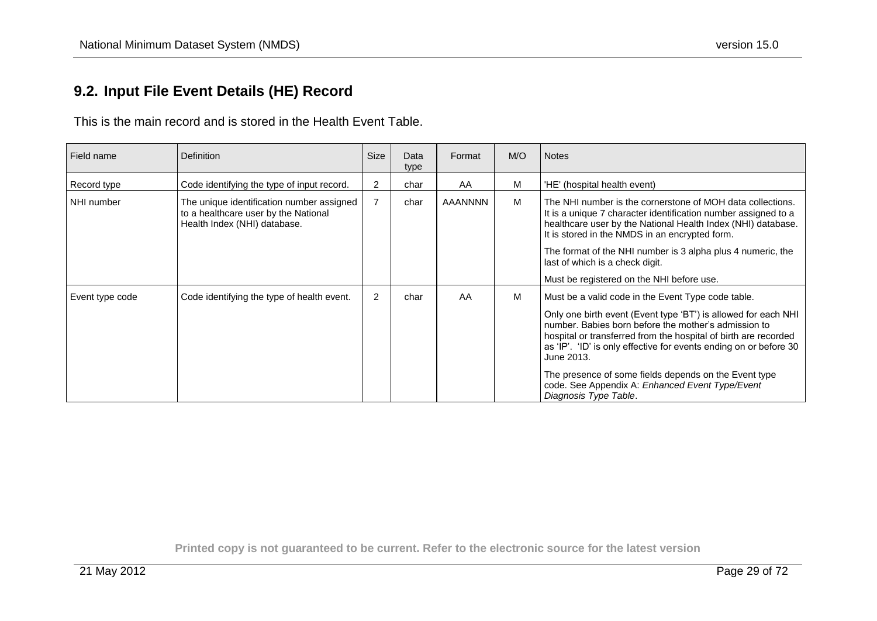## 9.2. Input File Event Details (HE) Record

This is the main record and is stored in the Health Event Table.

| Field name | Definition | Size | Data type | Format | M/O | Notes |
|---|---|---|---|---|---|---|
| Record type | Code identifying the type of input record. | 2 | char | AA | M | 'HE' (hospital health event) |
| NHI number | The unique identification number assigned to a healthcare user by the National Health Index (NHI) database. | 7 | char | AAANNNN | M | The NHI number is the cornerstone of MOH data collections. It is a unique 7 character identification number assigned to a healthcare user by the National Health Index (NHI) database. It is stored in the NMDS in an encrypted form.<br><br>The format of the NHI number is 3 alpha plus 4 numeric, the last of which is a check digit.<br><br>Must be registered on the NHI before use. |
| Event type code | Code identifying the type of health event. | 2 | char | AA | M | Must be a valid code in the Event Type code table.<br><br>Only one birth event (Event type 'BT') is allowed for each NHI number. Babies born before the mother's admission to hospital or transferred from the hospital of birth are recorded as 'IP'. 'ID' is only effective for events ending on or before 30 June 2013.<br><br>The presence of some fields depends on the Event type code. See Appendix A: *Enhanced Event Type/Event Diagnosis Type Table*. |

**Printed copy is not guaranteed to be current. Refer to the electronic source for the latest version**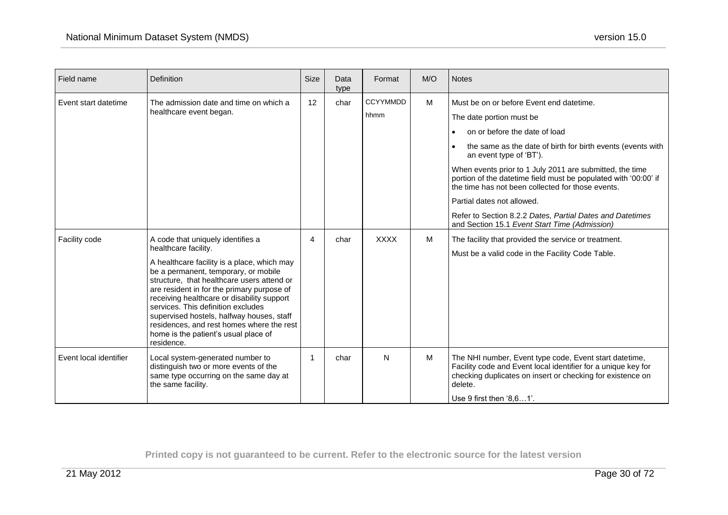| Field name | Definition | Size | Data type | Format | M/O | Notes |
|---|---|---|---|---|---|---|
| Event start datetime | The admission date and time on which a healthcare event began. | 12 | char | CCYYMMDD hhmm | M | Must be on or before Event end datetime.<br><br>The date portion must be<br><br>• on or before the date of load<br><br>• the same as the date of birth for birth events (events with an event type of 'BT').<br><br>When events prior to 1 July 2011 are submitted, the time portion of the datetime field must be populated with '00:00' if the time has not been collected for those events.<br><br>Partial dates not allowed.<br><br>Refer to Section 8.2.2 *Dates, Partial Dates and Datetimes* and Section 15.1 *Event Start Time (Admission)* |
| Facility code | A code that uniquely identifies a healthcare facility.<br><br>A healthcare facility is a place, which may be a permanent, temporary, or mobile structure, that healthcare users attend or are resident in for the primary purpose of receiving healthcare or disability support services. This definition excludes supervised hostels, halfway houses, staff residences, and rest homes where the rest home is the patient's usual place of residence. | 4 | char | XXXX | M | The facility that provided the service or treatment.<br><br>Must be a valid code in the Facility Code Table. |
| Event local identifier | Local system-generated number to distinguish two or more events of the same type occurring on the same day at the same facility. | 1 | char | N | M | The NHI number, Event type code, Event start datetime, Facility code and Event local identifier for a unique key for checking duplicates on insert or checking for existence on delete.<br><br>Use 9 first then '8,6…1'. |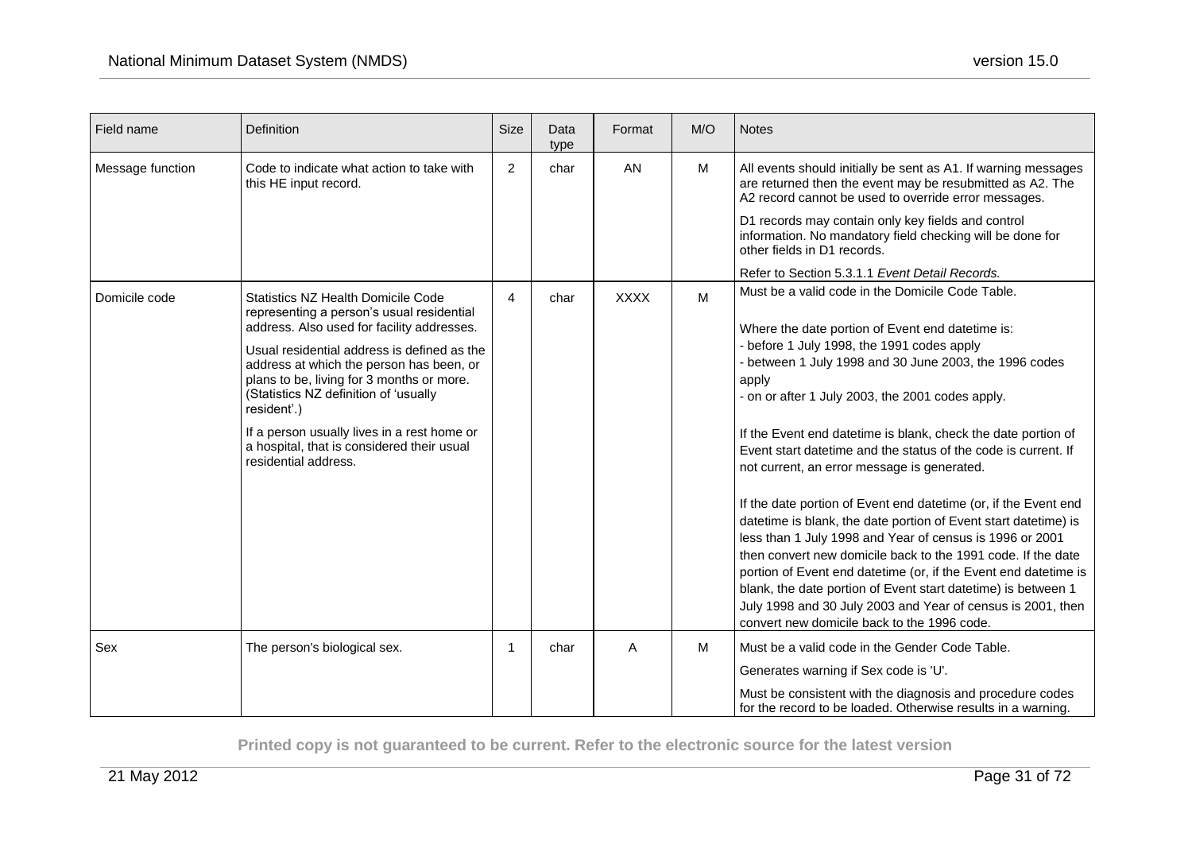| Field name | Definition | Size | Data type | Format | M/O | Notes |
|---|---|---|---|---|---|---|
| Message function | Code to indicate what action to take with this HE input record. | 2 | char | AN | M | All events should initially be sent as A1. If warning messages are returned then the event may be resubmitted as A2. The A2 record cannot be used to override error messages.<br><br>D1 records may contain only key fields and control information. No mandatory field checking will be done for other fields in D1 records.<br><br>Refer to Section 5.3.1.1 *Event Detail Records.* |
| Domicile code | Statistics NZ Health Domicile Code representing a person's usual residential address. Also used for facility addresses.<br><br>Usual residential address is defined as the address at which the person has been, or plans to be, living for 3 months or more. (Statistics NZ definition of 'usually resident'.)<br><br>If a person usually lives in a rest home or a hospital, that is considered their usual residential address. | 4 | char | XXXX | M | Must be a valid code in the Domicile Code Table.<br><br>Where the date portion of Event end datetime is:<br>- before 1 July 1998, the 1991 codes apply<br>- between 1 July 1998 and 30 June 2003, the 1996 codes apply<br>- on or after 1 July 2003, the 2001 codes apply.<br><br>If the Event end datetime is blank, check the date portion of Event start datetime and the status of the code is current. If not current, an error message is generated.<br><br>If the date portion of Event end datetime (or, if the Event end datetime is blank, the date portion of Event start datetime) is less than 1 July 1998 and Year of census is 1996 or 2001 then convert new domicile back to the 1991 code. If the date portion of Event end datetime (or, if the Event end datetime is blank, the date portion of Event start datetime) is between 1 July 1998 and 30 July 2003 and Year of census is 2001, then convert new domicile back to the 1996 code. |
| Sex | The person's biological sex. | 1 | char | A | M | Must be a valid code in the Gender Code Table.<br><br>Generates warning if Sex code is 'U'.<br><br>Must be consistent with the diagnosis and procedure codes for the record to be loaded. Otherwise results in a warning. |

**Printed copy is not guaranteed to be current. Refer to the electronic source for the latest version**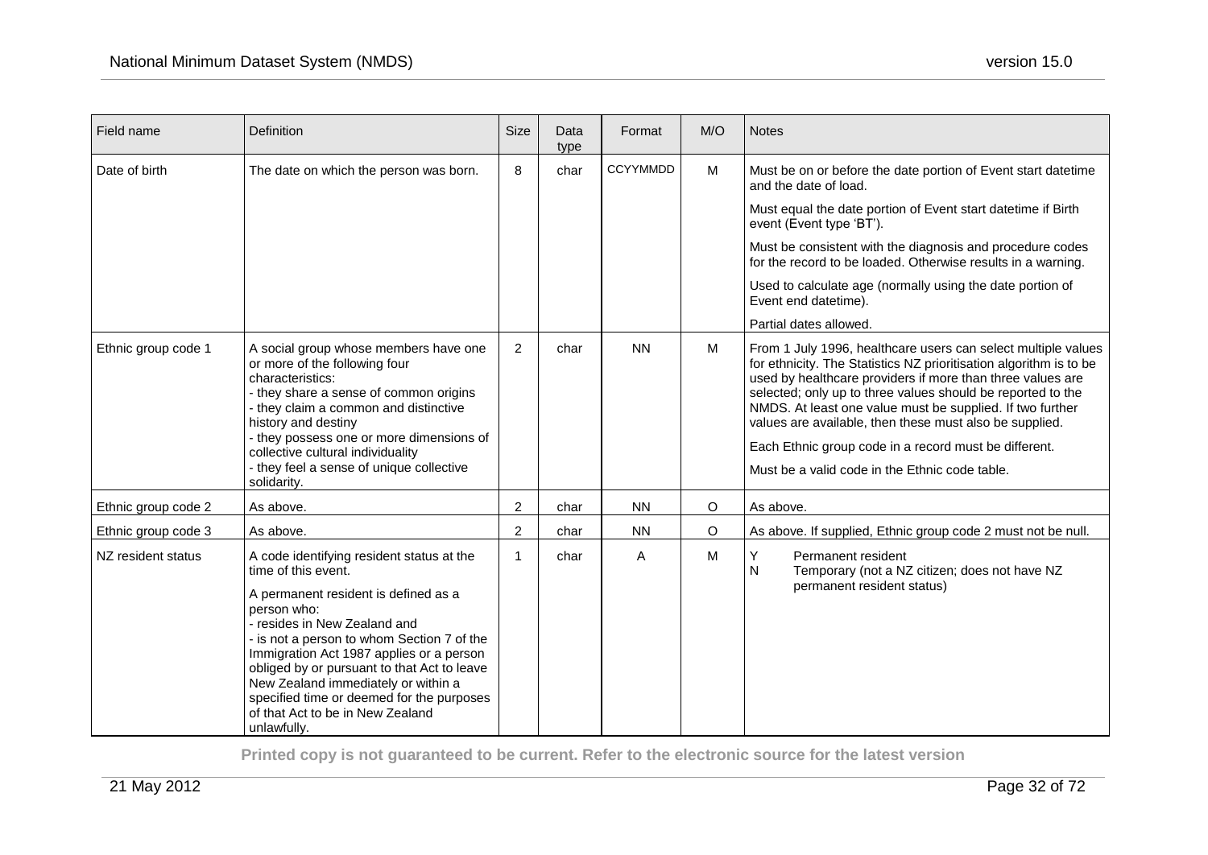| Field name | Definition | Size | Data type | Format | M/O | Notes |
|---|---|---|---|---|---|---|
| Date of birth | The date on which the person was born. | 8 | char | CCYYMMDD | M | Must be on or before the date portion of Event start datetime and the date of load.<br><br>Must equal the date portion of Event start datetime if Birth event (Event type 'BT').<br><br>Must be consistent with the diagnosis and procedure codes for the record to be loaded. Otherwise results in a warning.<br><br>Used to calculate age (normally using the date portion of Event end datetime).<br><br>Partial dates allowed. |
| Ethnic group code 1 | A social group whose members have one or more of the following four characteristics:<br>- they share a sense of common origins<br>- they claim a common and distinctive history and destiny<br>- they possess one or more dimensions of collective cultural individuality<br>- they feel a sense of unique collective solidarity. | 2 | char | NN | M | From 1 July 1996, healthcare users can select multiple values for ethnicity. The Statistics NZ prioritisation algorithm is to be used by healthcare providers if more than three values are selected; only up to three values should be reported to the NMDS. At least one value must be supplied. If two further values are available, then these must also be supplied.<br><br>Each Ethnic group code in a record must be different.<br><br>Must be a valid code in the Ethnic code table. |
| Ethnic group code 2 | As above. | 2 | char | NN | O | As above. |
| Ethnic group code 3 | As above. | 2 | char | NN | O | As above. If supplied, Ethnic group code 2 must not be null. |
| NZ resident status | A code identifying resident status at the time of this event.<br><br>A permanent resident is defined as a person who:<br>- resides in New Zealand and<br>- is not a person to whom Section 7 of the Immigration Act 1987 applies or a person obliged by or pursuant to that Act to leave New Zealand immediately or within a specified time or deemed for the purposes of that Act to be in New Zealand unlawfully. | 1 | char | A | M | Y Permanent resident<br>N Temporary (not a NZ citizen; does not have NZ permanent resident status) |

Printed copy is not guaranteed to be current. Refer to the electronic source for the latest version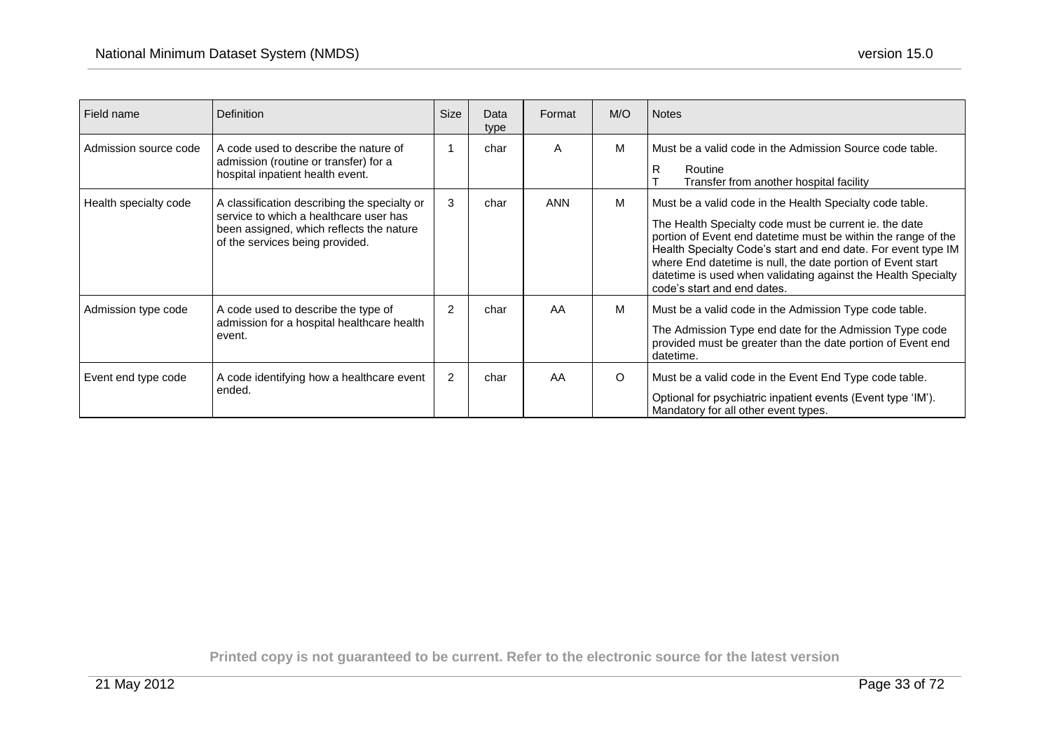| Field name | Definition | Size | Data type | Format | M/O | Notes |
|---|---|---|---|---|---|---|
| Admission source code | A code used to describe the nature of admission (routine or transfer) for a hospital inpatient health event. | 1 | char | A | M | Must be a valid code in the Admission Source code table.<br><br>R Routine<br>T Transfer from another hospital facility |
| Health specialty code | A classification describing the specialty or service to which a healthcare user has been assigned, which reflects the nature of the services being provided. | 3 | char | ANN | M | Must be a valid code in the Health Specialty code table.<br><br>The Health Specialty code must be current ie. the date portion of Event end datetime must be within the range of the Health Specialty Code's start and end date. For event type IM where End datetime is null, the date portion of Event start datetime is used when validating against the Health Specialty code's start and end dates. |
| Admission type code | A code used to describe the type of admission for a hospital healthcare health event. | 2 | char | AA | M | Must be a valid code in the Admission Type code table.<br><br>The Admission Type end date for the Admission Type code provided must be greater than the date portion of Event end datetime. |
| Event end type code | A code identifying how a healthcare event ended. | 2 | char | AA | O | Must be a valid code in the Event End Type code table.<br><br>Optional for psychiatric inpatient events (Event type 'IM'). Mandatory for all other event types. |

Printed copy is not guaranteed to be current. Refer to the electronic source for the latest version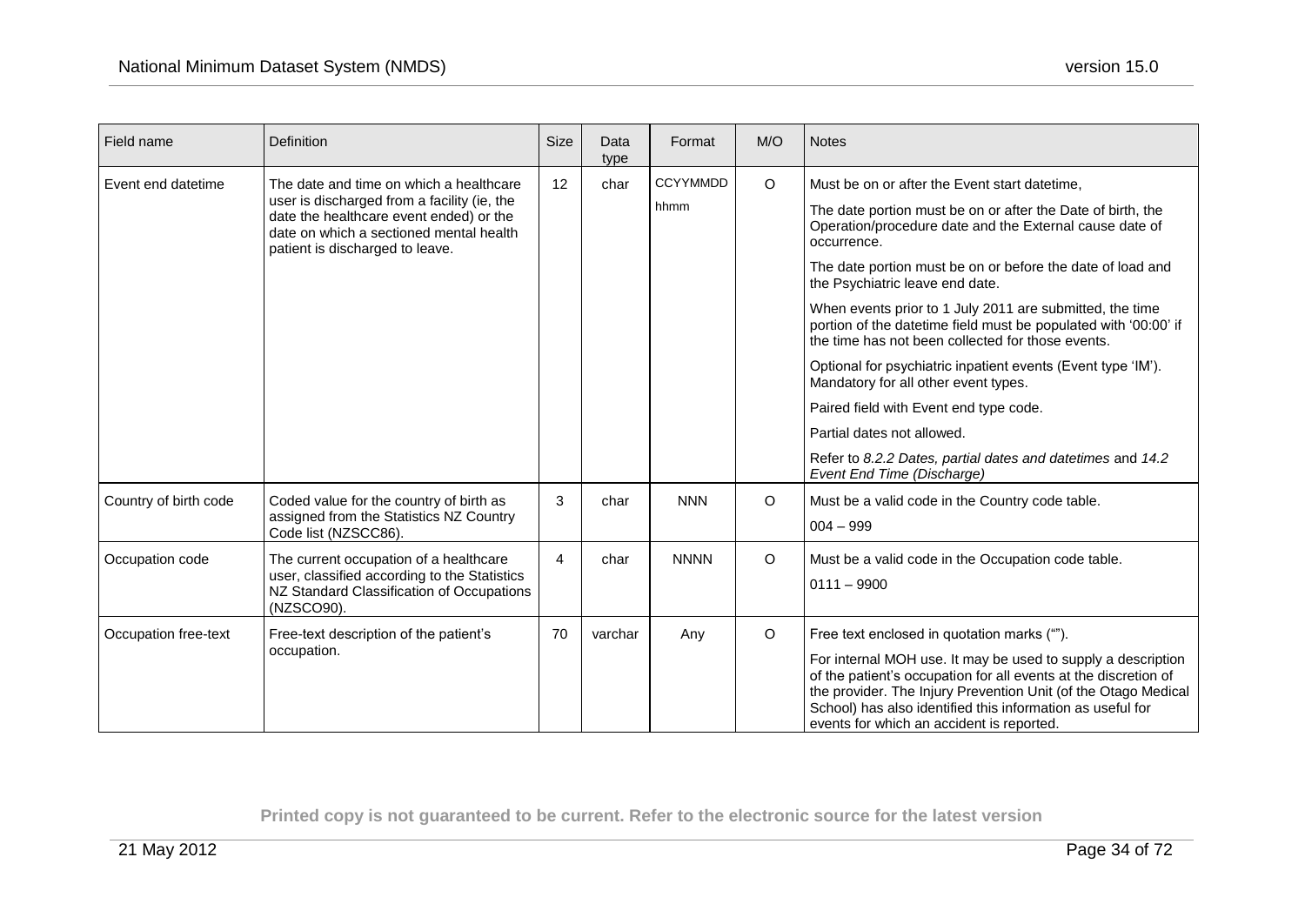| Field name | Definition | Size | Data type | Format | M/O | Notes |
|---|---|---|---|---|---|---|
| Event end datetime | The date and time on which a healthcare user is discharged from a facility (ie, the date the healthcare event ended) or the date on which a sectioned mental health patient is discharged to leave. | 12 | char | CCYYMMDD hhmm | O | Must be on or after the Event start datetime,<br><br>The date portion must be on or after the Date of birth, the Operation/procedure date and the External cause date of occurrence.<br><br>The date portion must be on or before the date of load and the Psychiatric leave end date.<br><br>When events prior to 1 July 2011 are submitted, the time portion of the datetime field must be populated with '00:00' if the time has not been collected for those events.<br><br>Optional for psychiatric inpatient events (Event type 'IM'). Mandatory for all other event types.<br><br>Paired field with Event end type code.<br><br>Partial dates not allowed.<br><br>Refer to *8.2.2 Dates, partial dates and datetimes* and *14.2 Event End Time (Discharge)* |
| Country of birth code | Coded value for the country of birth as assigned from the Statistics NZ Country Code list (NZSCC86). | 3 | char | NNN | O | Must be a valid code in the Country code table.<br><br>004 – 999 |
| Occupation code | The current occupation of a healthcare user, classified according to the Statistics NZ Standard Classification of Occupations (NZSCO90). | 4 | char | NNNN | O | Must be a valid code in the Occupation code table.<br><br>0111 – 9900 |
| Occupation free-text | Free-text description of the patient's occupation. | 70 | varchar | Any | O | Free text enclosed in quotation marks (""").<br><br>For internal MOH use. It may be used to supply a description of the patient's occupation for all events at the discretion of the provider. The Injury Prevention Unit (of the Otago Medical School) has also identified this information as useful for events for which an accident is reported. |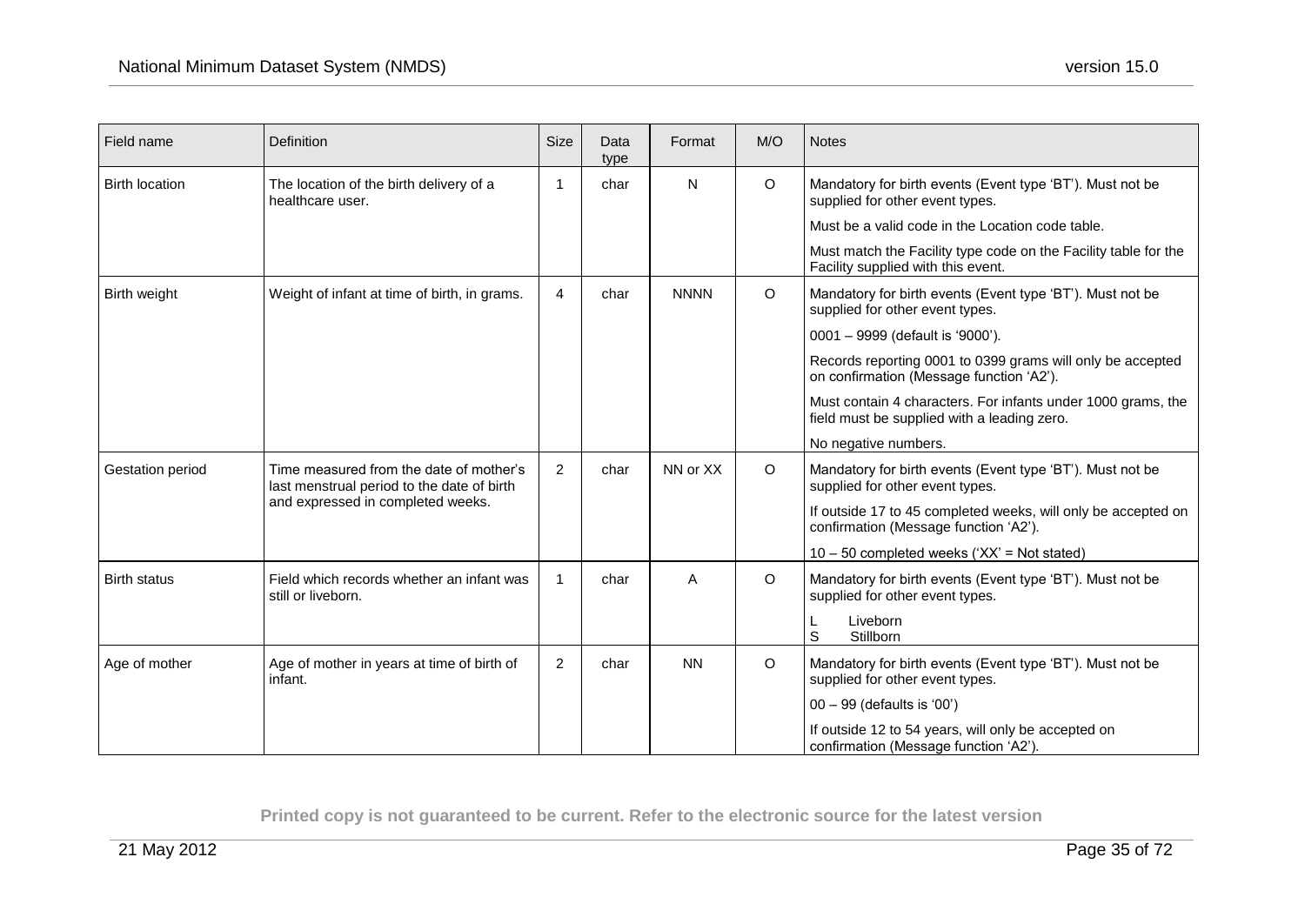| Field name | Definition | Size | Data type | Format | M/O | Notes |
|---|---|---|---|---|---|---|
| Birth location | The location of the birth delivery of a healthcare user. | 1 | char | N | O | Mandatory for birth events (Event type 'BT'). Must not be supplied for other event types.<br><br>Must be a valid code in the Location code table.<br><br>Must match the Facility type code on the Facility table for the Facility supplied with this event. |
| Birth weight | Weight of infant at time of birth, in grams. | 4 | char | NNNN | O | Mandatory for birth events (Event type 'BT'). Must not be supplied for other event types.<br><br>0001 – 9999 (default is '9000').<br><br>Records reporting 0001 to 0399 grams will only be accepted on confirmation (Message function 'A2').<br><br>Must contain 4 characters. For infants under 1000 grams, the field must be supplied with a leading zero.<br><br>No negative numbers. |
| Gestation period | Time measured from the date of mother's last menstrual period to the date of birth and expressed in completed weeks. | 2 | char | NN or XX | O | Mandatory for birth events (Event type 'BT'). Must not be supplied for other event types.<br><br>If outside 17 to 45 completed weeks, will only be accepted on confirmation (Message function 'A2').<br><br>10 – 50 completed weeks ('XX' = Not stated) |
| Birth status | Field which records whether an infant was still or liveborn. | 1 | char | A | O | Mandatory for birth events (Event type 'BT'). Must not be supplied for other event types.<br><br>L Liveborn<br>S Stillborn |
| Age of mother | Age of mother in years at time of birth of infant. | 2 | char | NN | O | Mandatory for birth events (Event type 'BT'). Must not be supplied for other event types.<br><br>00 – 99 (defaults is '00')<br><br>If outside 12 to 54 years, will only be accepted on confirmation (Message function 'A2'). |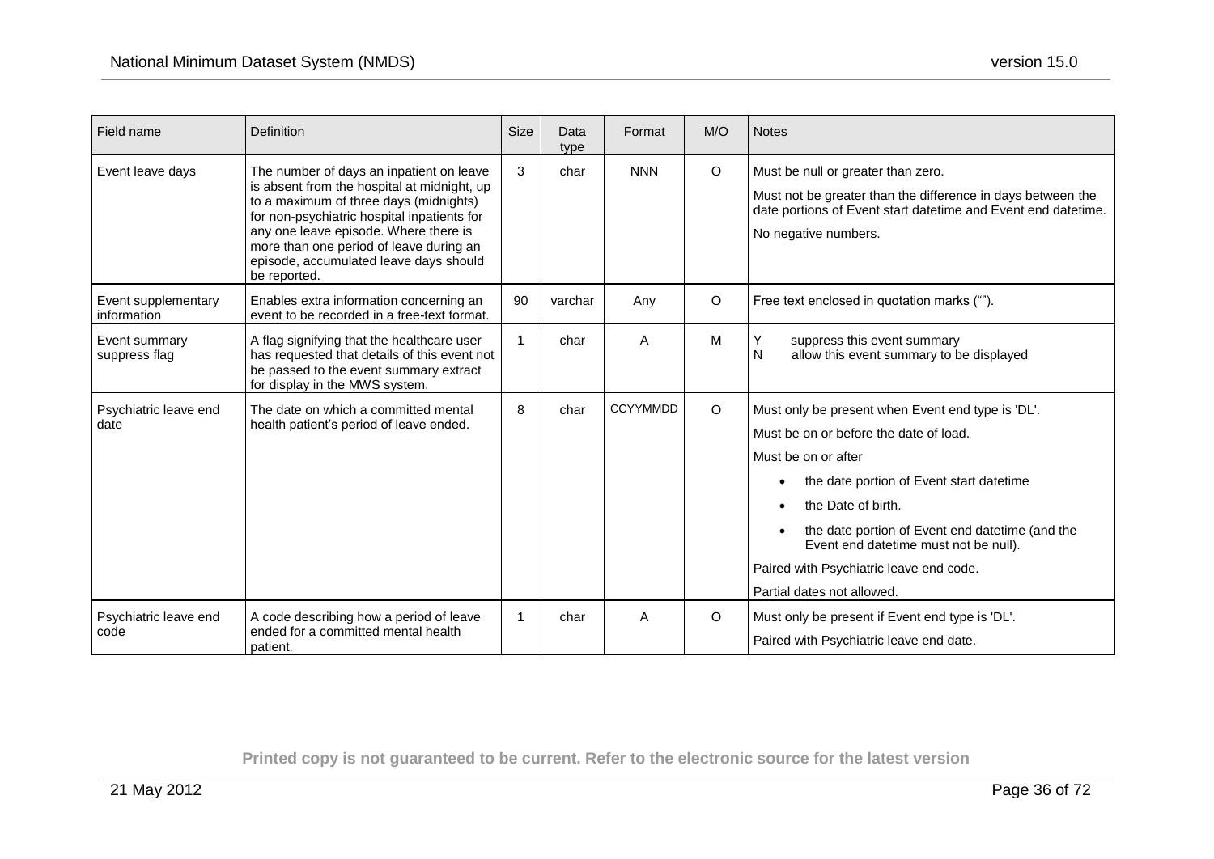| Field name | Definition | Size | Data type | Format | M/O | Notes |
|---|---|---|---|---|---|---|
| Event leave days | The number of days an inpatient on leave is absent from the hospital at midnight, up to a maximum of three days (midnights) for non-psychiatric hospital inpatients for any one leave episode. Where there is more than one period of leave during an episode, accumulated leave days should be reported. | 3 | char | NNN | O | Must be null or greater than zero.<br><br>Must not be greater than the difference in days between the date portions of Event start datetime and Event end datetime.<br><br>No negative numbers. |
| Event supplementary information | Enables extra information concerning an event to be recorded in a free-text format. | 90 | varchar | Any | O | Free text enclosed in quotation marks (""). |
| Event summary suppress flag | A flag signifying that the healthcare user has requested that details of this event not be passed to the event summary extract for display in the MWS system. | 1 | char | A | M | Y suppress this event summary<br>N allow this event summary to be displayed |
| Psychiatric leave end date | The date on which a committed mental health patient's period of leave ended. | 8 | char | CCYYMMDD | O | Must only be present when Event end type is 'DL'.<br><br>Must be on or before the date of load.<br><br>Must be on or after<br>• the date portion of Event start datetime<br>• the Date of birth.<br>• the date portion of Event end datetime (and the Event end datetime must not be null).<br><br>Paired with Psychiatric leave end code.<br><br>Partial dates not allowed. |
| Psychiatric leave end code | A code describing how a period of leave ended for a committed mental health patient. | 1 | char | A | O | Must only be present if Event end type is 'DL'.<br><br>Paired with Psychiatric leave end date. |

Printed copy is not guaranteed to be current. Refer to the electronic source for the latest version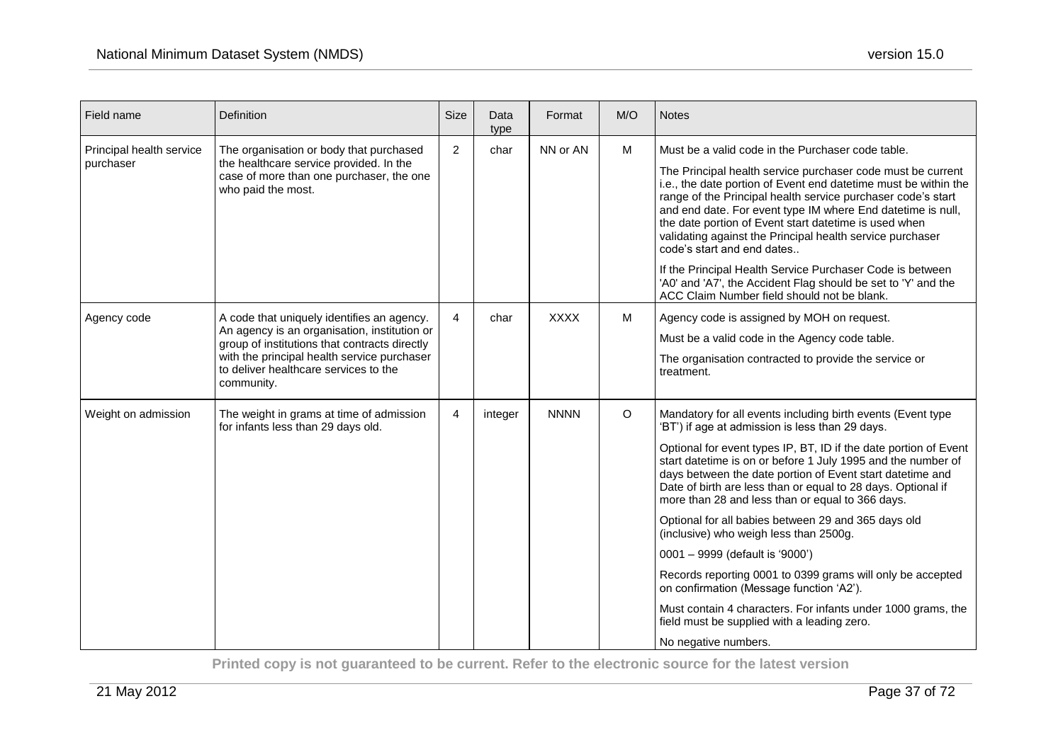| Field name | Definition | Size | Data type | Format | M/O | Notes |
|---|---|---|---|---|---|---|
| Principal health service purchaser | The organisation or body that purchased the healthcare service provided. In the case of more than one purchaser, the one who paid the most. | 2 | char | NN or AN | M | Must be a valid code in the Purchaser code table.<br><br>The Principal health service purchaser code must be current i.e., the date portion of Event end datetime must be within the range of the Principal health service purchaser code's start and end date. For event type IM where End datetime is null, the date portion of Event start datetime is used when validating against the Principal health service purchaser code's start and end dates..<br><br>If the Principal Health Service Purchaser Code is between 'A0' and 'A7', the Accident Flag should be set to 'Y' and the ACC Claim Number field should not be blank. |
| Agency code | A code that uniquely identifies an agency. An agency is an organisation, institution or group of institutions that contracts directly with the principal health service purchaser to deliver healthcare services to the community. | 4 | char | XXXX | M | Agency code is assigned by MOH on request.<br><br>Must be a valid code in the Agency code table.<br><br>The organisation contracted to provide the service or treatment. |
| Weight on admission | The weight in grams at time of admission for infants less than 29 days old. | 4 | integer | NNNN | O | Mandatory for all events including birth events (Event type 'BT') if age at admission is less than 29 days.<br><br>Optional for event types IP, BT, ID if the date portion of Event start datetime is on or before 1 July 1995 and the number of days between the date portion of Event start datetime and Date of birth are less than or equal to 28 days. Optional if more than 28 and less than or equal to 366 days.<br><br>Optional for all babies between 29 and 365 days old (inclusive) who weigh less than 2500g.<br><br>0001 – 9999 (default is '9000')<br><br>Records reporting 0001 to 0399 grams will only be accepted on confirmation (Message function 'A2').<br><br>Must contain 4 characters. For infants under 1000 grams, the field must be supplied with a leading zero.<br><br>No negative numbers. |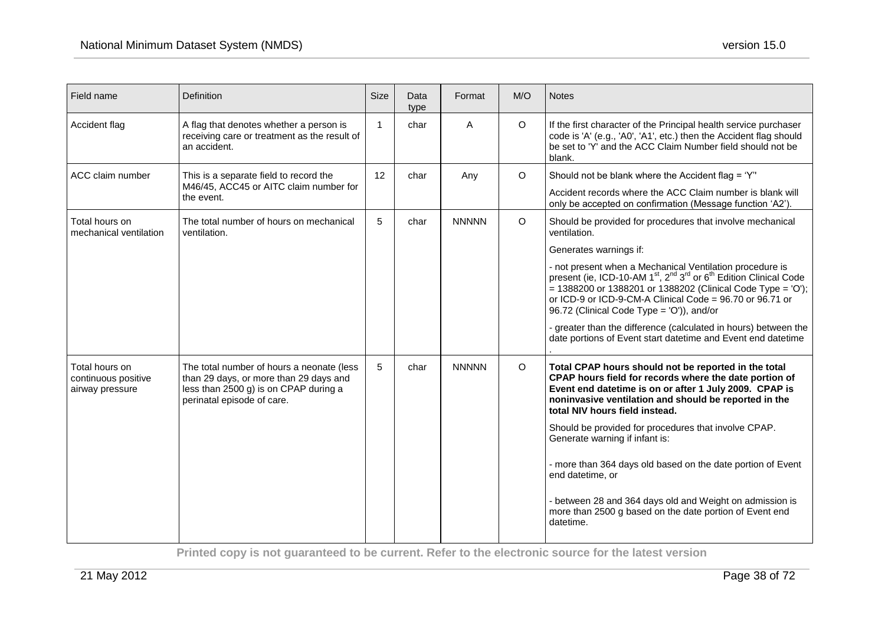| Field name | Definition | Size | Data type | Format | M/O | Notes |
|---|---|---|---|---|---|---|
| Accident flag | A flag that denotes whether a person is receiving care or treatment as the result of an accident. | 1 | char | A | O | If the first character of the Principal health service purchaser code is 'A' (e.g., 'A0', 'A1', etc.) then the Accident flag should be set to 'Y' and the ACC Claim Number field should not be blank. |
| ACC claim number | This is a separate field to record the M46/45, ACC45 or AITC claim number for the event. | 12 | char | Any | O | Should not be blank where the Accident flag = 'Y'' <br><br> Accident records where the ACC Claim number is blank will only be accepted on confirmation (Message function 'A2'). |
| Total hours on mechanical ventilation | The total number of hours on mechanical ventilation. | 5 | char | NNNNN | O | Should be provided for procedures that involve mechanical ventilation. <br><br> Generates warnings if: <br><br> - not present when a Mechanical Ventilation procedure is present (ie, ICD-10-AM 1st, 2nd 3rd or 6th Edition Clinical Code = 1388200 or 1388201 or 1388202 (Clinical Code Type = 'O'); or ICD-9 or ICD-9-CM-A Clinical Code = 96.70 or 96.71 or 96.72 (Clinical Code Type = 'O')), and/or <br><br> - greater than the difference (calculated in hours) between the date portions of Event start datetime and Event end datetime . |
| Total hours on continuous positive airway pressure | The total number of hours a neonate (less than 29 days, or more than 29 days and less than 2500 g) is on CPAP during a perinatal episode of care. | 5 | char | NNNNN | O | **Total CPAP hours should not be reported in the total CPAP hours field for records where the date portion of Event end datetime is on or after 1 July 2009. CPAP is noninvasive ventilation and should be reported in the total NIV hours field instead.** <br><br> Should be provided for procedures that involve CPAP. Generate warning if infant is: <br><br> - more than 364 days old based on the date portion of Event end datetime, or <br><br> - between 28 and 364 days old and Weight on admission is more than 2500 g based on the date portion of Event end datetime. |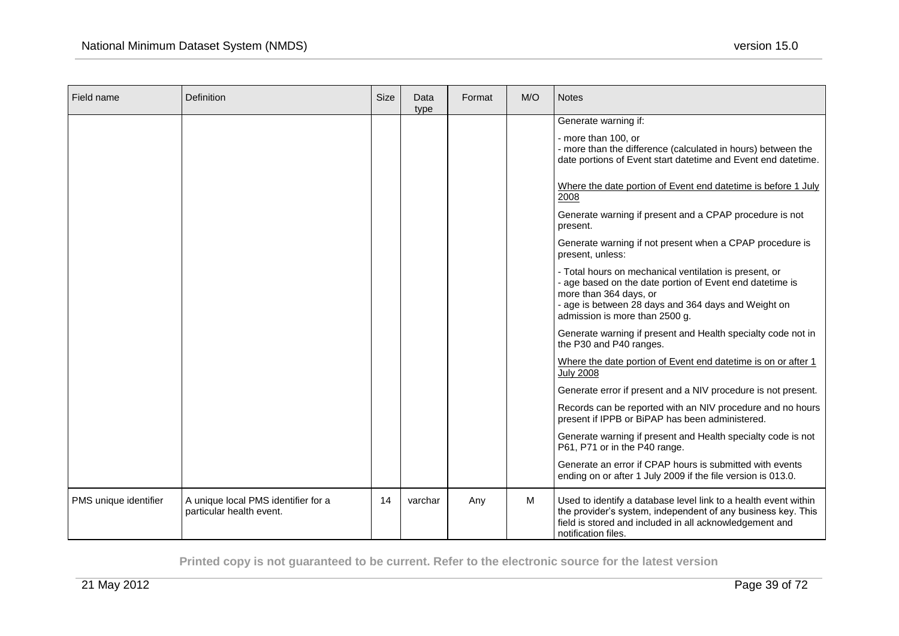| Field name | Definition | Size | Data type | Format | M/O | Notes |
|---|---|---|---|---|---|---|
| | | | | | | Generate warning if:<br><br>- more than 100, or<br>- more than the difference (calculated in hours) between the date portions of Event start datetime and Event end datetime.<br><br>Where the date portion of Event end datetime is before 1 July 2008<br><br>Generate warning if present and a CPAP procedure is not present.<br><br>Generate warning if not present when a CPAP procedure is present, unless:<br><br>- Total hours on mechanical ventilation is present, or<br>- age based on the date portion of Event end datetime is more than 364 days, or<br>- age is between 28 days and 364 days and Weight on admission is more than 2500 g.<br><br>Generate warning if present and Health specialty code not in the P30 and P40 ranges.<br><br>Where the date portion of Event end datetime is on or after 1 July 2008<br><br>Generate error if present and a NIV procedure is not present.<br><br>Records can be reported with an NIV procedure and no hours present if IPPB or BiPAP has been administered.<br><br>Generate warning if present and Health specialty code is not P61, P71 or in the P40 range.<br><br>Generate an error if CPAP hours is submitted with events ending on or after 1 July 2009 if the file version is 013.0. |
| PMS unique identifier | A unique local PMS identifier for a particular health event. | 14 | varchar | Any | M | Used to identify a database level link to a health event within the provider's system, independent of any business key. This field is stored and included in all acknowledgement and notification files. |

**Printed copy is not guaranteed to be current. Refer to the electronic source for the latest version**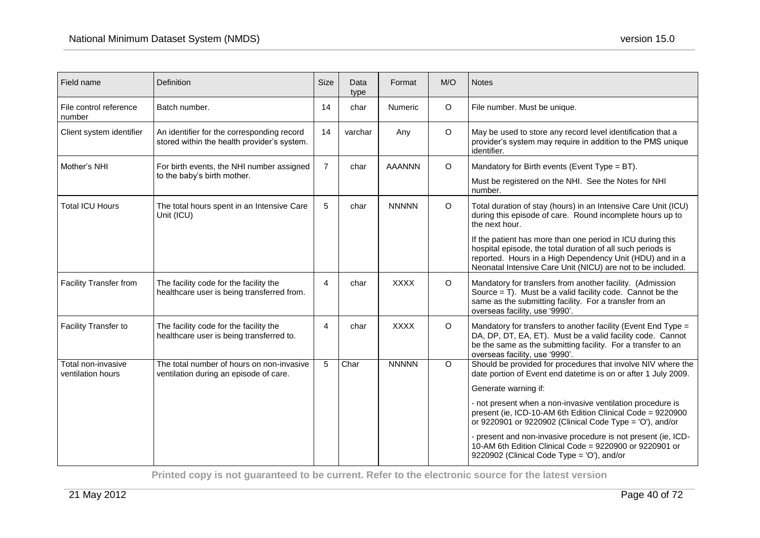| Field name | Definition | Size | Data type | Format | M/O | Notes |
|---|---|---|---|---|---|---|
| File control reference number | Batch number. | 14 | char | Numeric | O | File number. Must be unique. |
| Client system identifier | An identifier for the corresponding record stored within the health provider's system. | 14 | varchar | Any | O | May be used to store any record level identification that a provider's system may require in addition to the PMS unique identifier. |
| Mother's NHI | For birth events, the NHI number assigned to the baby's birth mother. | 7 | char | AAANNN | O | Mandatory for Birth events (Event Type = BT).<br><br>Must be registered on the NHI. See the Notes for NHI number. |
| Total ICU Hours | The total hours spent in an Intensive Care Unit (ICU) | 5 | char | NNNNN | O | Total duration of stay (hours) in an Intensive Care Unit (ICU) during this episode of care. Round incomplete hours up to the next hour.<br><br>If the patient has more than one period in ICU during this hospital episode, the total duration of all such periods is reported. Hours in a High Dependency Unit (HDU) and in a Neonatal Intensive Care Unit (NICU) are not to be included. |
| Facility Transfer from | The facility code for the facility the healthcare user is being transferred from. | 4 | char | XXXX | O | Mandatory for transfers from another facility. (Admission Source = T). Must be a valid facility code. Cannot be the same as the submitting facility. For a transfer from an overseas facility, use '9990'. |
| Facility Transfer to | The facility code for the facility the healthcare user is being transferred to. | 4 | char | XXXX | O | Mandatory for transfers to another facility (Event End Type = DA, DP, DT, EA, ET). Must be a valid facility code. Cannot be the same as the submitting facility. For a transfer to an overseas facility, use '9990'. |
| Total non-invasive ventilation hours | The total number of hours on non-invasive ventilation during an episode of care. | 5 | Char | NNNNN | O | Should be provided for procedures that involve NIV where the date portion of Event end datetime is on or after 1 July 2009.<br><br>Generate warning if:<br><br>- not present when a non-invasive ventilation procedure is present (ie, ICD-10-AM 6th Edition Clinical Code = 9220900 or 9220901 or 9220902 (Clinical Code Type = 'O'), and/or<br><br>- present and non-invasive procedure is not present (ie, ICD-10-AM 6th Edition Clinical Code = 9220900 or 9220901 or 9220902 (Clinical Code Type = 'O'), and/or |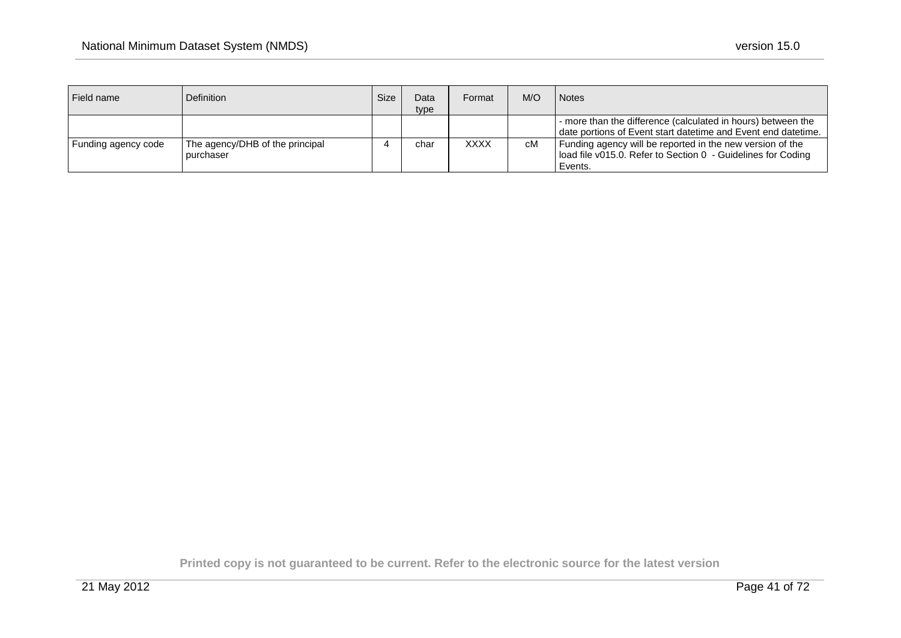| Field name | Definition | Size | Data type | Format | M/O | Notes |
|---|---|---|---|---|---|---|
| | | | | | | - more than the difference (calculated in hours) between the date portions of Event start datetime and Event end datetime. |
| Funding agency code | The agency/DHB of the principal purchaser | 4 | char | XXXX | cM | Funding agency will be reported in the new version of the load file v015.0. Refer to Section 0 - Guidelines for Coding Events. |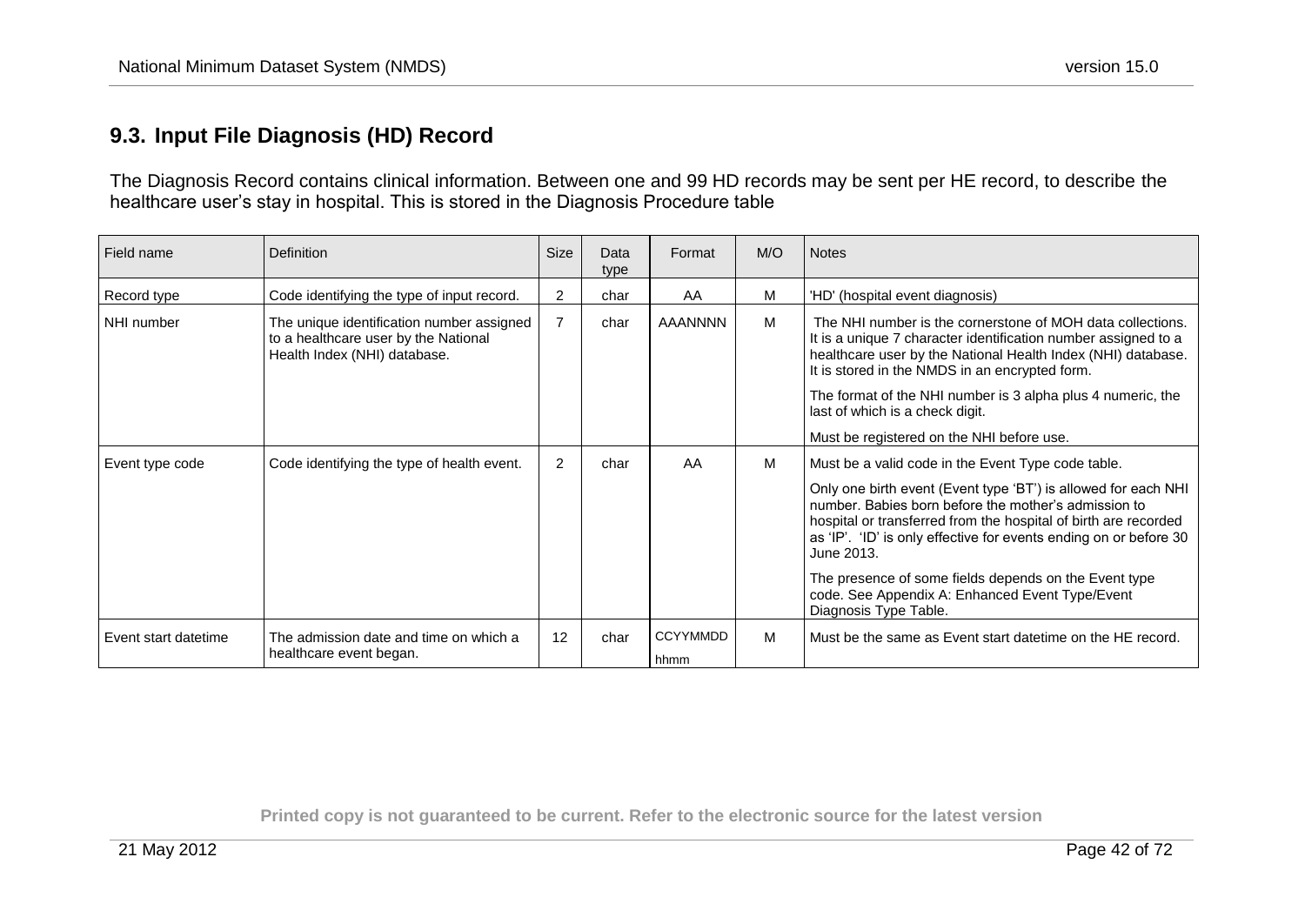## 9.3. Input File Diagnosis (HD) Record

The Diagnosis Record contains clinical information. Between one and 99 HD records may be sent per HE record, to describe the healthcare user's stay in hospital. This is stored in the Diagnosis Procedure table

| Field name | Definition | Size | Data type | Format | M/O | Notes |
|---|---|---|---|---|---|---|
| Record type | Code identifying the type of input record. | 2 | char | AA | M | 'HD' (hospital event diagnosis) |
| NHI number | The unique identification number assigned to a healthcare user by the National Health Index (NHI) database. | 7 | char | AAANNNN | M | The NHI number is the cornerstone of MOH data collections. It is a unique 7 character identification number assigned to a healthcare user by the National Health Index (NHI) database. It is stored in the NMDS in an encrypted form.<br><br>The format of the NHI number is 3 alpha plus 4 numeric, the last of which is a check digit.<br><br>Must be registered on the NHI before use. |
| Event type code | Code identifying the type of health event. | 2 | char | AA | M | Must be a valid code in the Event Type code table.<br><br>Only one birth event (Event type 'BT') is allowed for each NHI number. Babies born before the mother's admission to hospital or transferred from the hospital of birth are recorded as 'IP'. 'ID' is only effective for events ending on or before 30 June 2013.<br><br>The presence of some fields depends on the Event type code. See Appendix A: Enhanced Event Type/Event Diagnosis Type Table. |
| Event start datetime | The admission date and time on which a healthcare event began. | 12 | char | CCYYMMDD hhmm | M | Must be the same as Event start datetime on the HE record. |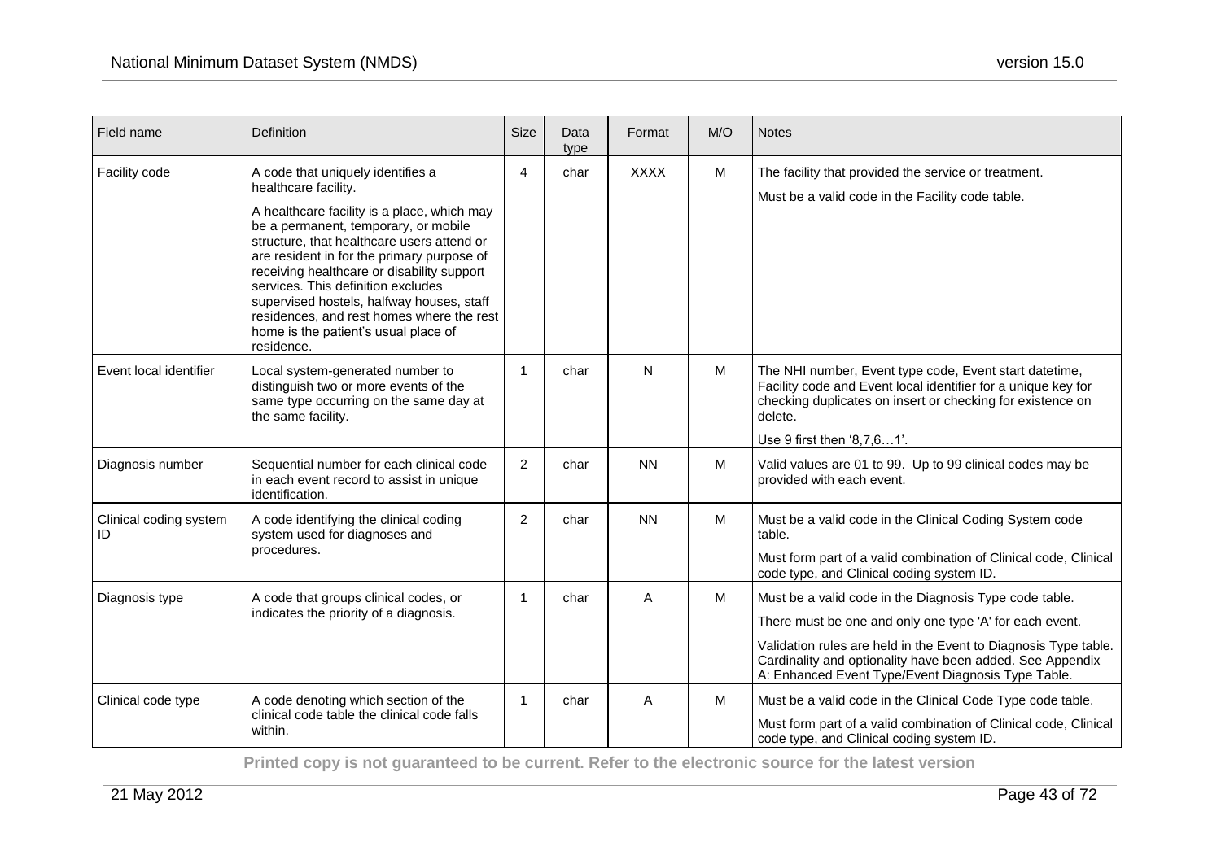| Field name | Definition | Size | Data type | Format | M/O | Notes |
|---|---|---|---|---|---|---|
| Facility code | A code that uniquely identifies a healthcare facility.<br><br>A healthcare facility is a place, which may be a permanent, temporary, or mobile structure, that healthcare users attend or are resident in for the primary purpose of receiving healthcare or disability support services. This definition excludes supervised hostels, halfway houses, staff residences, and rest homes where the rest home is the patient's usual place of residence. | 4 | char | XXXX | M | The facility that provided the service or treatment.<br><br>Must be a valid code in the Facility code table. |
| Event local identifier | Local system-generated number to distinguish two or more events of the same type occurring on the same day at the same facility. | 1 | char | N | M | The NHI number, Event type code, Event start datetime, Facility code and Event local identifier for a unique key for checking duplicates on insert or checking for existence on delete.<br><br>Use 9 first then '8,7,6…1'. |
| Diagnosis number | Sequential number for each clinical code in each event record to assist in unique identification. | 2 | char | NN | M | Valid values are 01 to 99. Up to 99 clinical codes may be provided with each event. |
| Clinical coding system ID | A code identifying the clinical coding system used for diagnoses and procedures. | 2 | char | NN | M | Must be a valid code in the Clinical Coding System code table.<br><br>Must form part of a valid combination of Clinical code, Clinical code type, and Clinical coding system ID. |
| Diagnosis type | A code that groups clinical codes, or indicates the priority of a diagnosis. | 1 | char | A | M | Must be a valid code in the Diagnosis Type code table.<br><br>There must be one and only one type 'A' for each event.<br><br>Validation rules are held in the Event to Diagnosis Type table. Cardinality and optionality have been added. See Appendix A: Enhanced Event Type/Event Diagnosis Type Table. |
| Clinical code type | A code denoting which section of the clinical code table the clinical code falls within. | 1 | char | A | M | Must be a valid code in the Clinical Code Type code table.<br><br>Must form part of a valid combination of Clinical code, Clinical code type, and Clinical coding system ID. |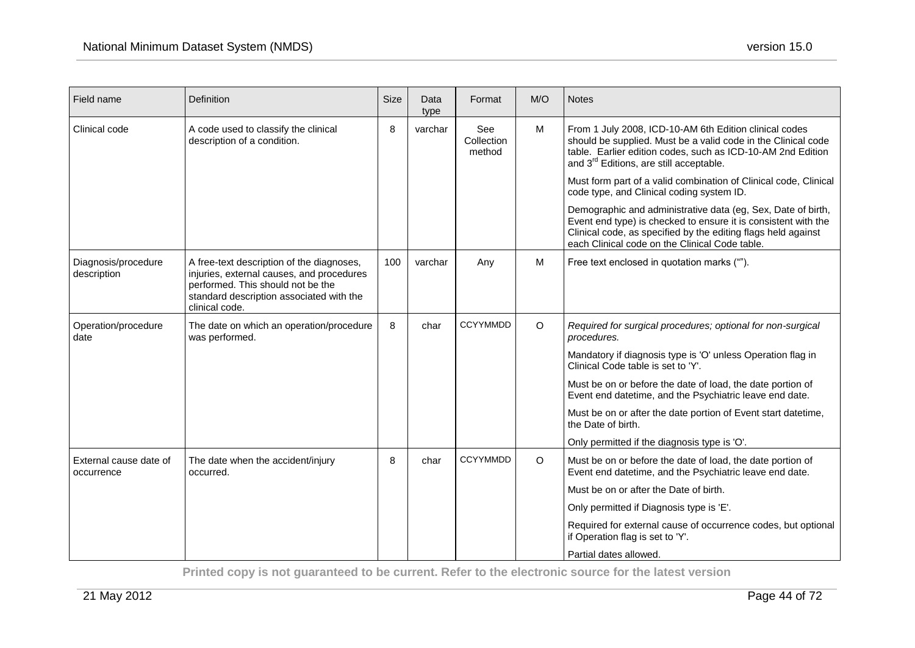| Field name | Definition | Size | Data type | Format | M/O | Notes |
|---|---|---|---|---|---|---|
| Clinical code | A code used to classify the clinical description of a condition. | 8 | varchar | See Collection method | M | From 1 July 2008, ICD-10-AM 6th Edition clinical codes should be supplied. Must be a valid code in the Clinical code table. Earlier edition codes, such as ICD-10-AM 2nd Edition and 3rd Editions, are still acceptable.<br><br>Must form part of a valid combination of Clinical code, Clinical code type, and Clinical coding system ID.<br><br>Demographic and administrative data (eg, Sex, Date of birth, Event end type) is checked to ensure it is consistent with the Clinical code, as specified by the editing flags held against each Clinical code on the Clinical Code table. |
| Diagnosis/procedure description | A free-text description of the diagnoses, injuries, external causes, and procedures performed. This should not be the standard description associated with the clinical code. | 100 | varchar | Any | M | Free text enclosed in quotation marks (""). |
| Operation/procedure date | The date on which an operation/procedure was performed. | 8 | char | CCYYMMDD | O | *Required for surgical procedures; optional for non-surgical procedures.*<br><br>Mandatory if diagnosis type is 'O' unless Operation flag in Clinical Code table is set to 'Y'.<br><br>Must be on or before the date of load, the date portion of Event end datetime, and the Psychiatric leave end date.<br><br>Must be on or after the date portion of Event start datetime, the Date of birth.<br><br>Only permitted if the diagnosis type is 'O'. |
| External cause date of occurrence | The date when the accident/injury occurred. | 8 | char | CCYYMMDD | O | Must be on or before the date of load, the date portion of Event end datetime, and the Psychiatric leave end date.<br><br>Must be on or after the Date of birth.<br><br>Only permitted if Diagnosis type is 'E'.<br><br>Required for external cause of occurrence codes, but optional if Operation flag is set to 'Y'.<br><br>Partial dates allowed. |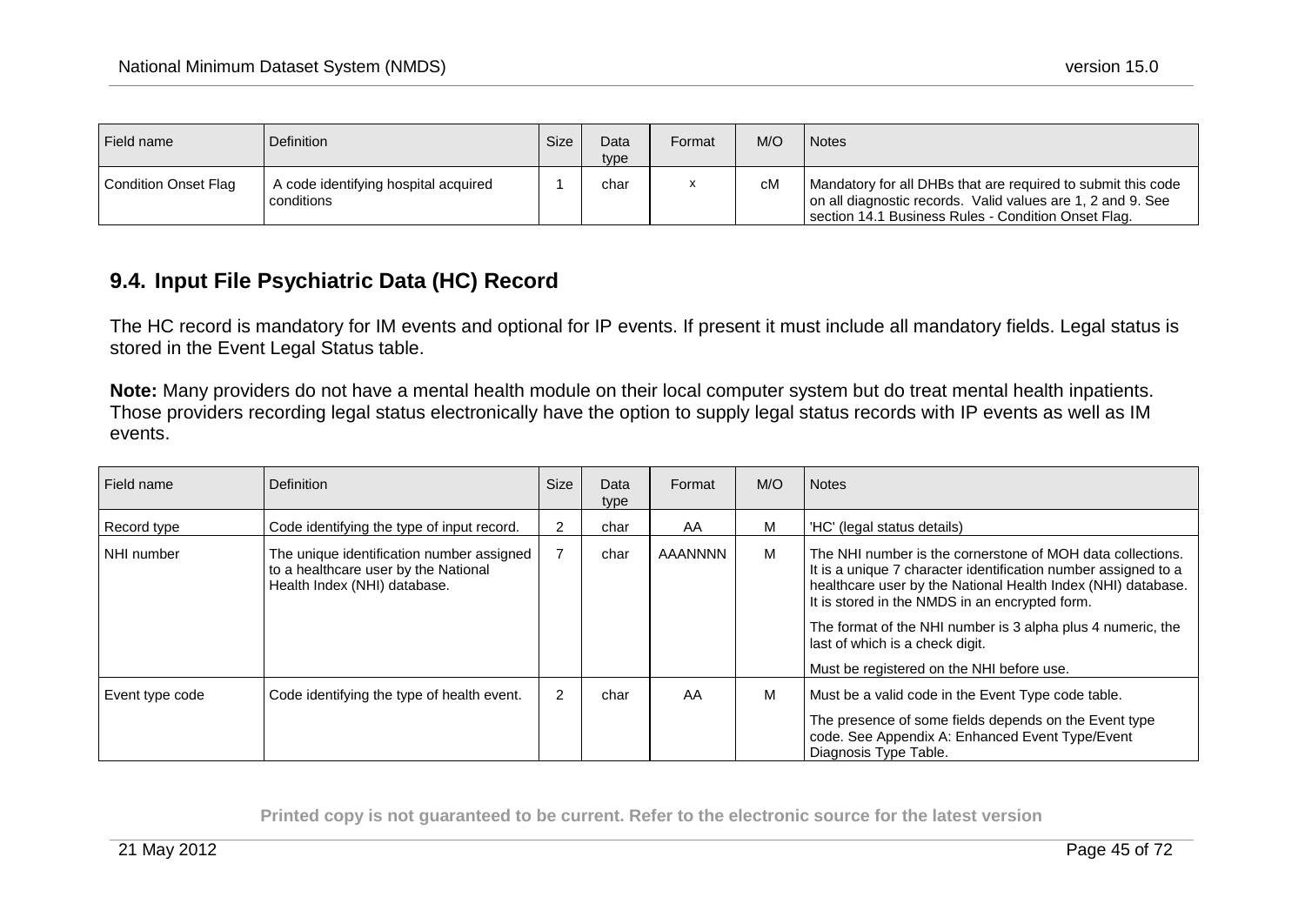| Field name | Definition | Size | Data type | Format | M/O | Notes |
|---|---|---|---|---|---|---|
| Condition Onset Flag | A code identifying hospital acquired conditions | 1 | char | x | cM | Mandatory for all DHBs that are required to submit this code on all diagnostic records. Valid values are 1, 2 and 9. See section 14.1 Business Rules - Condition Onset Flag. |

## 9.4. Input File Psychiatric Data (HC) Record

The HC record is mandatory for IM events and optional for IP events. If present it must include all mandatory fields. Legal status is stored in the Event Legal Status table.

**Note:** Many providers do not have a mental health module on their local computer system but do treat mental health inpatients. Those providers recording legal status electronically have the option to supply legal status records with IP events as well as IM events.

| Field name | Definition | Size | Data type | Format | M/O | Notes |
|---|---|---|---|---|---|---|
| Record type | Code identifying the type of input record. | 2 | char | AA | M | 'HC' (legal status details) |
| NHI number | The unique identification number assigned to a healthcare user by the National Health Index (NHI) database. | 7 | char | AAANNNN | M | The NHI number is the cornerstone of MOH data collections. It is a unique 7 character identification number assigned to a healthcare user by the National Health Index (NHI) database. It is stored in the NMDS in an encrypted form.<br><br>The format of the NHI number is 3 alpha plus 4 numeric, the last of which is a check digit.<br><br>Must be registered on the NHI before use. |
| Event type code | Code identifying the type of health event. | 2 | char | AA | M | Must be a valid code in the Event Type code table.<br><br>The presence of some fields depends on the Event type code. See Appendix A: Enhanced Event Type/Event Diagnosis Type Table. |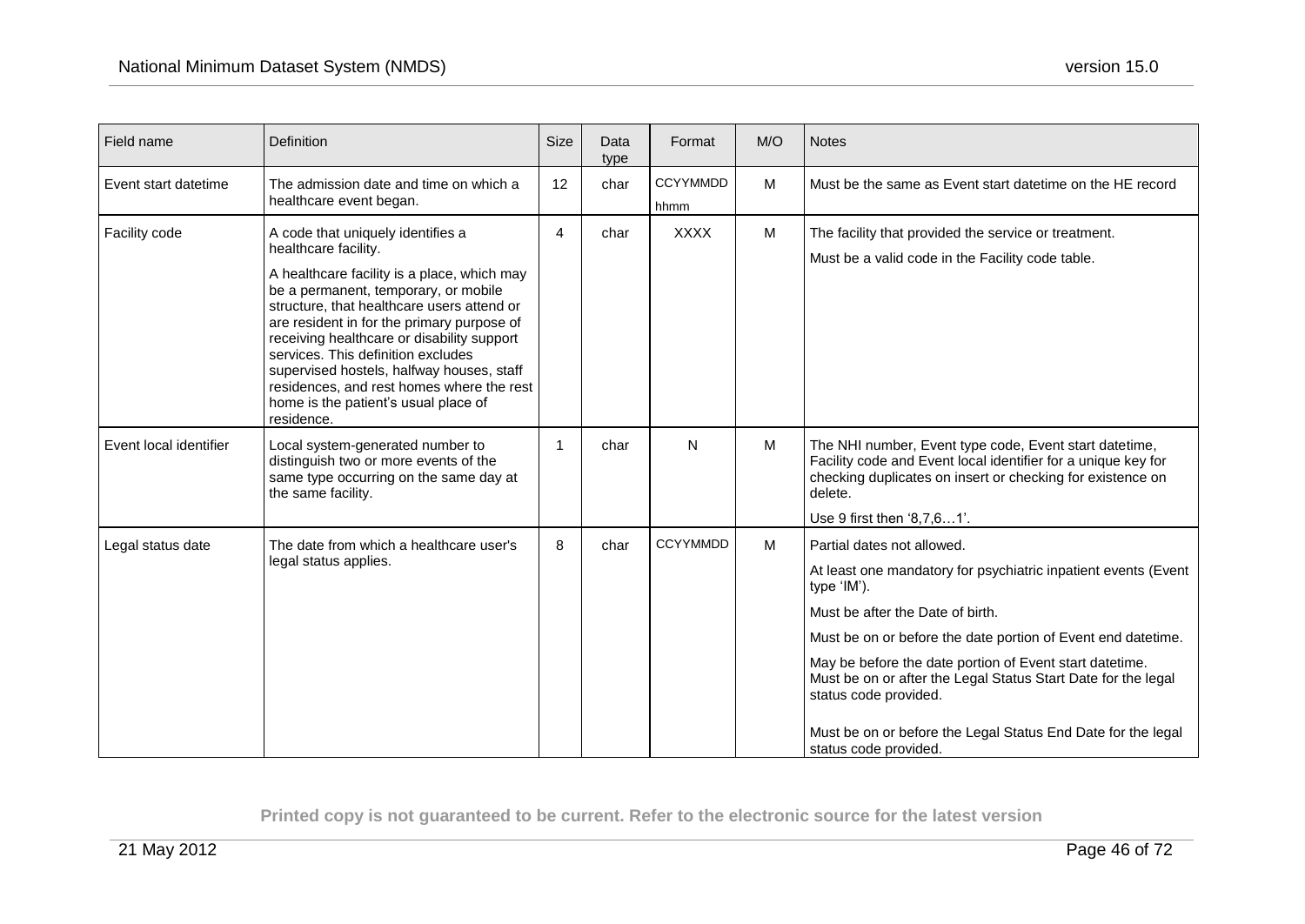| Field name | Definition | Size | Data type | Format | M/O | Notes |
|---|---|---|---|---|---|---|
| Event start datetime | The admission date and time on which a healthcare event began. | 12 | char | CCYYMMDD hhmm | M | Must be the same as Event start datetime on the HE record |
| Facility code | A code that uniquely identifies a healthcare facility.<br><br>A healthcare facility is a place, which may be a permanent, temporary, or mobile structure, that healthcare users attend or are resident in for the primary purpose of receiving healthcare or disability support services. This definition excludes supervised hostels, halfway houses, staff residences, and rest homes where the rest home is the patient's usual place of residence. | 4 | char | XXXX | M | The facility that provided the service or treatment.<br><br>Must be a valid code in the Facility code table. |
| Event local identifier | Local system-generated number to distinguish two or more events of the same type occurring on the same day at the same facility. | 1 | char | N | M | The NHI number, Event type code, Event start datetime, Facility code and Event local identifier for a unique key for checking duplicates on insert or checking for existence on delete.<br><br>Use 9 first then '8,7,6…1'. |
| Legal status date | The date from which a healthcare user's legal status applies. | 8 | char | CCYYMMDD | M | Partial dates not allowed.<br><br>At least one mandatory for psychiatric inpatient events (Event type 'IM').<br><br>Must be after the Date of birth.<br><br>Must be on or before the date portion of Event end datetime.<br><br>May be before the date portion of Event start datetime. Must be on or after the Legal Status Start Date for the legal status code provided.<br><br>Must be on or before the Legal Status End Date for the legal status code provided. |

**Printed copy is not guaranteed to be current. Refer to the electronic source for the latest version**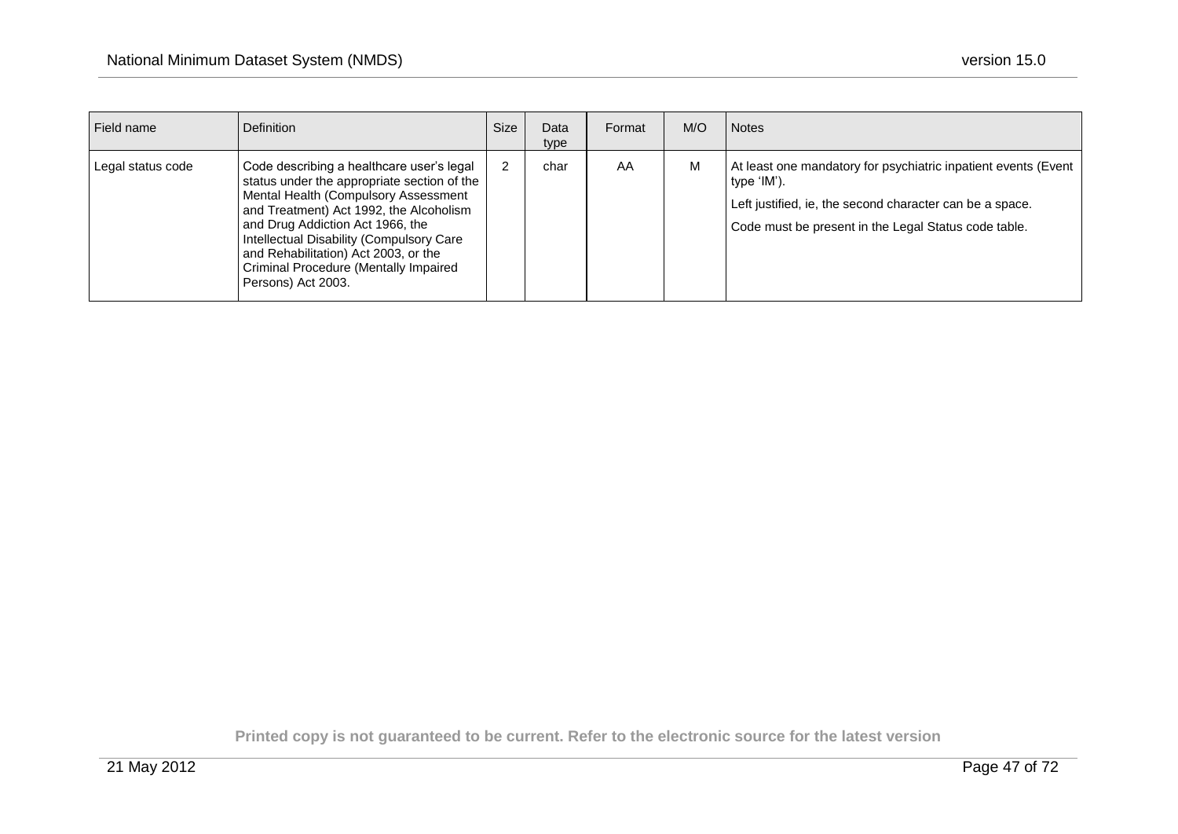| Field name | Definition | Size | Data type | Format | M/O | Notes |
|---|---|---|---|---|---|---|
| Legal status code | Code describing a healthcare user's legal status under the appropriate section of the Mental Health (Compulsory Assessment and Treatment) Act 1992, the Alcoholism and Drug Addiction Act 1966, the Intellectual Disability (Compulsory Care and Rehabilitation) Act 2003, or the Criminal Procedure (Mentally Impaired Persons) Act 2003. | 2 | char | AA | M | At least one mandatory for psychiatric inpatient events (Event type 'IM').<br><br>Left justified, ie, the second character can be a space.<br><br>Code must be present in the Legal Status code table. |

**Printed copy is not guaranteed to be current. Refer to the electronic source for the latest version**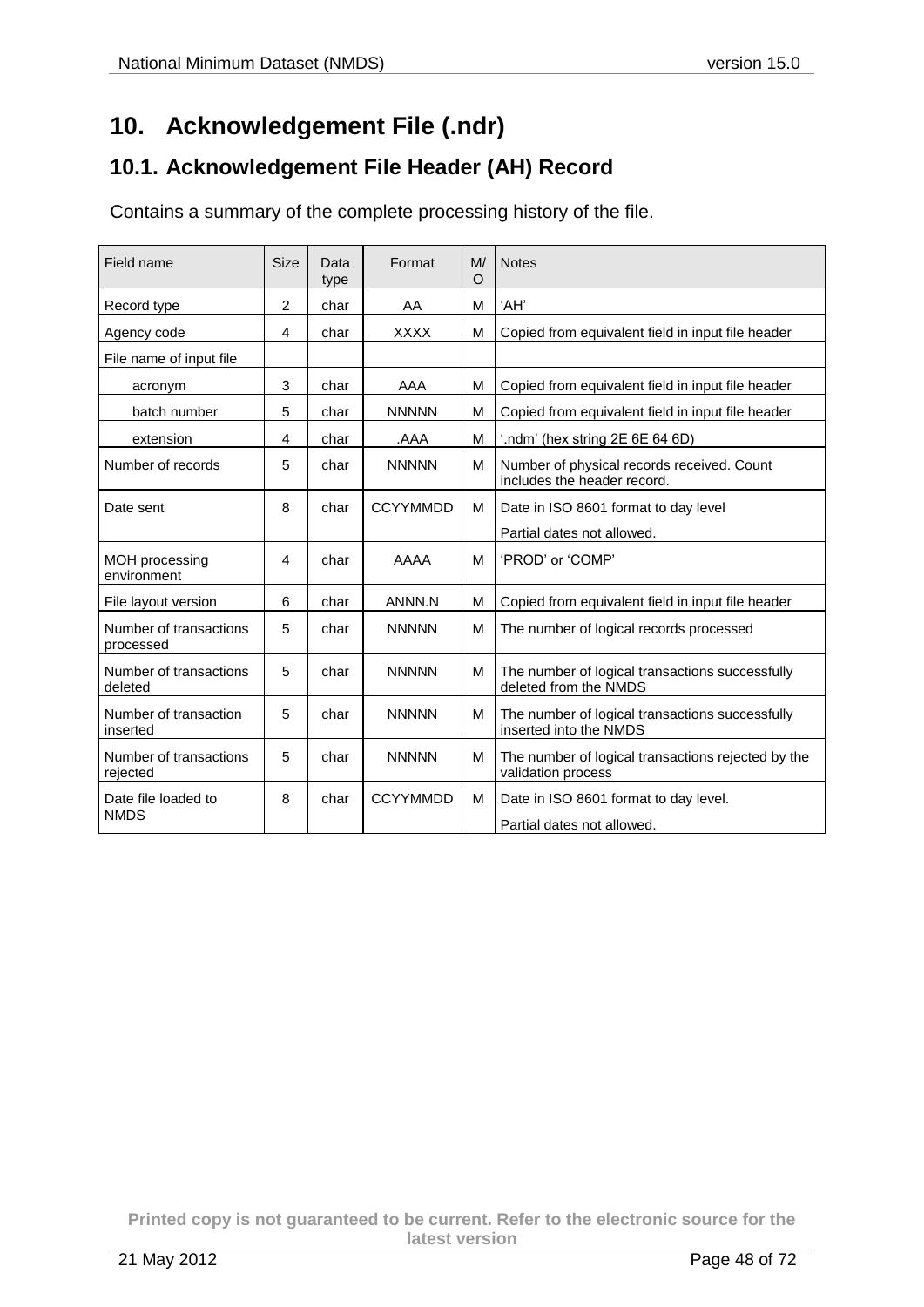# 10. Acknowledgement File (.ndr)

## 10.1. Acknowledgement File Header (AH) Record

Contains a summary of the complete processing history of the file.

| Field name | Size | Data type | Format | M/O | Notes |
|---|---|---|---|---|---|
| Record type | 2 | char | AA | M | 'AH' |
| Agency code | 4 | char | XXXX | M | Copied from equivalent field in input file header |
| File name of input file | | | | | |
| acronym | 3 | char | AAA | M | Copied from equivalent field in input file header |
| batch number | 5 | char | NNNNN | M | Copied from equivalent field in input file header |
| extension | 4 | char | .AAA | M | '.ndm' (hex string 2E 6E 64 6D) |
| Number of records | 5 | char | NNNNN | M | Number of physical records received. Count includes the header record. |
| Date sent | 8 | char | CCYYMMDD | M | Date in ISO 8601 format to day level<br>Partial dates not allowed. |
| MOH processing environment | 4 | char | AAAA | M | 'PROD' or 'COMP' |
| File layout version | 6 | char | ANNN.N | M | Copied from equivalent field in input file header |
| Number of transactions processed | 5 | char | NNNNN | M | The number of logical records processed |
| Number of transactions deleted | 5 | char | NNNNN | M | The number of logical transactions successfully deleted from the NMDS |
| Number of transaction inserted | 5 | char | NNNNN | M | The number of logical transactions successfully inserted into the NMDS |
| Number of transactions rejected | 5 | char | NNNNN | M | The number of logical transactions rejected by the validation process |
| Date file loaded to NMDS | 8 | char | CCYYMMDD | M | Date in ISO 8601 format to day level.<br>Partial dates not allowed. |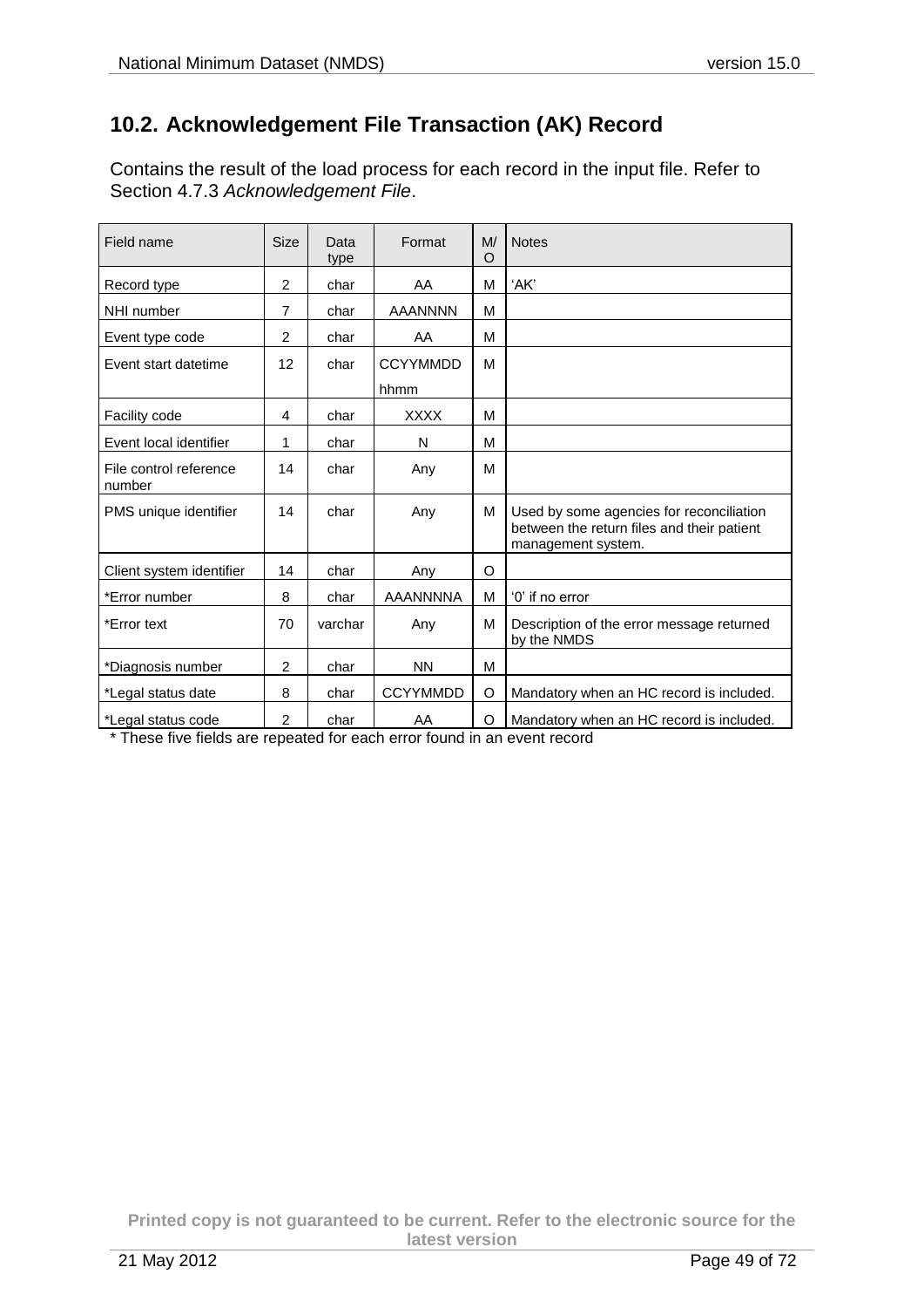## 10.2. Acknowledgement File Transaction (AK) Record

Contains the result of the load process for each record in the input file. Refer to Section 4.7.3 *Acknowledgement File*.

| Field name | Size | Data type | Format | M/O | Notes |
|---|---|---|---|---|---|
| Record type | 2 | char | AA | M | 'AK' |
| NHI number | 7 | char | AAANNNN | M | |
| Event type code | 2 | char | AA | M | |
| Event start datetime | 12 | char | CCYYMMDD hhmm | M | |
| Facility code | 4 | char | XXXX | M | |
| Event local identifier | 1 | char | N | M | |
| File control reference number | 14 | char | Any | M | |
| PMS unique identifier | 14 | char | Any | M | Used by some agencies for reconciliation between the return files and their patient management system. |
| Client system identifier | 14 | char | Any | O | |
| *Error number | 8 | char | AAANNNNA | M | '0' if no error |
| *Error text | 70 | varchar | Any | M | Description of the error message returned by the NMDS |
| *Diagnosis number | 2 | char | NN | M | |
| *Legal status date | 8 | char | CCYYMMDD | O | Mandatory when an HC record is included. |
| *Legal status code | 2 | char | AA | O | Mandatory when an HC record is included. |

\* These five fields are repeated for each error found in an event record

Printed copy is not guaranteed to be current. Refer to the electronic source for the latest version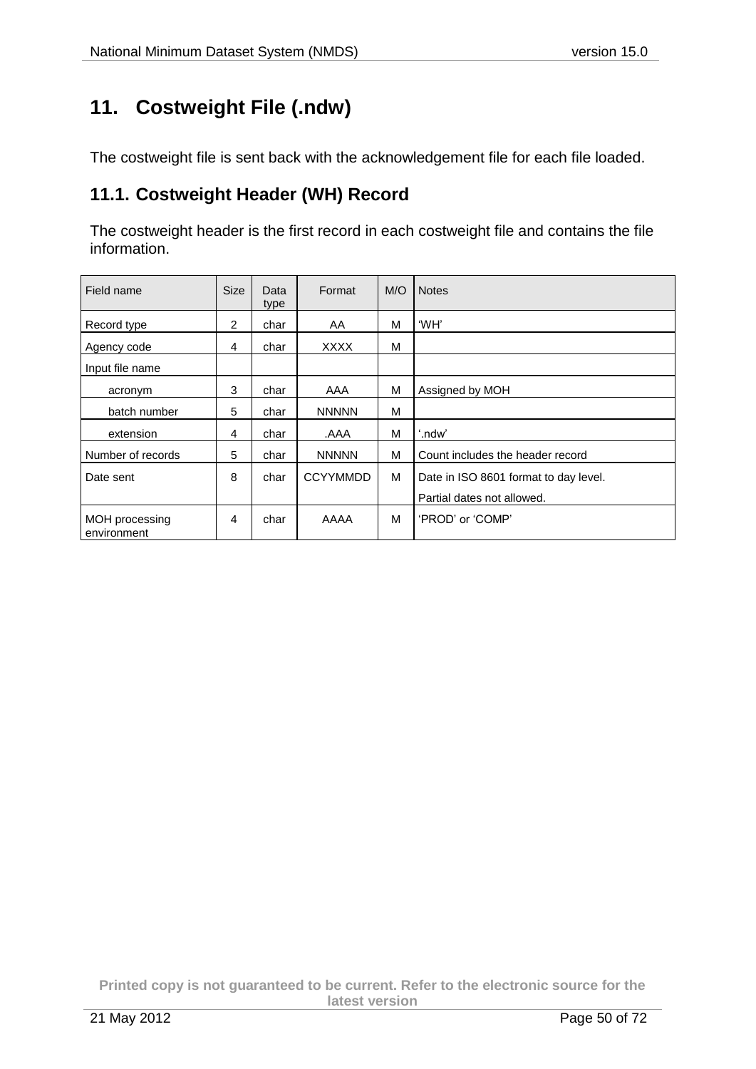# 11. Costweight File (.ndw)

The costweight file is sent back with the acknowledgement file for each file loaded.

## 11.1. Costweight Header (WH) Record

The costweight header is the first record in each costweight file and contains the file information.

| Field name | Size | Data type | Format | M/O | Notes |
|---|---|---|---|---|---|
| Record type | 2 | char | AA | M | 'WH' |
| Agency code | 4 | char | XXXX | M | |
| Input file name | | | | | |
| acronym | 3 | char | AAA | M | Assigned by MOH |
| batch number | 5 | char | NNNNN | M | |
| extension | 4 | char | .AAA | M | '.ndw' |
| Number of records | 5 | char | NNNNN | M | Count includes the header record |
| Date sent | 8 | char | CCYYMMDD | M | Date in ISO 8601 format to day level.<br>Partial dates not allowed. |
| MOH processing environment | 4 | char | AAAA | M | 'PROD' or 'COMP' |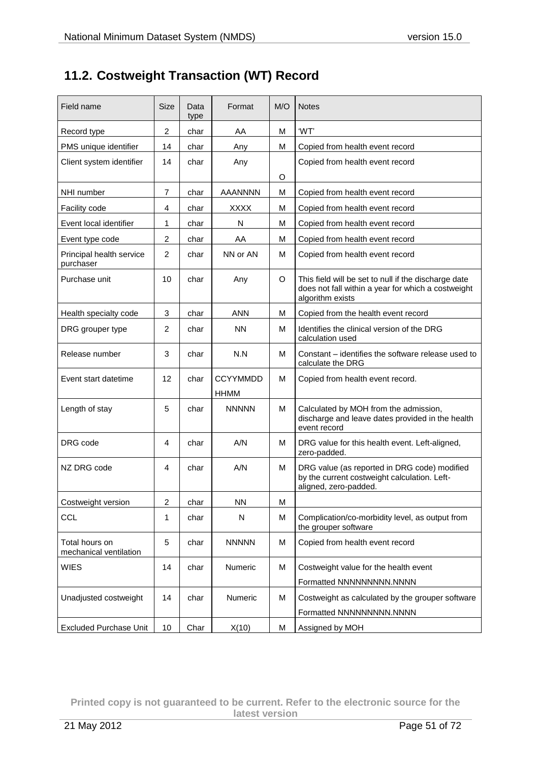## 11.2. Costweight Transaction (WT) Record

| Field name | Size | Data type | Format | M/O | Notes |
|---|---|---|---|---|---|
| Record type | 2 | char | AA | M | 'WT' |
| PMS unique identifier | 14 | char | Any | M | Copied from health event record |
| Client system identifier | 14 | char | Any | O | Copied from health event record |
| NHI number | 7 | char | AAANNNN | M | Copied from health event record |
| Facility code | 4 | char | XXXX | M | Copied from health event record |
| Event local identifier | 1 | char | N | M | Copied from health event record |
| Event type code | 2 | char | AA | M | Copied from health event record |
| Principal health service purchaser | 2 | char | NN or AN | M | Copied from health event record |
| Purchase unit | 10 | char | Any | O | This field will be set to null if the discharge date does not fall within a year for which a costweight algorithm exists |
| Health specialty code | 3 | char | ANN | M | Copied from the health event record |
| DRG grouper type | 2 | char | NN | M | Identifies the clinical version of the DRG calculation used |
| Release number | 3 | char | N.N | M | Constant – identifies the software release used to calculate the DRG |
| Event start datetime | 12 | char | CCYYMMDD HHMM | M | Copied from health event record. |
| Length of stay | 5 | char | NNNNN | M | Calculated by MOH from the admission, discharge and leave dates provided in the health event record |
| DRG code | 4 | char | A/N | M | DRG value for this health event. Left-aligned, zero-padded. |
| NZ DRG code | 4 | char | A/N | M | DRG value (as reported in DRG code) modified by the current costweight calculation. Left-aligned, zero-padded. |
| Costweight version | 2 | char | NN | M | |
| CCL | 1 | char | N | M | Complication/co-morbidity level, as output from the grouper software |
| Total hours on mechanical ventilation | 5 | char | NNNNN | M | Copied from health event record |
| WIES | 14 | char | Numeric | M | Costweight value for the health event<br>Formatted NNNNNNNNN.NNNN |
| Unadjusted costweight | 14 | char | Numeric | M | Costweight as calculated by the grouper software<br>Formatted NNNNNNNNN.NNNN |
| Excluded Purchase Unit | 10 | Char | X(10) | M | Assigned by MOH |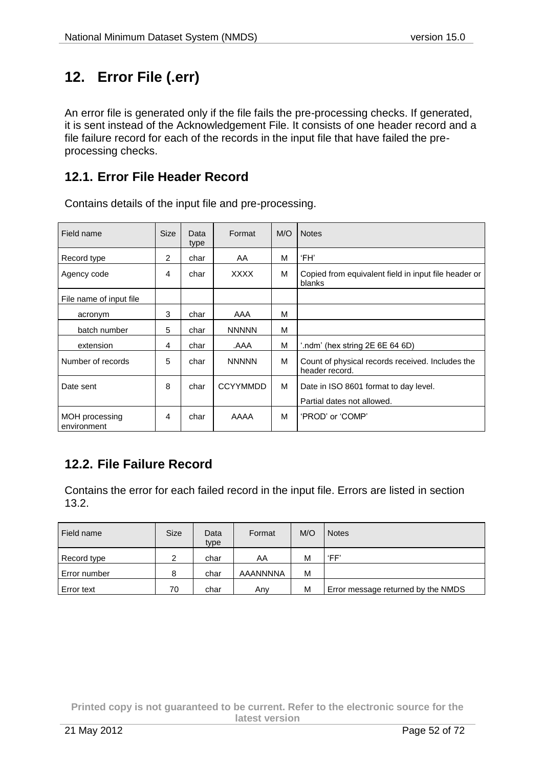# 12. Error File (.err)

An error file is generated only if the file fails the pre-processing checks. If generated, it is sent instead of the Acknowledgement File. It consists of one header record and a file failure record for each of the records in the input file that have failed the pre-processing checks.

## 12.1. Error File Header Record

Contains details of the input file and pre-processing.

| Field name | Size | Data type | Format | M/O | Notes |
|---|---|---|---|---|---|
| Record type | 2 | char | AA | M | ‘FH’ |
| Agency code | 4 | char | XXXX | M | Copied from equivalent field in input file header or blanks |
| File name of input file | | | | | |
| acronym | 3 | char | AAA | M | |
| batch number | 5 | char | NNNNN | M | |
| extension | 4 | char | .AAA | M | ‘.ndm’ (hex string 2E 6E 64 6D) |
| Number of records | 5 | char | NNNNN | M | Count of physical records received. Includes the header record. |
| Date sent | 8 | char | CCYYMMDD | M | Date in ISO 8601 format to day level. Partial dates not allowed. |
| MOH processing environment | 4 | char | AAAA | M | ‘PROD’ or ‘COMP’ |

## 12.2. File Failure Record

Contains the error for each failed record in the input file. Errors are listed in section 13.2.

| Field name | Size | Data type | Format | M/O | Notes |
|---|---|---|---|---|---|
| Record type | 2 | char | AA | M | ‘FF’ |
| Error number | 8 | char | AAANNNNA | M | |
| Error text | 70 | char | Any | M | Error message returned by the NMDS |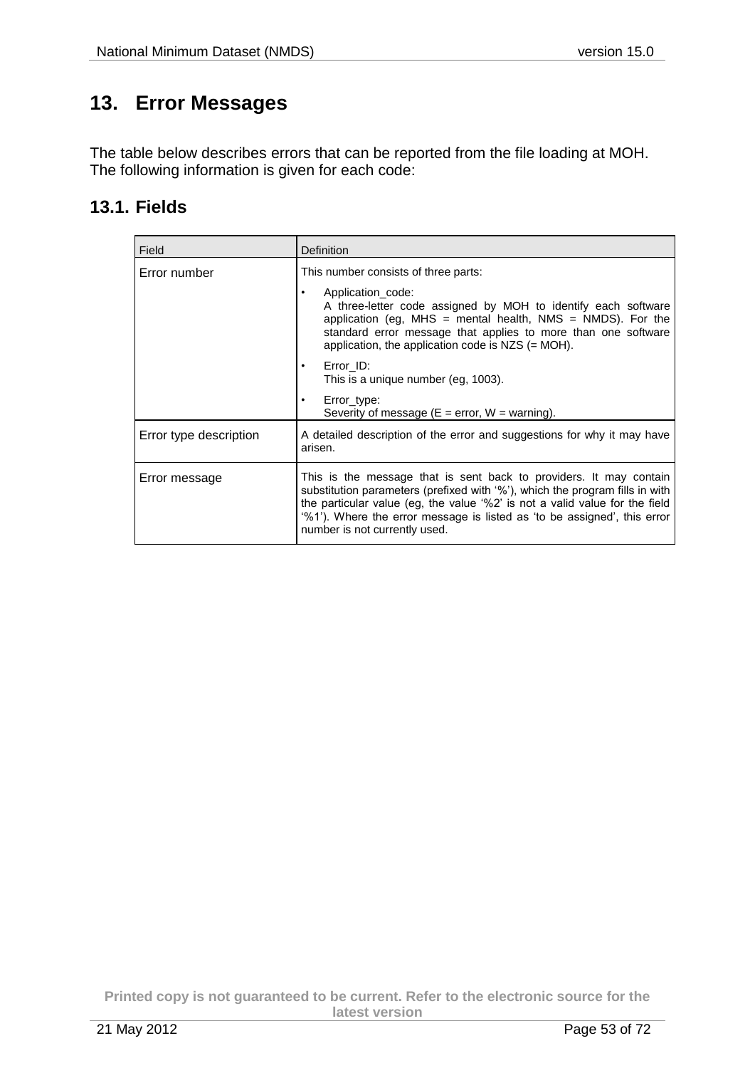# 13. Error Messages

The table below describes errors that can be reported from the file loading at MOH. The following information is given for each code:

## 13.1. Fields

| Field | Definition |
|---|---|
| Error number | This number consists of three parts:<br>• Application_code:<br>A three-letter code assigned by MOH to identify each software application (eg, MHS = mental health, NMS = NMDS). For the standard error message that applies to more than one software application, the application code is NZS (= MOH).<br>• Error_ID:<br>This is a unique number (eg, 1003).<br>• Error_type:<br>Severity of message (E = error, W = warning). |
| Error type description | A detailed description of the error and suggestions for why it may have arisen. |
| Error message | This is the message that is sent back to providers. It may contain substitution parameters (prefixed with '%'), which the program fills in with the particular value (eg, the value '%2' is not a valid value for the field '%1'). Where the error message is listed as 'to be assigned', this error number is not currently used. |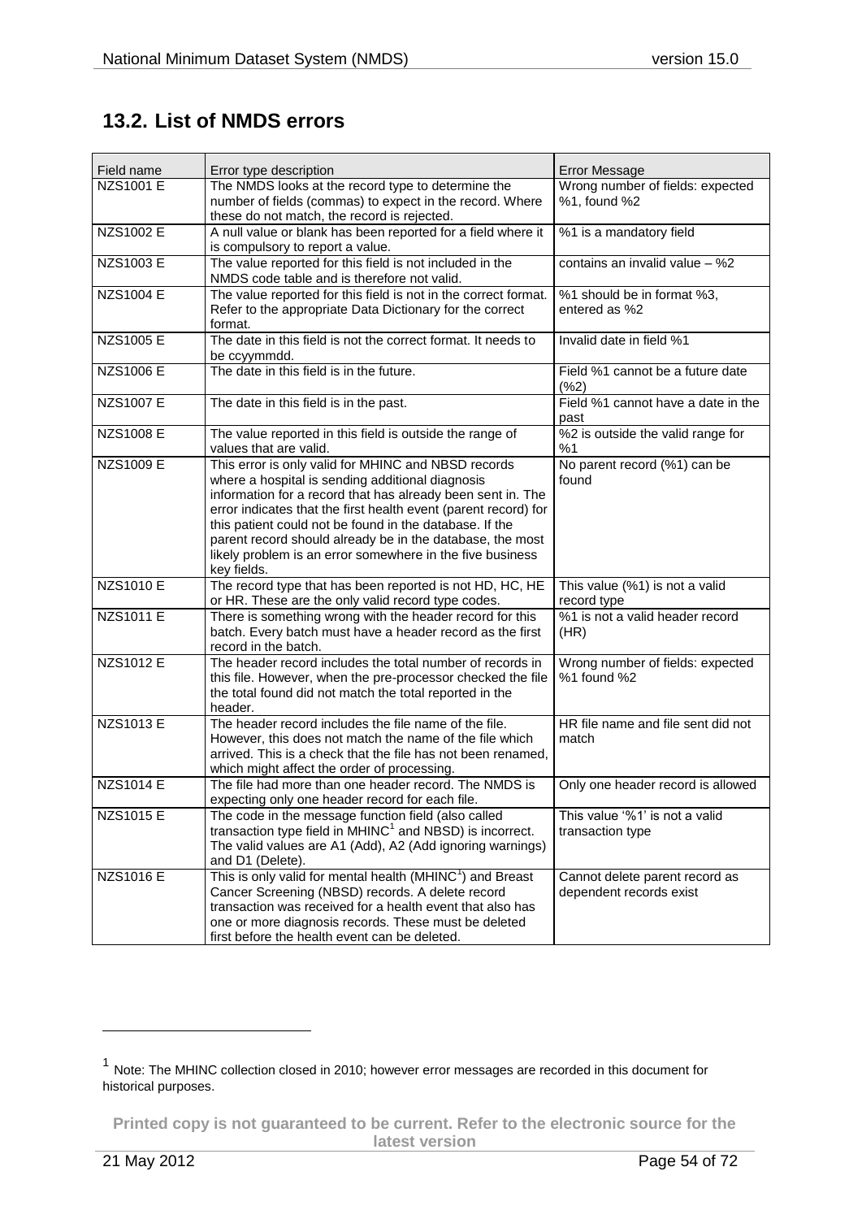## 13.2. List of NMDS errors

| Field name | Error type description | Error Message |
|---|---|---|
| NZS1001 E | The NMDS looks at the record type to determine the number of fields (commas) to expect in the record. Where these do not match, the record is rejected. | Wrong number of fields: expected %1, found %2 |
| NZS1002 E | A null value or blank has been reported for a field where it is compulsory to report a value. | %1 is a mandatory field |
| NZS1003 E | The value reported for this field is not included in the NMDS code table and is therefore not valid. | contains an invalid value – %2 |
| NZS1004 E | The value reported for this field is not in the correct format. Refer to the appropriate Data Dictionary for the correct format. | %1 should be in format %3, entered as %2 |
| NZS1005 E | The date in this field is not the correct format. It needs to be ccyymmdd. | Invalid date in field %1 |
| NZS1006 E | The date in this field is in the future. | Field %1 cannot be a future date (%2) |
| NZS1007 E | The date in this field is in the past. | Field %1 cannot have a date in the past |
| NZS1008 E | The value reported in this field is outside the range of values that are valid. | %2 is outside the valid range for %1 |
| NZS1009 E | This error is only valid for MHINC and NBSD records where a hospital is sending additional diagnosis information for a record that has already been sent in. The error indicates that the first health event (parent record) for this patient could not be found in the database. If the parent record should already be in the database, the most likely problem is an error somewhere in the five business key fields. | No parent record (%1) can be found |
| NZS1010 E | The record type that has been reported is not HD, HC, HE or HR. These are the only valid record type codes. | This value (%1) is not a valid record type |
| NZS1011 E | There is something wrong with the header record for this batch. Every batch must have a header record as the first record in the batch. | %1 is not a valid header record (HR) |
| NZS1012 E | The header record includes the total number of records in this file. However, when the pre-processor checked the file the total found did not match the total reported in the header. | Wrong number of fields: expected %1 found %2 |
| NZS1013 E | The header record includes the file name of the file. However, this does not match the name of the file which arrived. This is a check that the file has not been renamed, which might affect the order of processing. | HR file name and file sent did not match |
| NZS1014 E | The file had more than one header record. The NMDS is expecting only one header record for each file. | Only one header record is allowed |
| NZS1015 E | The code in the message function field (also called transaction type field in MHINC[1] and NBSD) is incorrect. The valid values are A1 (Add), A2 (Add ignoring warnings) and D1 (Delete). | This value '%1' is not a valid transaction type |
| NZS1016 E | This is only valid for mental health (MHINC[1]) and Breast Cancer Screening (NBSD) records. A delete record transaction was received for a health event that also has one or more diagnosis records. These must be deleted first before the health event can be deleted. | Cannot delete parent record as dependent records exist |

[1] Note: The MHINC collection closed in 2010; however error messages are recorded in this document for historical purposes.

**Printed copy is not guaranteed to be current. Refer to the electronic source for the latest version**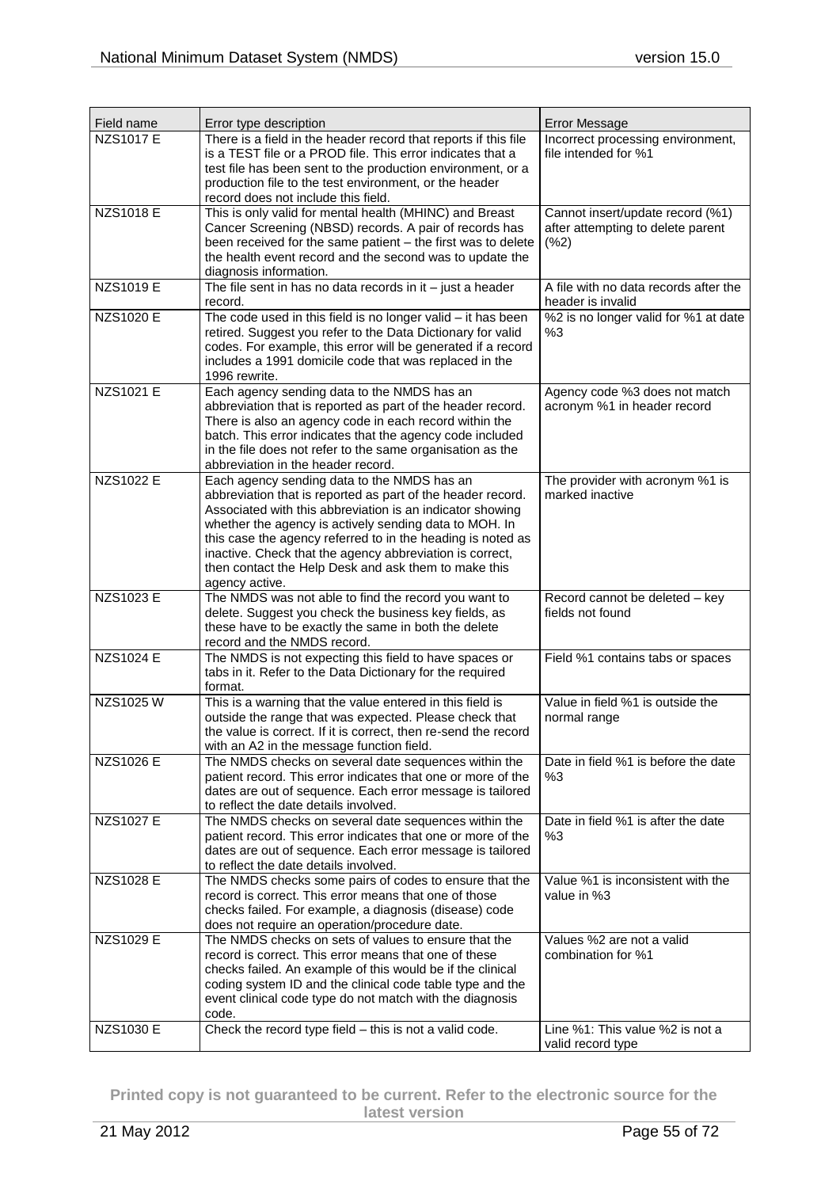| Field name | Error type description | Error Message |
|---|---|---|
| NZS1017 E | There is a field in the header record that reports if this file is a TEST file or a PROD file. This error indicates that a test file has been sent to the production environment, or a production file to the test environment, or the header record does not include this field. | Incorrect processing environment, file intended for %1 |
| NZS1018 E | This is only valid for mental health (MHINC) and Breast Cancer Screening (NBSD) records. A pair of records has been received for the same patient – the first was to delete the health event record and the second was to update the diagnosis information. | Cannot insert/update record (%1) after attempting to delete parent (%2) |
| NZS1019 E | The file sent in has no data records in it – just a header record. | A file with no data records after the header is invalid |
| NZS1020 E | The code used in this field is no longer valid – it has been retired. Suggest you refer to the Data Dictionary for valid codes. For example, this error will be generated if a record includes a 1991 domicile code that was replaced in the 1996 rewrite. | %2 is no longer valid for %1 at date %3 |
| NZS1021 E | Each agency sending data to the NMDS has an abbreviation that is reported as part of the header record. There is also an agency code in each record within the batch. This error indicates that the agency code included in the file does not refer to the same organisation as the abbreviation in the header record. | Agency code %3 does not match acronym %1 in header record |
| NZS1022 E | Each agency sending data to the NMDS has an abbreviation that is reported as part of the header record. Associated with this abbreviation is an indicator showing whether the agency is actively sending data to MOH. In this case the agency referred to in the heading is noted as inactive. Check that the agency abbreviation is correct, then contact the Help Desk and ask them to make this agency active. | The provider with acronym %1 is marked inactive |
| NZS1023 E | The NMDS was not able to find the record you want to delete. Suggest you check the business key fields, as these have to be exactly the same in both the delete record and the NMDS record. | Record cannot be deleted – key fields not found |
| NZS1024 E | The NMDS is not expecting this field to have spaces or tabs in it. Refer to the Data Dictionary for the required format. | Field %1 contains tabs or spaces |
| NZS1025 W | This is a warning that the value entered in this field is outside the range that was expected. Please check that the value is correct. If it is correct, then re-send the record with an A2 in the message function field. | Value in field %1 is outside the normal range |
| NZS1026 E | The NMDS checks on several date sequences within the patient record. This error indicates that one or more of the dates are out of sequence. Each error message is tailored to reflect the date details involved. | Date in field %1 is before the date %3 |
| NZS1027 E | The NMDS checks on several date sequences within the patient record. This error indicates that one or more of the dates are out of sequence. Each error message is tailored to reflect the date details involved. | Date in field %1 is after the date %3 |
| NZS1028 E | The NMDS checks some pairs of codes to ensure that the record is correct. This error means that one of those checks failed. For example, a diagnosis (disease) code does not require an operation/procedure date. | Value %1 is inconsistent with the value in %3 |
| NZS1029 E | The NMDS checks on sets of values to ensure that the record is correct. This error means that one of these checks failed. An example of this would be if the clinical coding system ID and the clinical code table type and the event clinical code type do not match with the diagnosis code. | Values %2 are not a valid combination for %1 |
| NZS1030 E | Check the record type field – this is not a valid code. | Line %1: This value %2 is not a valid record type |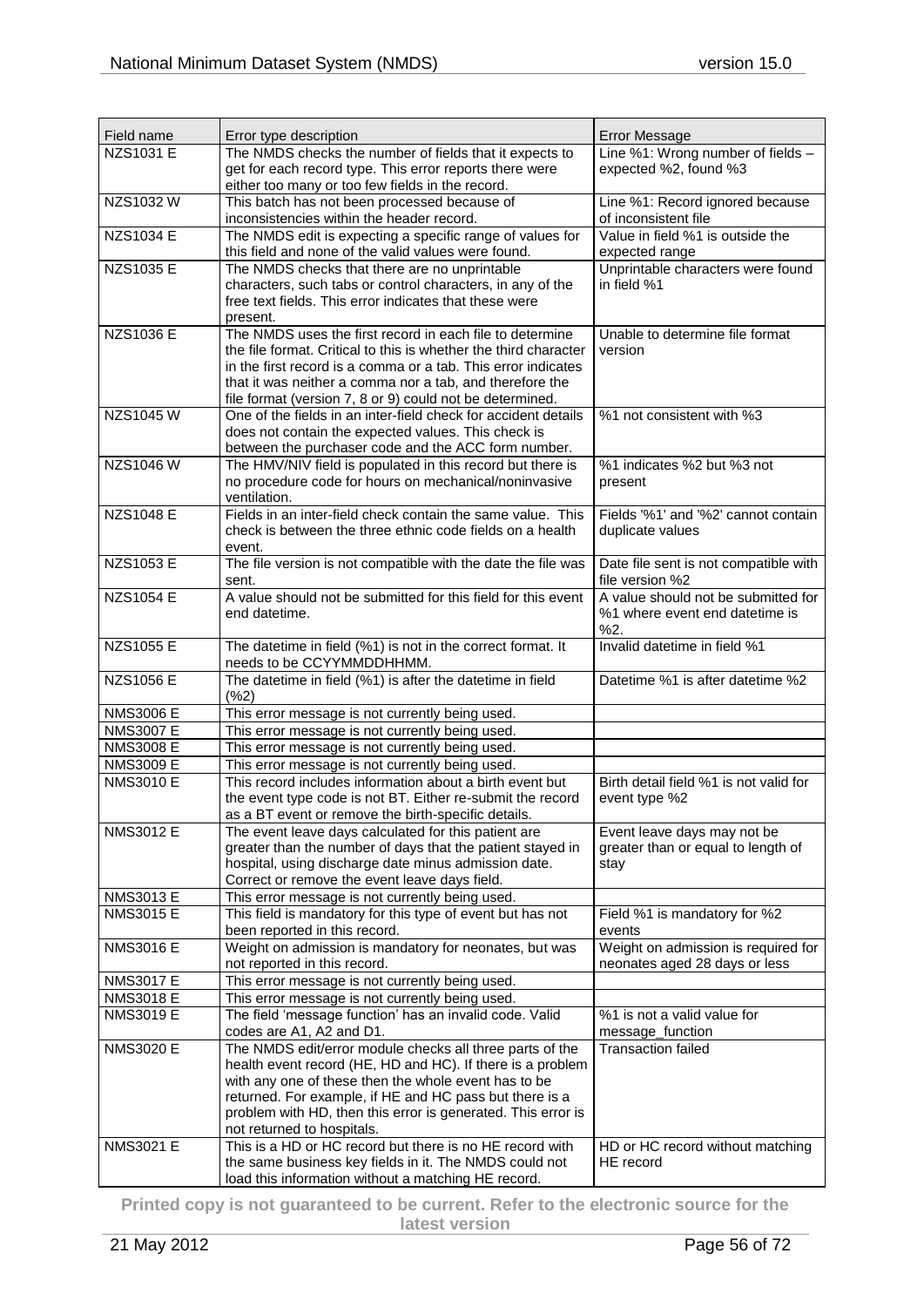| Field name | Error type description | Error Message |
|---|---|---|
| NZS1031 E | The NMDS checks the number of fields that it expects to get for each record type. This error reports there were either too many or too few fields in the record. | Line %1: Wrong number of fields – expected %2, found %3 |
| NZS1032 W | This batch has not been processed because of inconsistencies within the header record. | Line %1: Record ignored because of inconsistent file |
| NZS1034 E | The NMDS edit is expecting a specific range of values for this field and none of the valid values were found. | Value in field %1 is outside the expected range |
| NZS1035 E | The NMDS checks that there are no unprintable characters, such tabs or control characters, in any of the free text fields. This error indicates that these were present. | Unprintable characters were found in field %1 |
| NZS1036 E | The NMDS uses the first record in each file to determine the file format. Critical to this is whether the third character in the first record is a comma or a tab. This error indicates that it was neither a comma nor a tab, and therefore the file format (version 7, 8 or 9) could not be determined. | Unable to determine file format version |
| NZS1045 W | One of the fields in an inter-field check for accident details does not contain the expected values. This check is between the purchaser code and the ACC form number. | %1 not consistent with %3 |
| NZS1046 W | The HMV/NIV field is populated in this record but there is no procedure code for hours on mechanical/noninvasive ventilation. | %1 indicates %2 but %3 not present |
| NZS1048 E | Fields in an inter-field check contain the same value. This check is between the three ethnic code fields on a health event. | Fields '%1' and '%2' cannot contain duplicate values |
| NZS1053 E | The file version is not compatible with the date the file was sent. | Date file sent is not compatible with file version %2 |
| NZS1054 E | A value should not be submitted for this field for this event end datetime. | A value should not be submitted for %1 where event end datetime is %2. |
| NZS1055 E | The datetime in field (%1) is not in the correct format. It needs to be CCYYMMDDHHMM. | Invalid datetime in field %1 |
| NZS1056 E | The datetime in field (%1) is after the datetime in field (%2) | Datetime %1 is after datetime %2 |
| NMS3006 E | This error message is not currently being used. | |
| NMS3007 E | This error message is not currently being used. | |
| NMS3008 E | This error message is not currently being used. | |
| NMS3009 E | This error message is not currently being used. | |
| NMS3010 E | This record includes information about a birth event but the event type code is not BT. Either re-submit the record as a BT event or remove the birth-specific details. | Birth detail field %1 is not valid for event type %2 |
| NMS3012 E | The event leave days calculated for this patient are greater than the number of days that the patient stayed in hospital, using discharge date minus admission date. Correct or remove the event leave days field. | Event leave days may not be greater than or equal to length of stay |
| NMS3013 E | This error message is not currently being used. | |
| NMS3015 E | This field is mandatory for this type of event but has not been reported in this record. | Field %1 is mandatory for %2 events |
| NMS3016 E | Weight on admission is mandatory for neonates, but was not reported in this record. | Weight on admission is required for neonates aged 28 days or less |
| NMS3017 E | This error message is not currently being used. | |
| NMS3018 E | This error message is not currently being used. | |
| NMS3019 E | The field 'message function' has an invalid code. Valid codes are A1, A2 and D1. | %1 is not a valid value for message_function |
| NMS3020 E | The NMDS edit/error module checks all three parts of the health event record (HE, HD and HC). If there is a problem with any one of these then the whole event has to be returned. For example, if HE and HC pass but there is a problem with HD, then this error is generated. This error is not returned to hospitals. | Transaction failed |
| NMS3021 E | This is a HD or HC record but there is no HE record with the same business key fields in it. The NMDS could not load this information without a matching HE record. | HD or HC record without matching HE record |

Printed copy is not guaranteed to be current. Refer to the electronic source for the latest version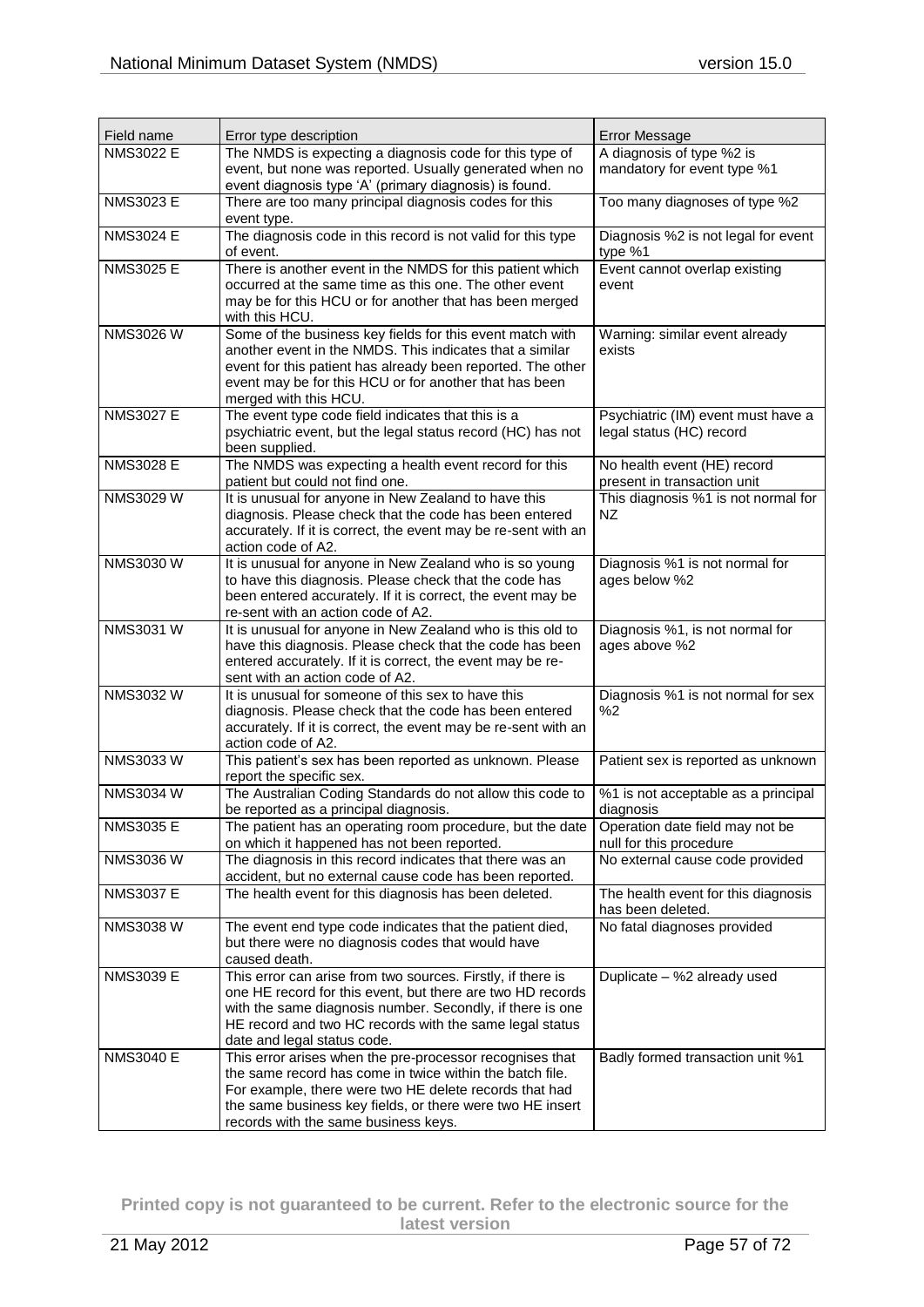| Field name | Error type description | Error Message |
|---|---|---|
| NMS3022 E | The NMDS is expecting a diagnosis code for this type of event, but none was reported. Usually generated when no event diagnosis type 'A' (primary diagnosis) is found. | A diagnosis of type %2 is mandatory for event type %1 |
| NMS3023 E | There are too many principal diagnosis codes for this event type. | Too many diagnoses of type %2 |
| NMS3024 E | The diagnosis code in this record is not valid for this type of event. | Diagnosis %2 is not legal for event type %1 |
| NMS3025 E | There is another event in the NMDS for this patient which occurred at the same time as this one. The other event may be for this HCU or for another that has been merged with this HCU. | Event cannot overlap existing event |
| NMS3026 W | Some of the business key fields for this event match with another event in the NMDS. This indicates that a similar event for this patient has already been reported. The other event may be for this HCU or for another that has been merged with this HCU. | Warning: similar event already exists |
| NMS3027 E | The event type code field indicates that this is a psychiatric event, but the legal status record (HC) has not been supplied. | Psychiatric (IM) event must have a legal status (HC) record |
| NMS3028 E | The NMDS was expecting a health event record for this patient but could not find one. | No health event (HE) record present in transaction unit |
| NMS3029 W | It is unusual for anyone in New Zealand to have this diagnosis. Please check that the code has been entered accurately. If it is correct, the event may be re-sent with an action code of A2. | This diagnosis %1 is not normal for NZ |
| NMS3030 W | It is unusual for anyone in New Zealand who is so young to have this diagnosis. Please check that the code has been entered accurately. If it is correct, the event may be re-sent with an action code of A2. | Diagnosis %1 is not normal for ages below %2 |
| NMS3031 W | It is unusual for anyone in New Zealand who is this old to have this diagnosis. Please check that the code has been entered accurately. If it is correct, the event may be re-sent with an action code of A2. | Diagnosis %1, is not normal for ages above %2 |
| NMS3032 W | It is unusual for someone of this sex to have this diagnosis. Please check that the code has been entered accurately. If it is correct, the event may be re-sent with an action code of A2. | Diagnosis %1 is not normal for sex %2 |
| NMS3033 W | This patient's sex has been reported as unknown. Please report the specific sex. | Patient sex is reported as unknown |
| NMS3034 W | The Australian Coding Standards do not allow this code to be reported as a principal diagnosis. | %1 is not acceptable as a principal diagnosis |
| NMS3035 E | The patient has an operating room procedure, but the date on which it happened has not been reported. | Operation date field may not be null for this procedure |
| NMS3036 W | The diagnosis in this record indicates that there was an accident, but no external cause code has been reported. | No external cause code provided |
| NMS3037 E | The health event for this diagnosis has been deleted. | The health event for this diagnosis has been deleted. |
| NMS3038 W | The event end type code indicates that the patient died, but there were no diagnosis codes that would have caused death. | No fatal diagnoses provided |
| NMS3039 E | This error can arise from two sources. Firstly, if there is one HE record for this event, but there are two HD records with the same diagnosis number. Secondly, if there is one HE record and two HC records with the same legal status date and legal status code. | Duplicate – %2 already used |
| NMS3040 E | This error arises when the pre-processor recognises that the same record has come in twice within the batch file. For example, there were two HE delete records that had the same business key fields, or there were two HE insert records with the same business keys. | Badly formed transaction unit %1 |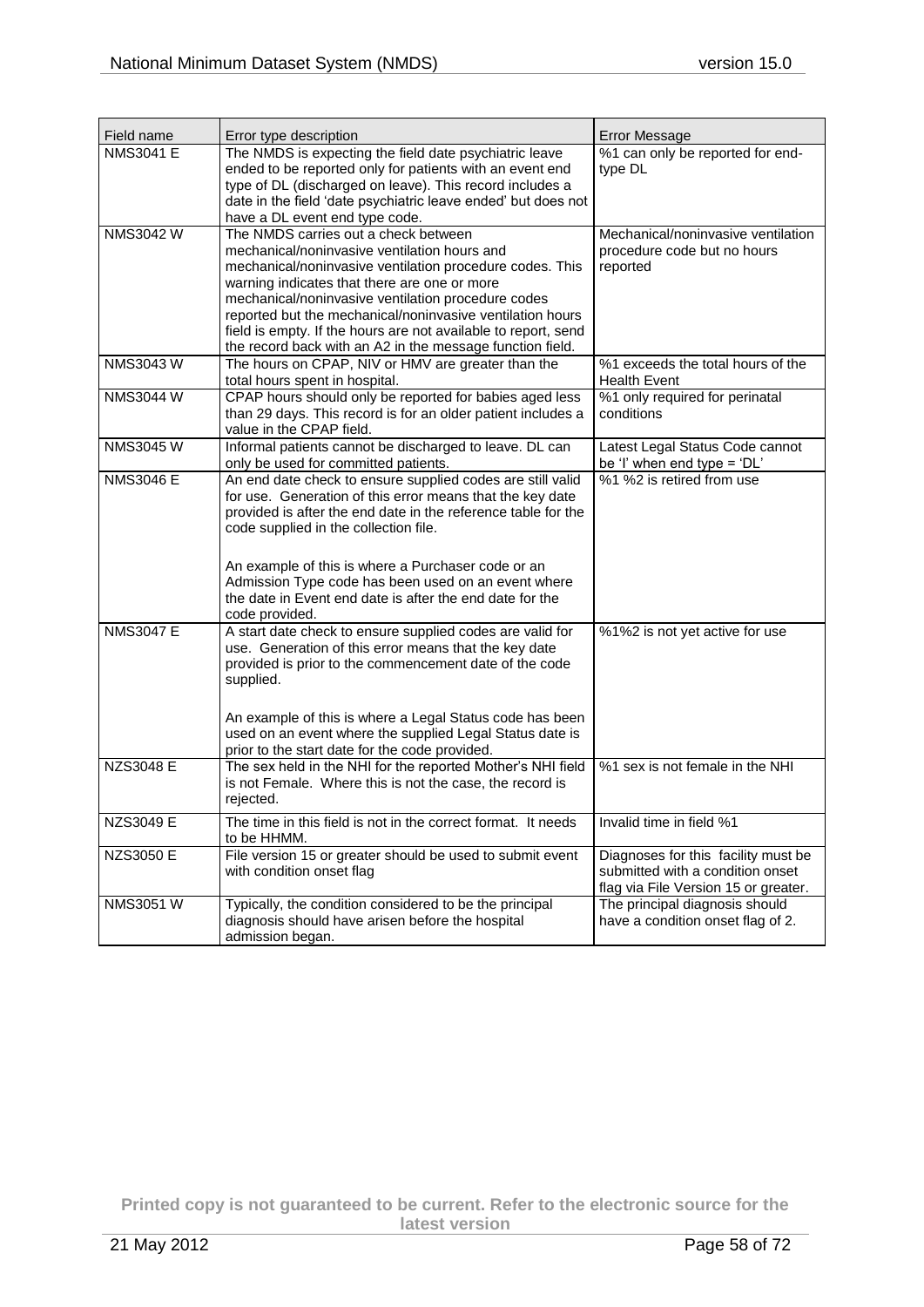| Field name | Error type description | Error Message |
|---|---|---|
| NMS3041 E | The NMDS is expecting the field date psychiatric leave ended to be reported only for patients with an event end type of DL (discharged on leave). This record includes a date in the field 'date psychiatric leave ended' but does not have a DL event end type code. | %1 can only be reported for end-type DL |
| NMS3042 W | The NMDS carries out a check between mechanical/noninvasive ventilation hours and mechanical/noninvasive ventilation procedure codes. This warning indicates that there are one or more mechanical/noninvasive ventilation procedure codes reported but the mechanical/noninvasive ventilation hours field is empty. If the hours are not available to report, send the record back with an A2 in the message function field. | Mechanical/noninvasive ventilation procedure code but no hours reported |
| NMS3043 W | The hours on CPAP, NIV or HMV are greater than the total hours spent in hospital. | %1 exceeds the total hours of the Health Event |
| NMS3044 W | CPAP hours should only be reported for babies aged less than 29 days. This record is for an older patient includes a value in the CPAP field. | %1 only required for perinatal conditions |
| NMS3045 W | Informal patients cannot be discharged to leave. DL can only be used for committed patients. | Latest Legal Status Code cannot be 'I' when end type = 'DL' |
| NMS3046 E | An end date check to ensure supplied codes are still valid for use. Generation of this error means that the key date provided is after the end date in the reference table for the code supplied in the collection file.<br><br>An example of this is where a Purchaser code or an Admission Type code has been used on an event where the date in Event end date is after the end date for the code provided. | %1 %2 is retired from use |
| NMS3047 E | A start date check to ensure supplied codes are valid for use. Generation of this error means that the key date provided is prior to the commencement date of the code supplied.<br><br>An example of this is where a Legal Status code has been used on an event where the supplied Legal Status date is prior to the start date for the code provided. | %1%2 is not yet active for use |
| NZS3048 E | The sex held in the NHI for the reported Mother's NHI field is not Female. Where this is not the case, the record is rejected. | %1 sex is not female in the NHI |
| NZS3049 E | The time in this field is not in the correct format. It needs to be HHMM. | Invalid time in field %1 |
| NZS3050 E | File version 15 or greater should be used to submit event with condition onset flag | Diagnoses for this facility must be submitted with a condition onset flag via File Version 15 or greater. |
| NMS3051 W | Typically, the condition considered to be the principal diagnosis should have arisen before the hospital admission began. | The principal diagnosis should have a condition onset flag of 2. |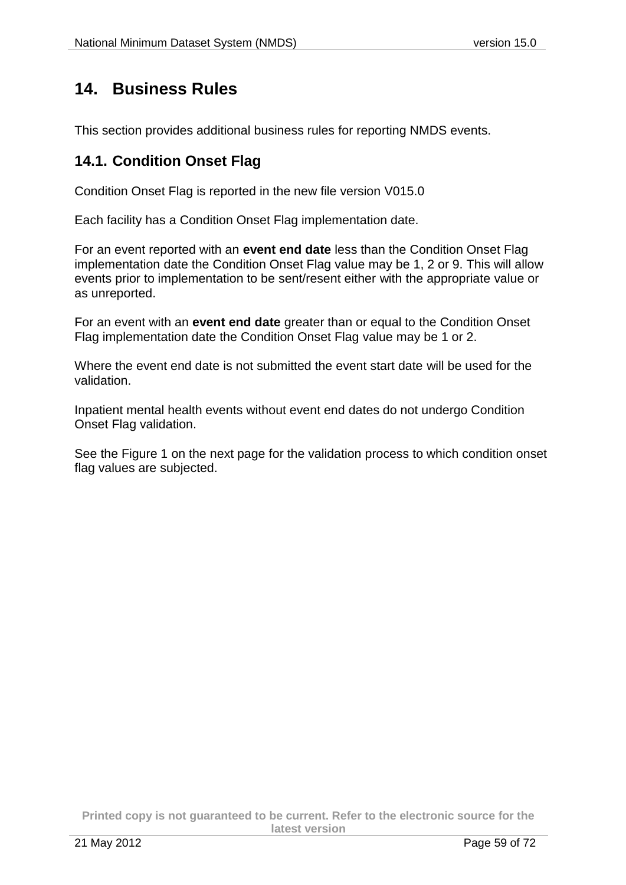# 14. Business Rules

This section provides additional business rules for reporting NMDS events.

## 14.1. Condition Onset Flag

Condition Onset Flag is reported in the new file version V015.0

Each facility has a Condition Onset Flag implementation date.

For an event reported with an **event end date** less than the Condition Onset Flag implementation date the Condition Onset Flag value may be 1, 2 or 9. This will allow events prior to implementation to be sent/resent either with the appropriate value or as unreported.

For an event with an **event end date** greater than or equal to the Condition Onset Flag implementation date the Condition Onset Flag value may be 1 or 2.

Where the event end date is not submitted the event start date will be used for the validation.

Inpatient mental health events without event end dates do not undergo Condition Onset Flag validation.

See the Figure 1 on the next page for the validation process to which condition onset flag values are subjected.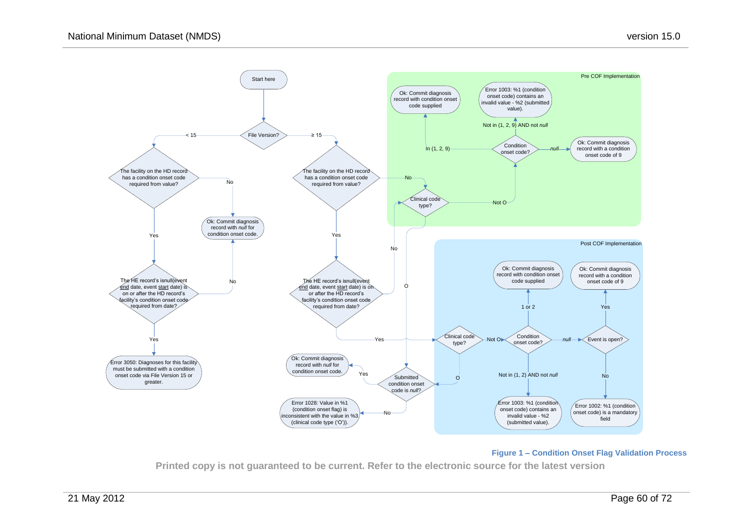Start here

File Version?

< 15

The facility on the HD record has a condition onset code required from value?

No → Ok: Commit diagnosis record with *null* for condition onset code.

Yes

The HE record's isnull(event end date, event start date) is on or after the HD record's facility's condition onset code required from date?

No → Ok: Commit diagnosis record with *null* for condition onset code.

Yes

Error 3050: Diagnoses for this facility must be submitted with a condition onset code via File Version 15 or greater.

≥ 15

The facility on the HD record has a condition onset code required from value?

No → Clinical code type?

Yes

The HE record's isnull(event end date, event start date) is on or after the HD record's facility's condition onset code required from date?

No → Clinical code type?

Yes → Clinical code type?

**Pre COF Implementation**

Clinical code type?

Not O → Condition onset code?

In (1, 2, 9) → Ok: Commit diagnosis record with condition onset code supplied

Not in (1, 2, 9) AND not *null* → Error 1003: %1 (condition onset code) contains an invalid value - %2 (submitted value).

*null* → Ok: Commit diagnosis record with a condition onset code of 9

O → Submitted condition onset code is *null*?

**Post COF Implementation**

Clinical code type?

Not O → Condition onset code?

1 or 2 → Ok: Commit diagnosis record with condition onset code supplied

Not in (1, 2) AND not *null* → Error 1003: %1 (condition onset code) contains an invalid value - %2 (submitted value).

*null* → Event is open?

Yes → Ok: Commit diagnosis record with a condition onset code of 9

No → Error 1002: %1 (condition onset code) is a mandatory field

O → Submitted condition onset code is *null*?

Submitted condition onset code is *null*?

Yes → Ok: Commit diagnosis record with *null* for condition onset code.

No → Error 1028: Value in %1 (condition onset flag) is inconsistent with the value in %3 (clinical code type ('O')).

**Figure 1 – Condition Onset Flag Validation Process**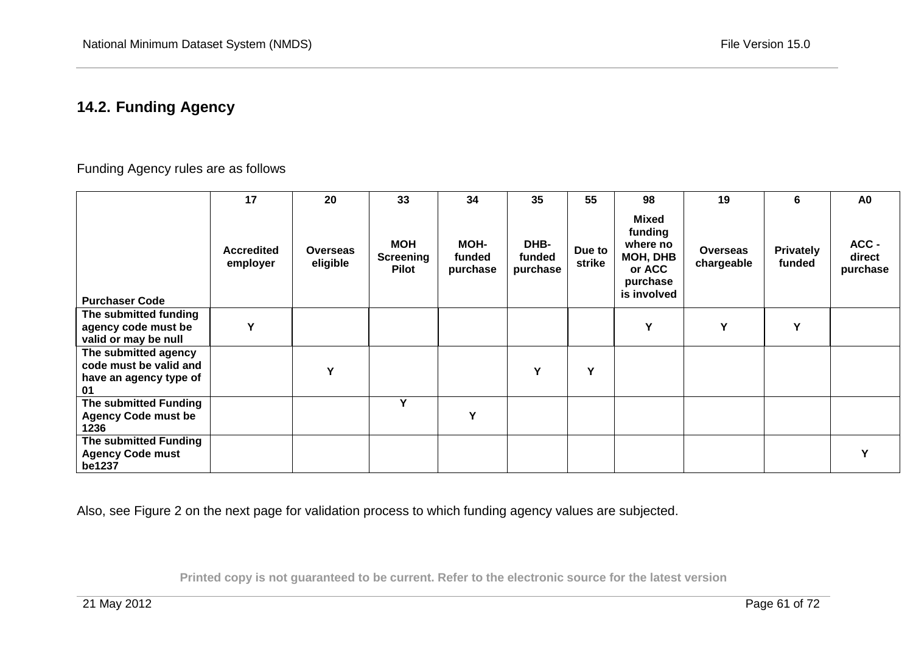## 14.2. Funding Agency

Funding Agency rules are as follows

| Purchaser Code | 17 Accredited employer | 20 Overseas eligible | 33 MOH Screening Pilot | 34 MOH-funded purchase | 35 DHB-funded purchase | 55 Due to strike | 98 Mixed funding where no MOH, DHB or ACC purchase is involved | 19 Overseas chargeable | 6 Privately funded | A0 ACC - direct purchase |
|---|---|---|---|---|---|---|---|---|---|---|
| The submitted funding agency code must be valid or may be null | Y | | | | | | Y | Y | Y | |
| The submitted agency code must be valid and have an agency type of 01 | | Y | | | Y | Y | | | | |
| The submitted Funding Agency Code must be 1236 | | | Y | Y | | | | | | |
| The submitted Funding Agency Code must be1237 | | | | | | | | | | Y |

Also, see Figure 2 on the next page for validation process to which funding agency values are subjected.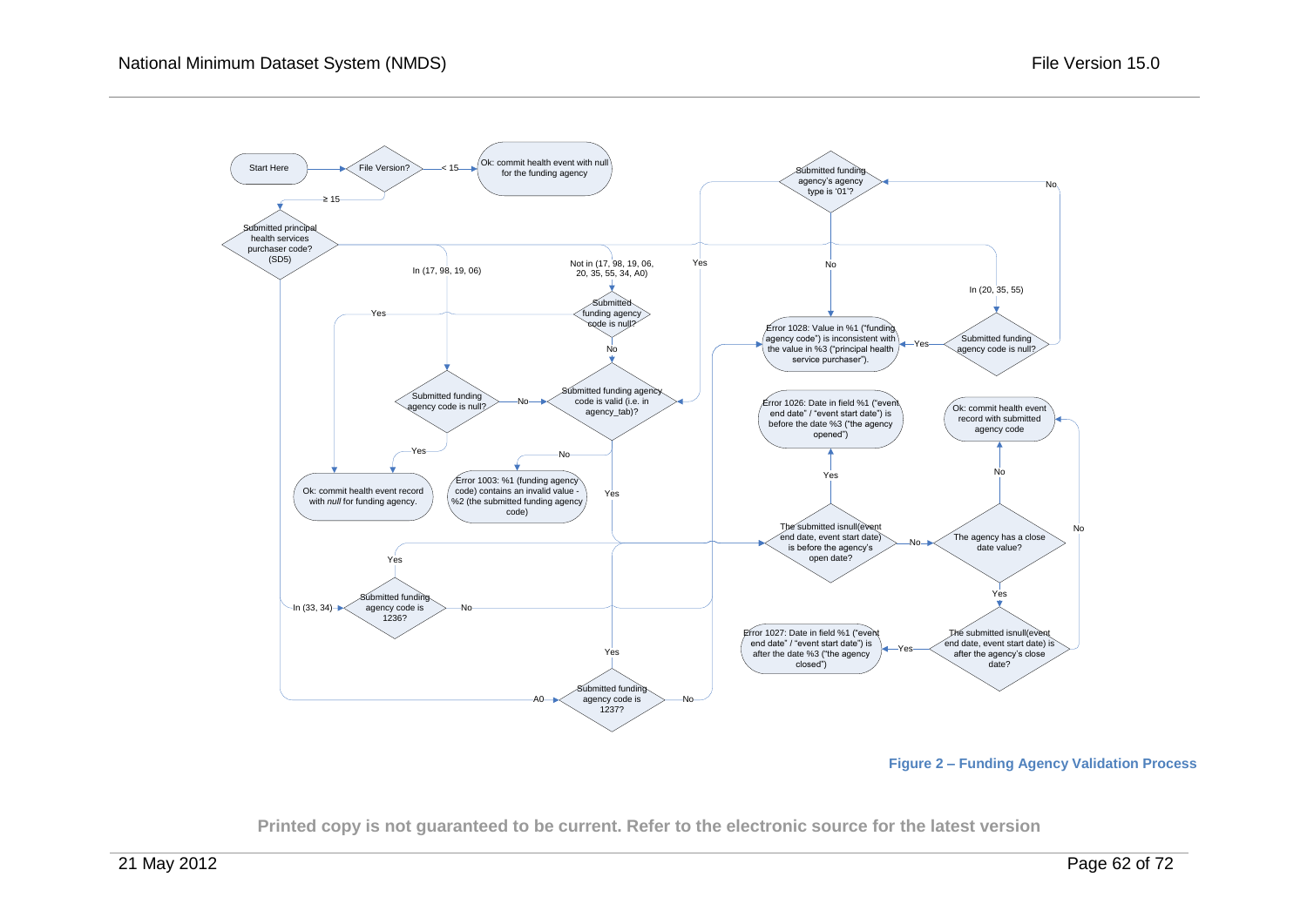Start Here

File Version?

< 15

Ok: commit health event with null for the funding agency

≥ 15

Submitted principal health services purchaser code? (SD5)

In (17, 98, 19, 06)

Not in (17, 98, 19, 06, 20, 35, 55, 34, A0)

Submitted funding agency code is null?

Yes

No

Submitted funding agency code is null?

No

Submitted funding agency code is valid (i.e. in agency_tab)?

Yes

Ok: commit health event record with *null* for funding agency.

No

Error 1003: %1 (funding agency code) contains an invalid value - %2 (the submitted funding agency code)

Yes

Submitted funding agency's agency type is '01'?

Yes

No

Error 1028: Value in %1 ("funding agency code") is inconsistent with the value in %3 ("principal health service purchaser").

In (20, 35, 55)

Submitted funding agency code is null?

Yes

No

Error 1026: Date in field %1 ("event end date" / "event start date") is before the date %3 ("the agency opened")

Yes

The submitted isnull(event end date, event start date) is before the agency's open date?

No

The agency has a close date value?

No

Ok: commit health event record with submitted agency code

Yes

The submitted isnull(event end date, event start date) is after the agency's close date?

Yes

Error 1027: Date in field %1 ("event end date" / "event start date") is after the date %3 ("the agency closed")

No

In (33, 34)

Submitted funding agency code is 1236?

Yes

No

A0

Submitted funding agency code is 1237?

Yes

No

**Figure 2 – Funding Agency Validation Process**

**Printed copy is not guaranteed to be current. Refer to the electronic source for the latest version**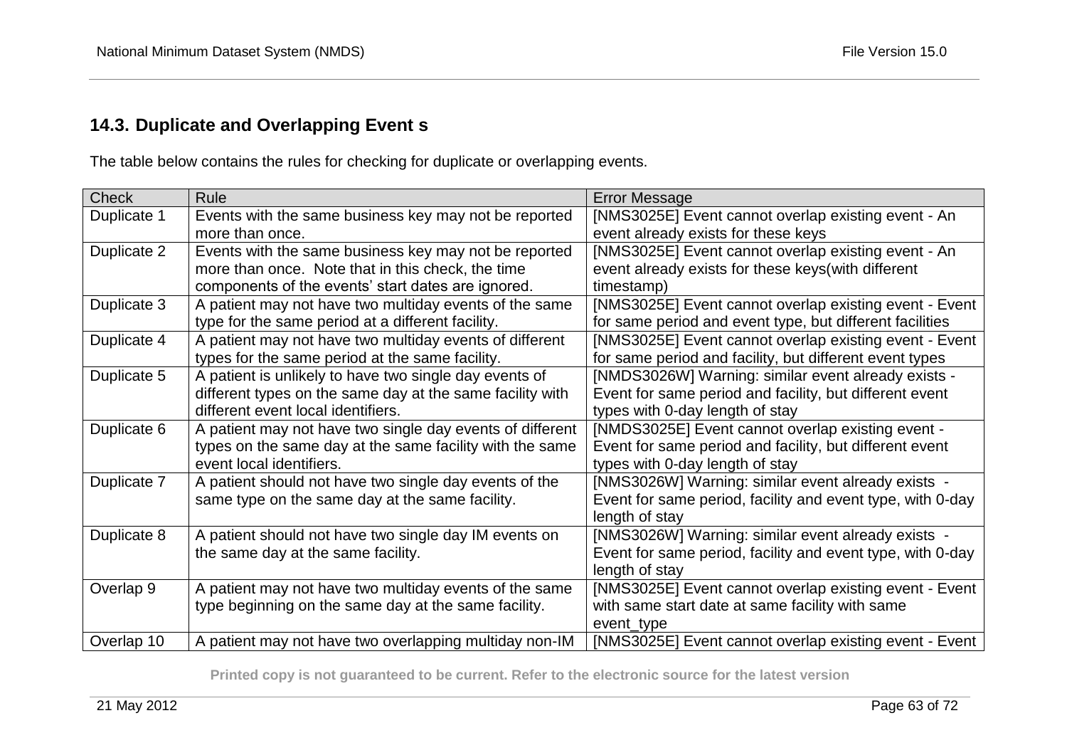## 14.3. Duplicate and Overlapping Event s

The table below contains the rules for checking for duplicate or overlapping events.

| Check | Rule | Error Message |
|---|---|---|
| Duplicate 1 | Events with the same business key may not be reported more than once. | [NMS3025E] Event cannot overlap existing event - An event already exists for these keys |
| Duplicate 2 | Events with the same business key may not be reported more than once. Note that in this check, the time components of the events' start dates are ignored. | [NMS3025E] Event cannot overlap existing event - An event already exists for these keys(with different timestamp) |
| Duplicate 3 | A patient may not have two multiday events of the same type for the same period at a different facility. | [NMS3025E] Event cannot overlap existing event - Event for same period and event type, but different facilities |
| Duplicate 4 | A patient may not have two multiday events of different types for the same period at the same facility. | [NMS3025E] Event cannot overlap existing event - Event for same period and facility, but different event types |
| Duplicate 5 | A patient is unlikely to have two single day events of different types on the same day at the same facility with different event local identifiers. | [NMDS3026W] Warning: similar event already exists - Event for same period and facility, but different event types with 0-day length of stay |
| Duplicate 6 | A patient may not have two single day events of different types on the same day at the same facility with the same event local identifiers. | [NMDS3025E] Event cannot overlap existing event - Event for same period and facility, but different event types with 0-day length of stay |
| Duplicate 7 | A patient should not have two single day events of the same type on the same day at the same facility. | [NMS3026W] Warning: similar event already exists - Event for same period, facility and event type, with 0-day length of stay |
| Duplicate 8 | A patient should not have two single day IM events on the same day at the same facility. | [NMS3026W] Warning: similar event already exists - Event for same period, facility and event type, with 0-day length of stay |
| Overlap 9 | A patient may not have two multiday events of the same type beginning on the same day at the same facility. | [NMS3025E] Event cannot overlap existing event - Event with same start date at same facility with same event_type |
| Overlap 10 | A patient may not have two overlapping multiday non-IM | [NMS3025E] Event cannot overlap existing event - Event |

**Printed copy is not guaranteed to be current. Refer to the electronic source for the latest version**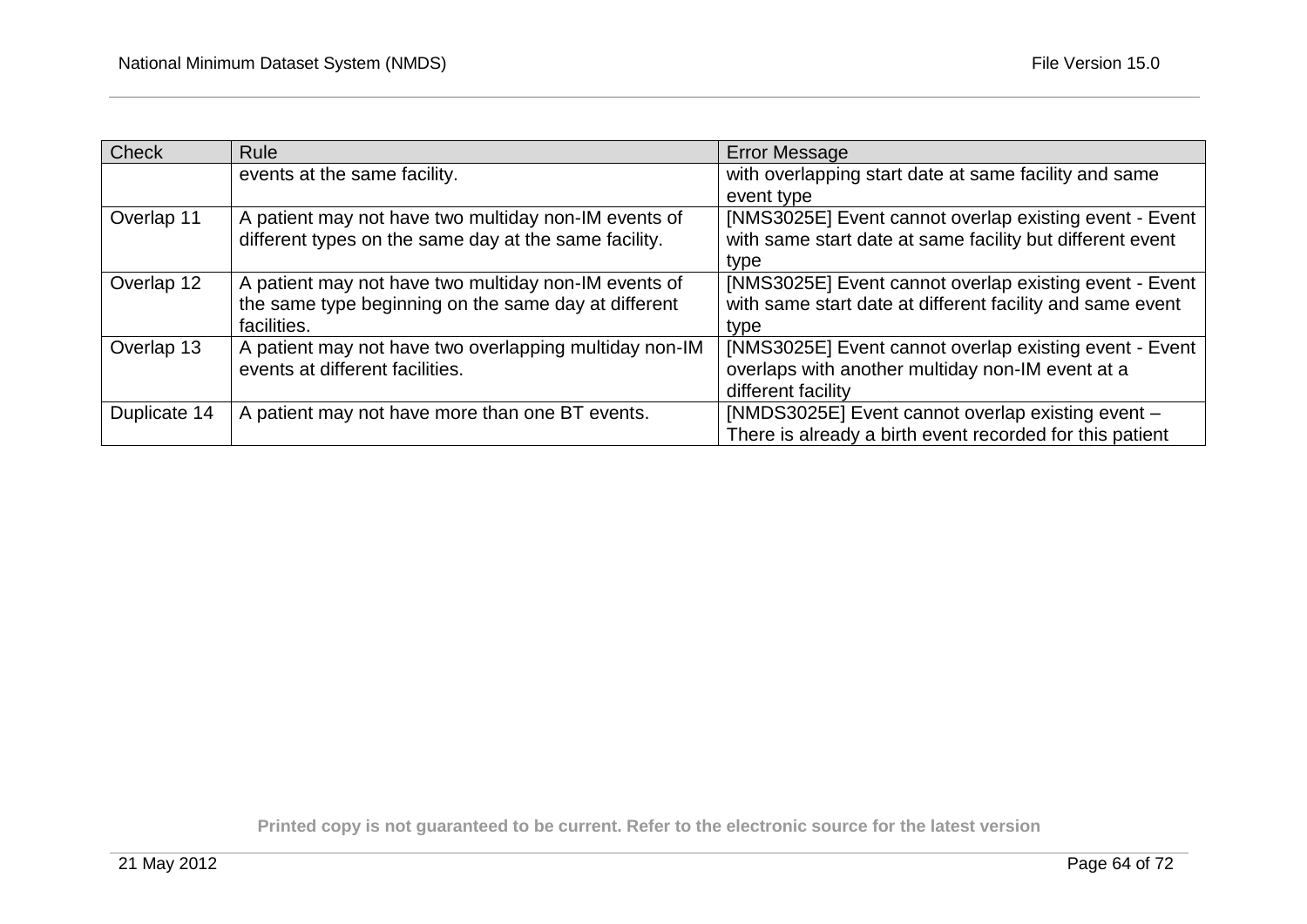| Check | Rule | Error Message |
| --- | --- | --- |
| | events at the same facility. | with overlapping start date at same facility and same event type |
| Overlap 11 | A patient may not have two multiday non-IM events of different types on the same day at the same facility. | [NMS3025E] Event cannot overlap existing event - Event with same start date at same facility but different event type |
| Overlap 12 | A patient may not have two multiday non-IM events of the same type beginning on the same day at different facilities. | [NMS3025E] Event cannot overlap existing event - Event with same start date at different facility and same event type |
| Overlap 13 | A patient may not have two overlapping multiday non-IM events at different facilities. | [NMS3025E] Event cannot overlap existing event - Event overlaps with another multiday non-IM event at a different facility |
| Duplicate 14 | A patient may not have more than one BT events. | [NMDS3025E] Event cannot overlap existing event – There is already a birth event recorded for this patient |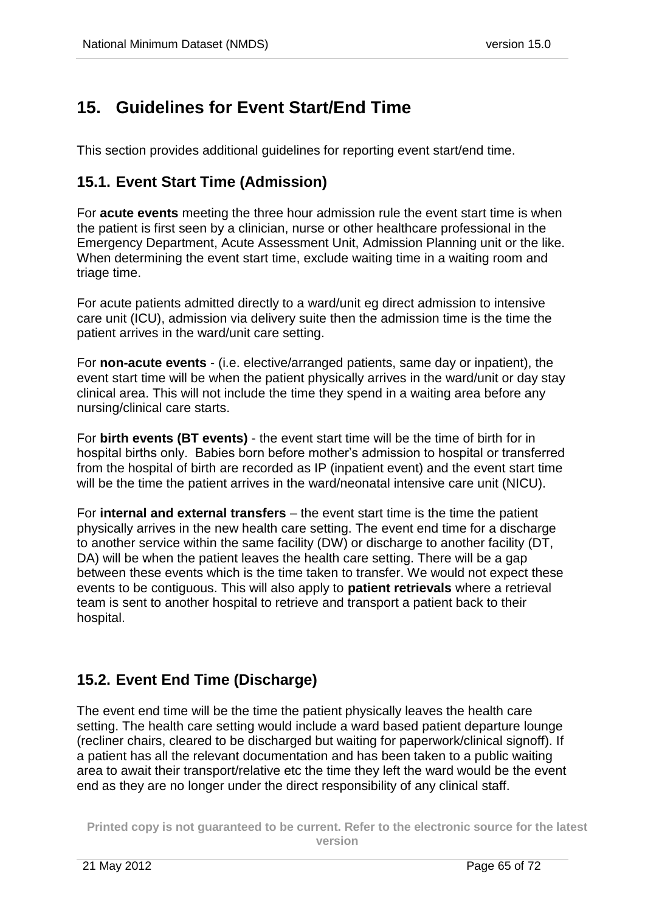# 15. Guidelines for Event Start/End Time

This section provides additional guidelines for reporting event start/end time.

## 15.1. Event Start Time (Admission)

For **acute events** meeting the three hour admission rule the event start time is when the patient is first seen by a clinician, nurse or other healthcare professional in the Emergency Department, Acute Assessment Unit, Admission Planning unit or the like. When determining the event start time, exclude waiting time in a waiting room and triage time.

For acute patients admitted directly to a ward/unit eg direct admission to intensive care unit (ICU), admission via delivery suite then the admission time is the time the patient arrives in the ward/unit care setting.

For **non-acute events** - (i.e. elective/arranged patients, same day or inpatient), the event start time will be when the patient physically arrives in the ward/unit or day stay clinical area. This will not include the time they spend in a waiting area before any nursing/clinical care starts.

For **birth events (BT events)** - the event start time will be the time of birth for in hospital births only. Babies born before mother's admission to hospital or transferred from the hospital of birth are recorded as IP (inpatient event) and the event start time will be the time the patient arrives in the ward/neonatal intensive care unit (NICU).

For **internal and external transfers** – the event start time is the time the patient physically arrives in the new health care setting. The event end time for a discharge to another service within the same facility (DW) or discharge to another facility (DT, DA) will be when the patient leaves the health care setting. There will be a gap between these events which is the time taken to transfer. We would not expect these events to be contiguous. This will also apply to **patient retrievals** where a retrieval team is sent to another hospital to retrieve and transport a patient back to their hospital.

## 15.2. Event End Time (Discharge)

The event end time will be the time the patient physically leaves the health care setting. The health care setting would include a ward based patient departure lounge (recliner chairs, cleared to be discharged but waiting for paperwork/clinical signoff). If a patient has all the relevant documentation and has been taken to a public waiting area to await their transport/relative etc the time they left the ward would be the event end as they are no longer under the direct responsibility of any clinical staff.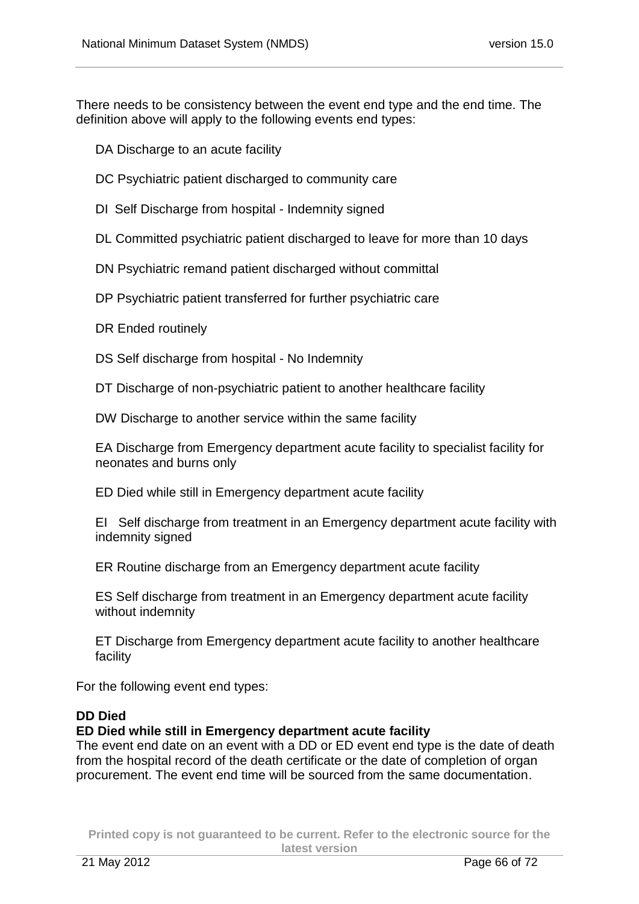There needs to be consistency between the event end type and the end time. The definition above will apply to the following events end types:

DA Discharge to an acute facility

DC Psychiatric patient discharged to community care

DI Self Discharge from hospital - Indemnity signed

DL Committed psychiatric patient discharged to leave for more than 10 days

DN Psychiatric remand patient discharged without committal

DP Psychiatric patient transferred for further psychiatric care

DR Ended routinely

DS Self discharge from hospital - No Indemnity

DT Discharge of non-psychiatric patient to another healthcare facility

DW Discharge to another service within the same facility

EA Discharge from Emergency department acute facility to specialist facility for neonates and burns only

ED Died while still in Emergency department acute facility

EI Self discharge from treatment in an Emergency department acute facility with indemnity signed

ER Routine discharge from an Emergency department acute facility

ES Self discharge from treatment in an Emergency department acute facility without indemnity

ET Discharge from Emergency department acute facility to another healthcare facility

For the following event end types:

**DD Died**
**ED Died while still in Emergency department acute facility**
The event end date on an event with a DD or ED event end type is the date of death from the hospital record of the death certificate or the date of completion of organ procurement. The event end time will be sourced from the same documentation.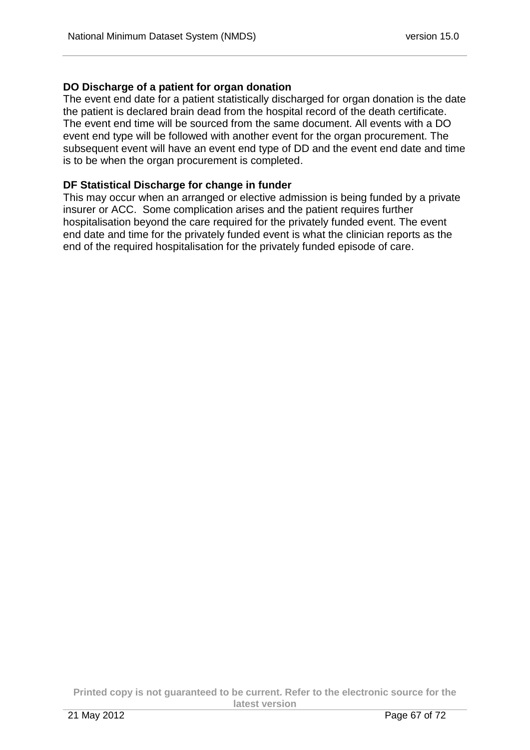**DO Discharge of a patient for organ donation**

The event end date for a patient statistically discharged for organ donation is the date the patient is declared brain dead from the hospital record of the death certificate. The event end time will be sourced from the same document. All events with a DO event end type will be followed with another event for the organ procurement. The subsequent event will have an event end type of DD and the event end date and time is to be when the organ procurement is completed.

**DF Statistical Discharge for change in funder**

This may occur when an arranged or elective admission is being funded by a private insurer or ACC. Some complication arises and the patient requires further hospitalisation beyond the care required for the privately funded event. The event end date and time for the privately funded event is what the clinician reports as the end of the required hospitalisation for the privately funded episode of care.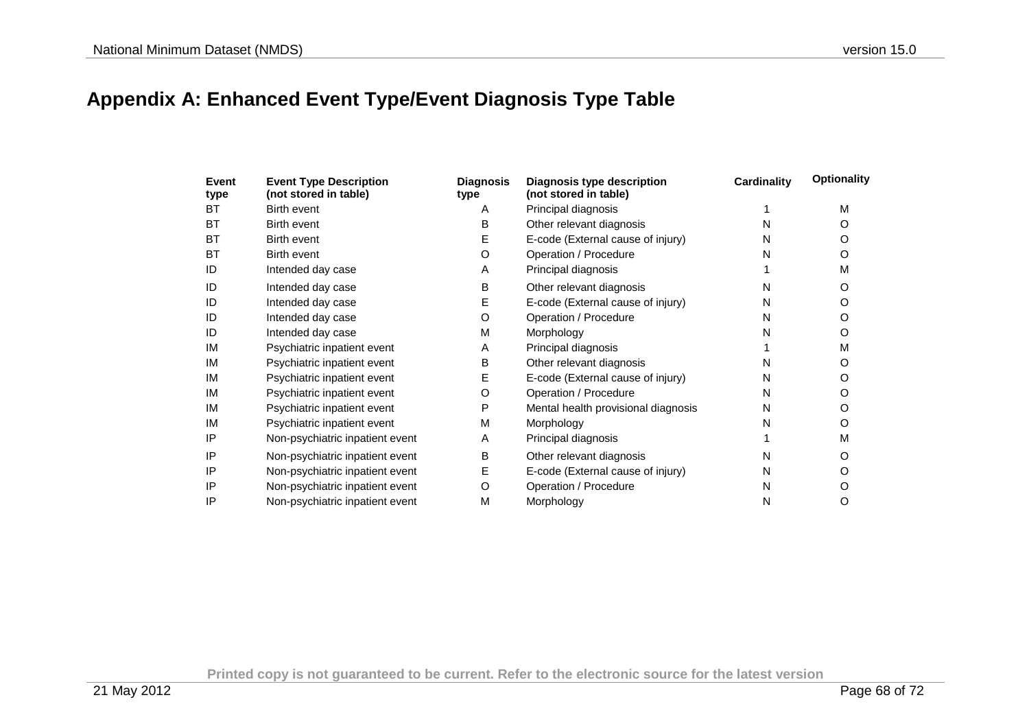# Appendix A: Enhanced Event Type/Event Diagnosis Type Table

| Event type | Event Type Description (not stored in table) | Diagnosis type | Diagnosis type description (not stored in table) | Cardinality | Optionality |
|---|---|---|---|---|---|
| BT | Birth event | A | Principal diagnosis | 1 | M |
| BT | Birth event | B | Other relevant diagnosis | N | O |
| BT | Birth event | E | E-code (External cause of injury) | N | O |
| BT | Birth event | O | Operation / Procedure | N | O |
| ID | Intended day case | A | Principal diagnosis | 1 | M |
| ID | Intended day case | B | Other relevant diagnosis | N | O |
| ID | Intended day case | E | E-code (External cause of injury) | N | O |
| ID | Intended day case | O | Operation / Procedure | N | O |
| ID | Intended day case | M | Morphology | N | O |
| IM | Psychiatric inpatient event | A | Principal diagnosis | 1 | M |
| IM | Psychiatric inpatient event | B | Other relevant diagnosis | N | O |
| IM | Psychiatric inpatient event | E | E-code (External cause of injury) | N | O |
| IM | Psychiatric inpatient event | O | Operation / Procedure | N | O |
| IM | Psychiatric inpatient event | P | Mental health provisional diagnosis | N | O |
| IM | Psychiatric inpatient event | M | Morphology | N | O |
| IP | Non-psychiatric inpatient event | A | Principal diagnosis | 1 | M |
| IP | Non-psychiatric inpatient event | B | Other relevant diagnosis | N | O |
| IP | Non-psychiatric inpatient event | E | E-code (External cause of injury) | N | O |
| IP | Non-psychiatric inpatient event | O | Operation / Procedure | N | O |
| IP | Non-psychiatric inpatient event | M | Morphology | N | O |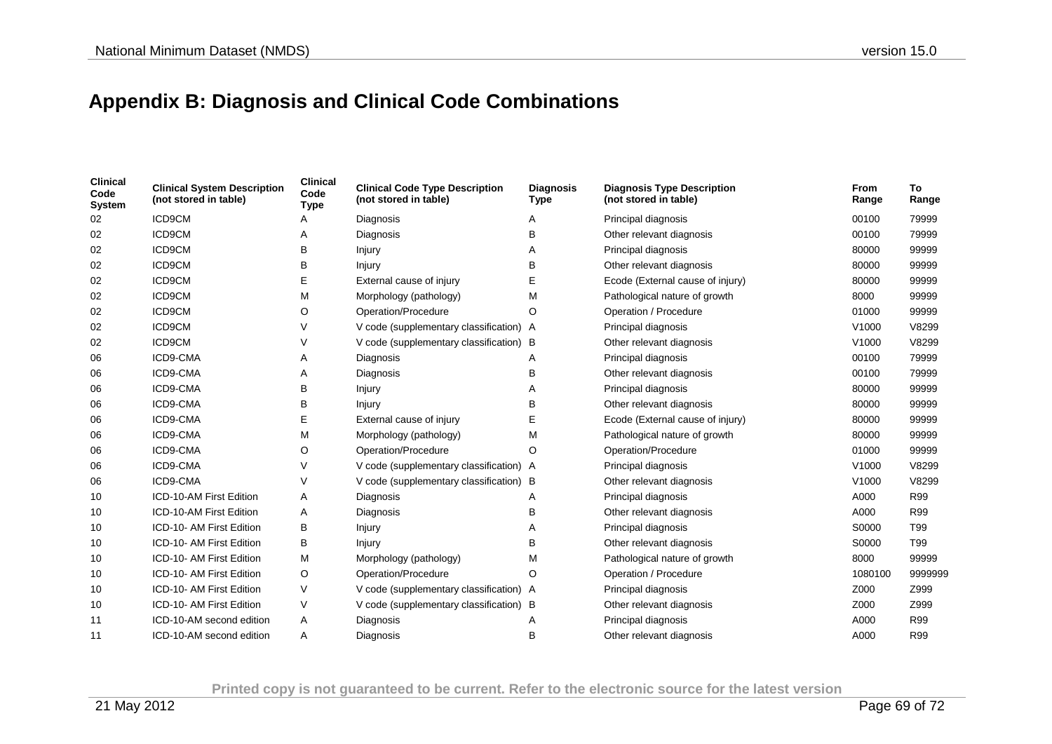# Appendix B: Diagnosis and Clinical Code Combinations

| Clinical Code System | Clinical System Description (not stored in table) | Clinical Code Type | Clinical Code Type Description (not stored in table) | Diagnosis Type | Diagnosis Type Description (not stored in table) | From Range | To Range |
|---|---|---|---|---|---|---|---|
| 02 | ICD9CM | A | Diagnosis | A | Principal diagnosis | 00100 | 79999 |
| 02 | ICD9CM | A | Diagnosis | B | Other relevant diagnosis | 00100 | 79999 |
| 02 | ICD9CM | B | Injury | A | Principal diagnosis | 80000 | 99999 |
| 02 | ICD9CM | B | Injury | B | Other relevant diagnosis | 80000 | 99999 |
| 02 | ICD9CM | E | External cause of injury | E | Ecode (External cause of injury) | 80000 | 99999 |
| 02 | ICD9CM | M | Morphology (pathology) | M | Pathological nature of growth | 8000 | 99999 |
| 02 | ICD9CM | O | Operation/Procedure | O | Operation / Procedure | 01000 | 99999 |
| 02 | ICD9CM | V | V code (supplementary classification) | A | Principal diagnosis | V1000 | V8299 |
| 02 | ICD9CM | V | V code (supplementary classification) | B | Other relevant diagnosis | V1000 | V8299 |
| 06 | ICD9-CMA | A | Diagnosis | A | Principal diagnosis | 00100 | 79999 |
| 06 | ICD9-CMA | A | Diagnosis | B | Other relevant diagnosis | 00100 | 79999 |
| 06 | ICD9-CMA | B | Injury | A | Principal diagnosis | 80000 | 99999 |
| 06 | ICD9-CMA | B | Injury | B | Other relevant diagnosis | 80000 | 99999 |
| 06 | ICD9-CMA | E | External cause of injury | E | Ecode (External cause of injury) | 80000 | 99999 |
| 06 | ICD9-CMA | M | Morphology (pathology) | M | Pathological nature of growth | 80000 | 99999 |
| 06 | ICD9-CMA | O | Operation/Procedure | O | Operation/Procedure | 01000 | 99999 |
| 06 | ICD9-CMA | V | V code (supplementary classification) | A | Principal diagnosis | V1000 | V8299 |
| 06 | ICD9-CMA | V | V code (supplementary classification) | B | Other relevant diagnosis | V1000 | V8299 |
| 10 | ICD-10-AM First Edition | A | Diagnosis | A | Principal diagnosis | A000 | R99 |
| 10 | ICD-10-AM First Edition | A | Diagnosis | B | Other relevant diagnosis | A000 | R99 |
| 10 | ICD-10- AM First Edition | B | Injury | A | Principal diagnosis | S0000 | T99 |
| 10 | ICD-10- AM First Edition | B | Injury | B | Other relevant diagnosis | S0000 | T99 |
| 10 | ICD-10- AM First Edition | M | Morphology (pathology) | M | Pathological nature of growth | 8000 | 99999 |
| 10 | ICD-10- AM First Edition | O | Operation/Procedure | O | Operation / Procedure | 1080100 | 9999999 |
| 10 | ICD-10- AM First Edition | V | V code (supplementary classification) | A | Principal diagnosis | Z000 | Z999 |
| 10 | ICD-10- AM First Edition | V | V code (supplementary classification) | B | Other relevant diagnosis | Z000 | Z999 |
| 11 | ICD-10-AM second edition | A | Diagnosis | A | Principal diagnosis | A000 | R99 |
| 11 | ICD-10-AM second edition | A | Diagnosis | B | Other relevant diagnosis | A000 | R99 |

**Printed copy is not guaranteed to be current. Refer to the electronic source for the latest version**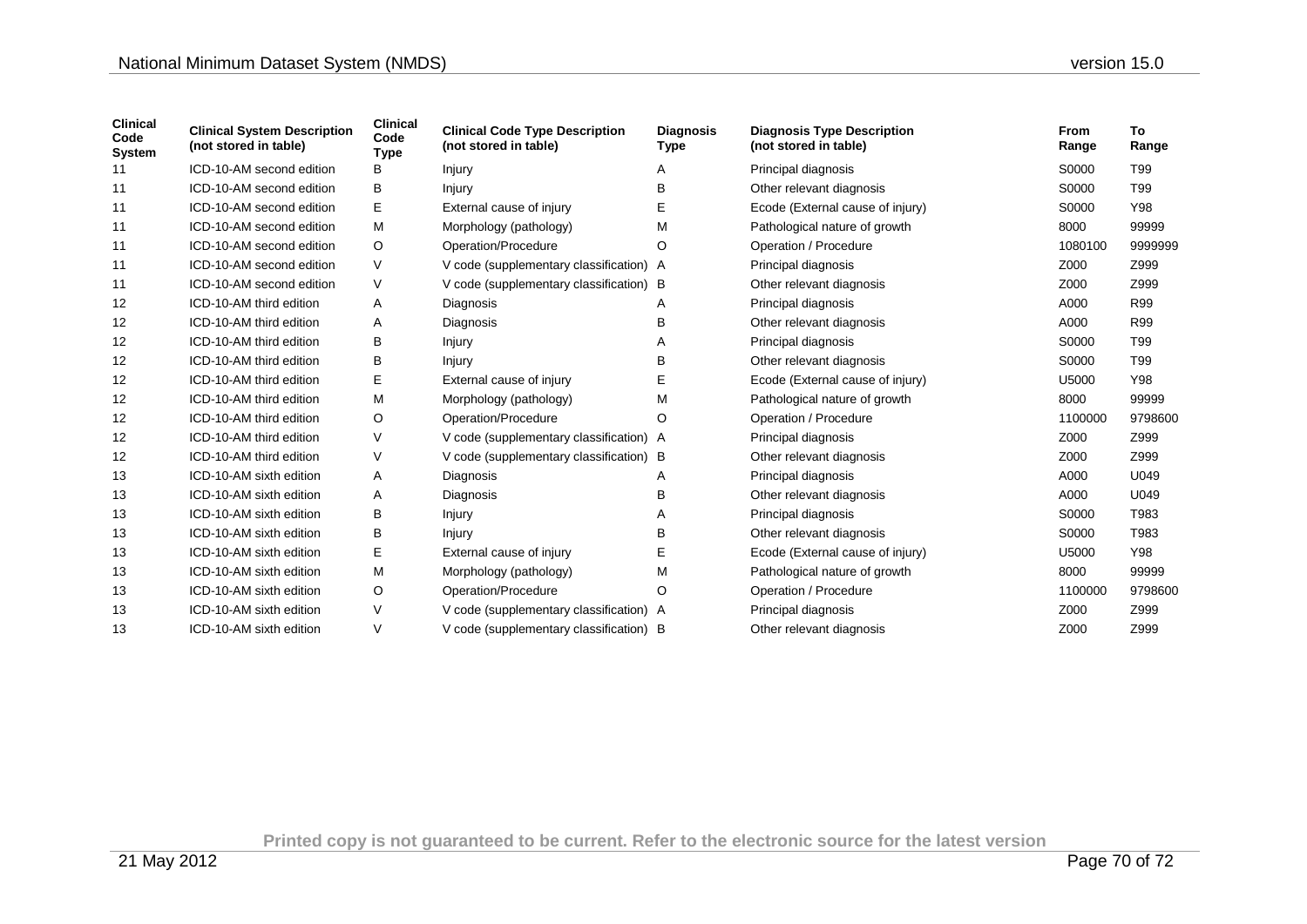| Clinical Code System | Clinical System Description (not stored in table) | Clinical Code Type | Clinical Code Type Description (not stored in table) | Diagnosis Type | Diagnosis Type Description (not stored in table) | From Range | To Range |
|---|---|---|---|---|---|---|---|
| 11 | ICD-10-AM second edition | B | Injury | A | Principal diagnosis | S0000 | T99 |
| 11 | ICD-10-AM second edition | B | Injury | B | Other relevant diagnosis | S0000 | T99 |
| 11 | ICD-10-AM second edition | E | External cause of injury | E | Ecode (External cause of injury) | S0000 | Y98 |
| 11 | ICD-10-AM second edition | M | Morphology (pathology) | M | Pathological nature of growth | 8000 | 99999 |
| 11 | ICD-10-AM second edition | O | Operation/Procedure | O | Operation / Procedure | 1080100 | 9999999 |
| 11 | ICD-10-AM second edition | V | V code (supplementary classification) | A | Principal diagnosis | Z000 | Z999 |
| 11 | ICD-10-AM second edition | V | V code (supplementary classification) | B | Other relevant diagnosis | Z000 | Z999 |
| 12 | ICD-10-AM third edition | A | Diagnosis | A | Principal diagnosis | A000 | R99 |
| 12 | ICD-10-AM third edition | A | Diagnosis | B | Other relevant diagnosis | A000 | R99 |
| 12 | ICD-10-AM third edition | B | Injury | A | Principal diagnosis | S0000 | T99 |
| 12 | ICD-10-AM third edition | B | Injury | B | Other relevant diagnosis | S0000 | T99 |
| 12 | ICD-10-AM third edition | E | External cause of injury | E | Ecode (External cause of injury) | U5000 | Y98 |
| 12 | ICD-10-AM third edition | M | Morphology (pathology) | M | Pathological nature of growth | 8000 | 99999 |
| 12 | ICD-10-AM third edition | O | Operation/Procedure | O | Operation / Procedure | 1100000 | 9798600 |
| 12 | ICD-10-AM third edition | V | V code (supplementary classification) | A | Principal diagnosis | Z000 | Z999 |
| 12 | ICD-10-AM third edition | V | V code (supplementary classification) | B | Other relevant diagnosis | Z000 | Z999 |
| 13 | ICD-10-AM sixth edition | A | Diagnosis | A | Principal diagnosis | A000 | U049 |
| 13 | ICD-10-AM sixth edition | A | Diagnosis | B | Other relevant diagnosis | A000 | U049 |
| 13 | ICD-10-AM sixth edition | B | Injury | A | Principal diagnosis | S0000 | T983 |
| 13 | ICD-10-AM sixth edition | B | Injury | B | Other relevant diagnosis | S0000 | T983 |
| 13 | ICD-10-AM sixth edition | E | External cause of injury | E | Ecode (External cause of injury) | U5000 | Y98 |
| 13 | ICD-10-AM sixth edition | M | Morphology (pathology) | M | Pathological nature of growth | 8000 | 99999 |
| 13 | ICD-10-AM sixth edition | O | Operation/Procedure | O | Operation / Procedure | 1100000 | 9798600 |
| 13 | ICD-10-AM sixth edition | V | V code (supplementary classification) | A | Principal diagnosis | Z000 | Z999 |
| 13 | ICD-10-AM sixth edition | V | V code (supplementary classification) | B | Other relevant diagnosis | Z000 | Z999 |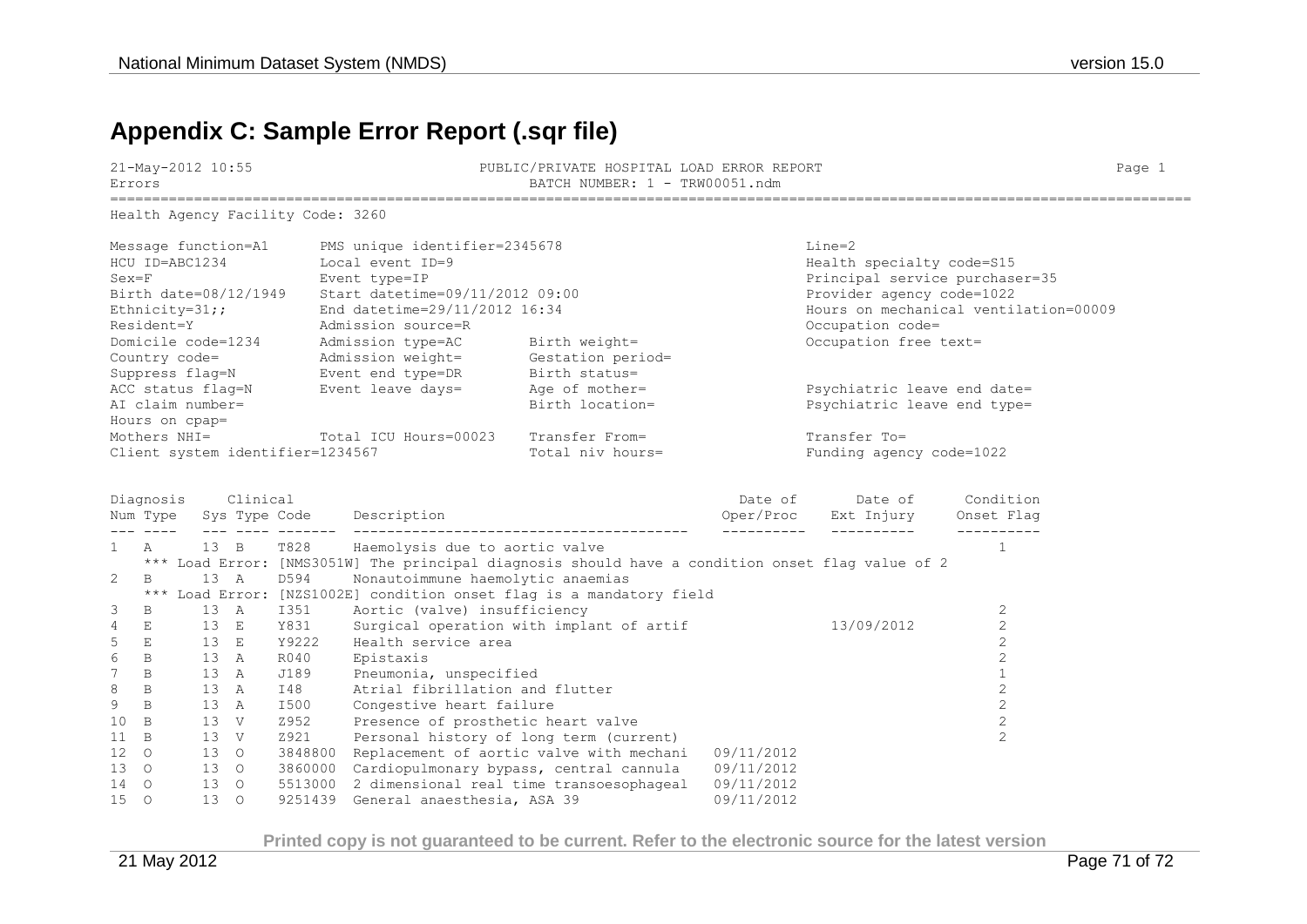# Appendix C: Sample Error Report (.sqr file)

```
21-May-2012 10:55                              PUBLIC/PRIVATE HOSPITAL LOAD ERROR REPORT                                        Page 1
Errors                                                BATCH NUMBER: 1 - TRW00051.ndm
================================================================================================================================
Health Agency Facility Code: 3260

Message function=A1      PMS unique identifier=2345678                                  Line=2
HCU ID=ABC1234           Local event ID=9                                               Health specialty code=S15
Sex=F                    Event type=IP                                                  Principal service purchaser=35
Birth date=08/12/1949    Start datetime=09/11/2012 09:00                                Provider agency code=1022
Ethnicity=31;;           End datetime=29/11/2012 16:34                                  Hours on mechanical ventilation=00009
Resident=Y               Admission source=R                                             Occupation code=
Domicile code=1234       Admission type=AC       Birth weight=                          Occupation free text=
Country code=            Admission weight=       Gestation period=
Suppress flag=N          Event end type=DR       Birth status=
ACC status flag=N        Event leave days=       Age of mother=                         Psychiatric leave end date=
AI claim number=                                 Birth location=                        Psychiatric leave end type=
Hours on cpap=
Mothers NHI=             Total ICU Hours=00023   Transfer From=                         Transfer To=
Client system identifier=1234567                 Total niv hours=                       Funding agency code=1022


Diagnosis     Clinical                                                        Date of       Date of      Condition
Num Type   Sys Type Code     Description                                     Oper/Proc    Ext Injury     Onset Flag
--- ----   --- ---- -------  ---------------------------------------    ----------   ----------     ----------
1   A      13  B    T828     Haemolysis due to aortic valve                                              1
    *** Load Error: [NMS3051W] The principal diagnosis should have a condition onset flag value of 2
2   B      13  A    D594     Nonautoimmune haemolytic anaemias
    *** Load Error: [NZS1002E] condition onset flag is a mandatory field
3   B      13  A    I351     Aortic (valve) insufficiency                                                2
4   E      13  E    Y831     Surgical operation with implant of artif                13/09/2012          2
5   E      13  E    Y9222    Health service area                                                         2
6   B      13  A    R040     Epistaxis                                                                   2
7   B      13  A    J189     Pneumonia, unspecified                                                      1
8   B      13  A    I48      Atrial fibrillation and flutter                                             2
9   B      13  A    I500     Congestive heart failure                                                    2
10  B      13  V    Z952     Presence of prosthetic heart valve                                          2
11  B      13  V    Z921     Personal history of long term (current)                                     2
12  O      13  O    3848800  Replacement of aortic valve with mechani   09/11/2012
13  O      13  O    3860000  Cardiopulmonary bypass, central cannula    09/11/2012
14  O      13  O    5513000  2 dimensional real time transoesophageal   09/11/2012
15  O      13  O    9251439  General anaesthesia, ASA 39                09/11/2012
```

**Printed copy is not guaranteed to be current. Refer to the electronic source for the latest version**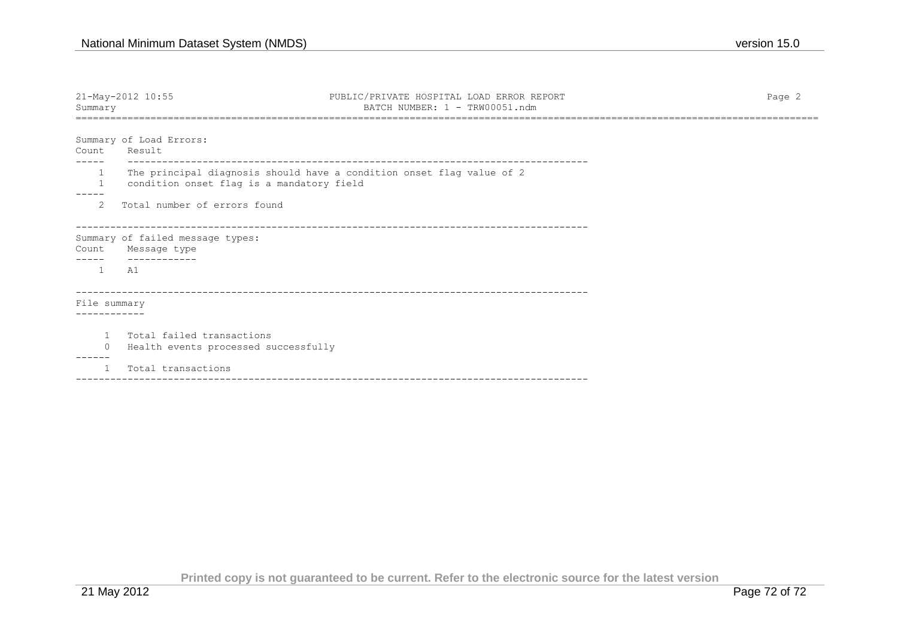```
21-May-2012 10:55                    PUBLIC/PRIVATE HOSPITAL LOAD ERROR REPORT                    Page 2
Summary                                    BATCH NUMBER: 1 - TRW00051.ndm
=====================================================================================================================

Summary of Load Errors:
Count    Result
-----    ----------------------------------------------------------------------------
    1    The principal diagnosis should have a condition onset flag value of 2
    1    condition onset flag is a mandatory field
-----
    2   Total number of errors found

-------------------------------------------------------------------------------------
Summary of failed message types:
Count    Message type
-----    ------------
    1    A1

-------------------------------------------------------------------------------------
File summary
------------

     1   Total failed transactions
     0   Health events processed successfully
------
     1   Total transactions
-------------------------------------------------------------------------------------
```